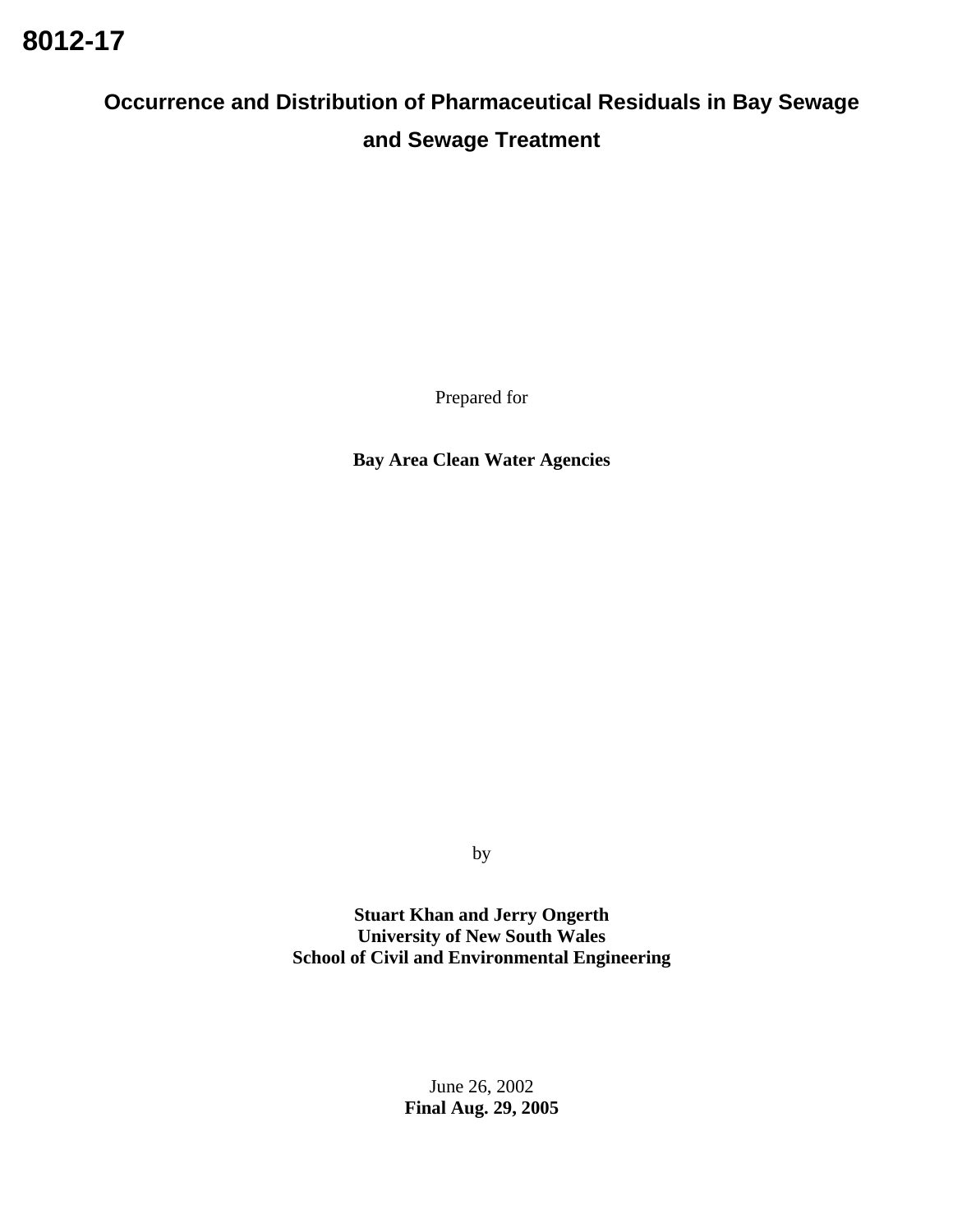**8012-17**

# Occurrence and Distribution of Pharmaceutical Residuals in Bay Sewage and Sewage Treatment

Prepared for

**Bay Area Clean Water Agencies**

by

**Stuart Khan and Jerry Ongerth**
**University of New South Wales**
**School of Civil and Environmental Engineering**

June 26, 2002
**Final Aug. 29, 2005**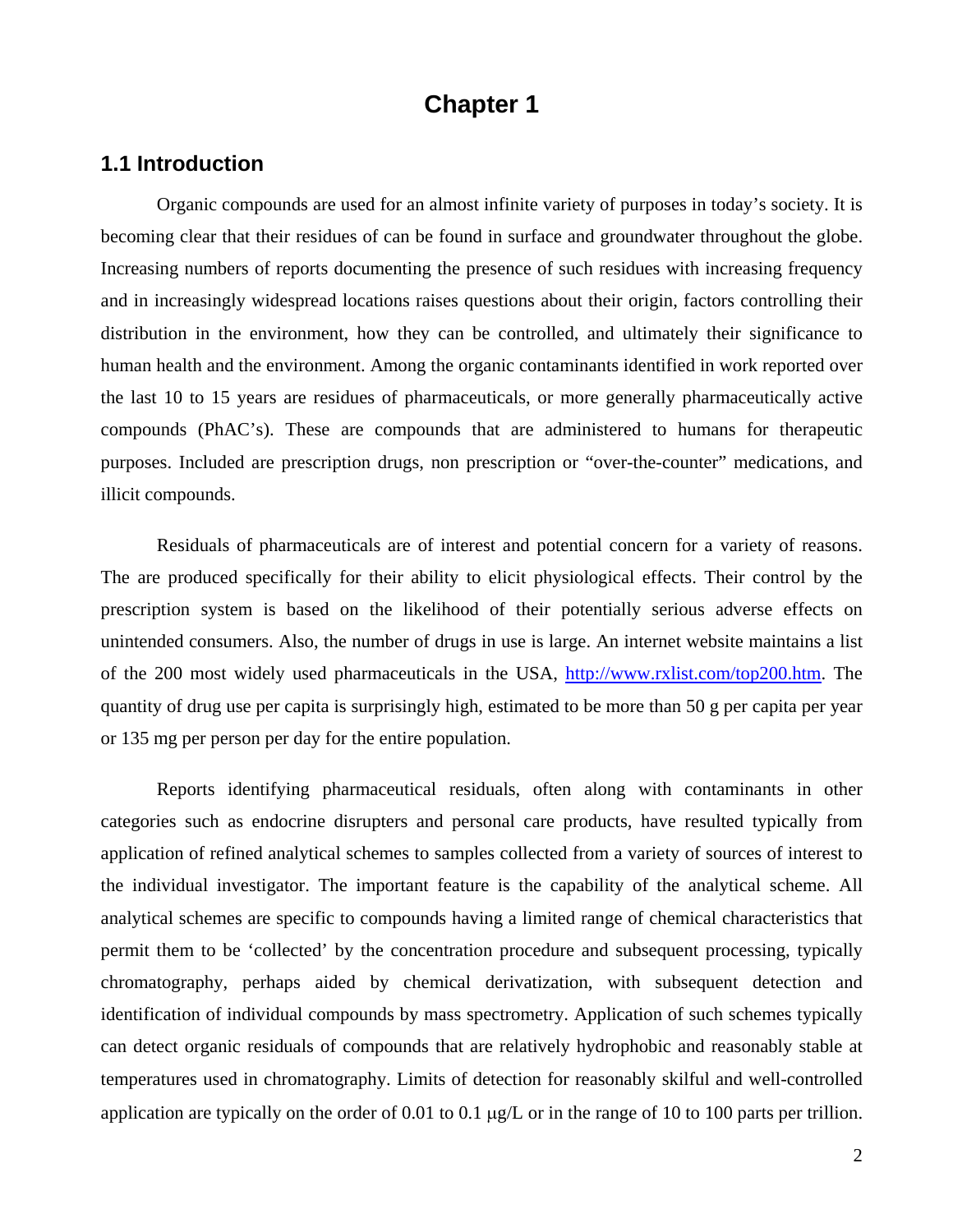# Chapter 1

## 1.1 Introduction

Organic compounds are used for an almost infinite variety of purposes in today's society. It is becoming clear that their residues of can be found in surface and groundwater throughout the globe. Increasing numbers of reports documenting the presence of such residues with increasing frequency and in increasingly widespread locations raises questions about their origin, factors controlling their distribution in the environment, how they can be controlled, and ultimately their significance to human health and the environment. Among the organic contaminants identified in work reported over the last 10 to 15 years are residues of pharmaceuticals, or more generally pharmaceutically active compounds (PhAC's). These are compounds that are administered to humans for therapeutic purposes. Included are prescription drugs, non prescription or "over-the-counter" medications, and illicit compounds.

Residuals of pharmaceuticals are of interest and potential concern for a variety of reasons. The are produced specifically for their ability to elicit physiological effects. Their control by the prescription system is based on the likelihood of their potentially serious adverse effects on unintended consumers. Also, the number of drugs in use is large. An internet website maintains a list of the 200 most widely used pharmaceuticals in the USA, [http://www.rxlist.com/top200.htm](http://www.rxlist.com/top200.htm). The quantity of drug use per capita is surprisingly high, estimated to be more than 50 g per capita per year or 135 mg per person per day for the entire population.

Reports identifying pharmaceutical residuals, often along with contaminants in other categories such as endocrine disrupters and personal care products, have resulted typically from application of refined analytical schemes to samples collected from a variety of sources of interest to the individual investigator. The important feature is the capability of the analytical scheme. All analytical schemes are specific to compounds having a limited range of chemical characteristics that permit them to be 'collected' by the concentration procedure and subsequent processing, typically chromatography, perhaps aided by chemical derivatization, with subsequent detection and identification of individual compounds by mass spectrometry. Application of such schemes typically can detect organic residuals of compounds that are relatively hydrophobic and reasonably stable at temperatures used in chromatography. Limits of detection for reasonably skilful and well-controlled application are typically on the order of 0.01 to 0.1 μg/L or in the range of 10 to 100 parts per trillion.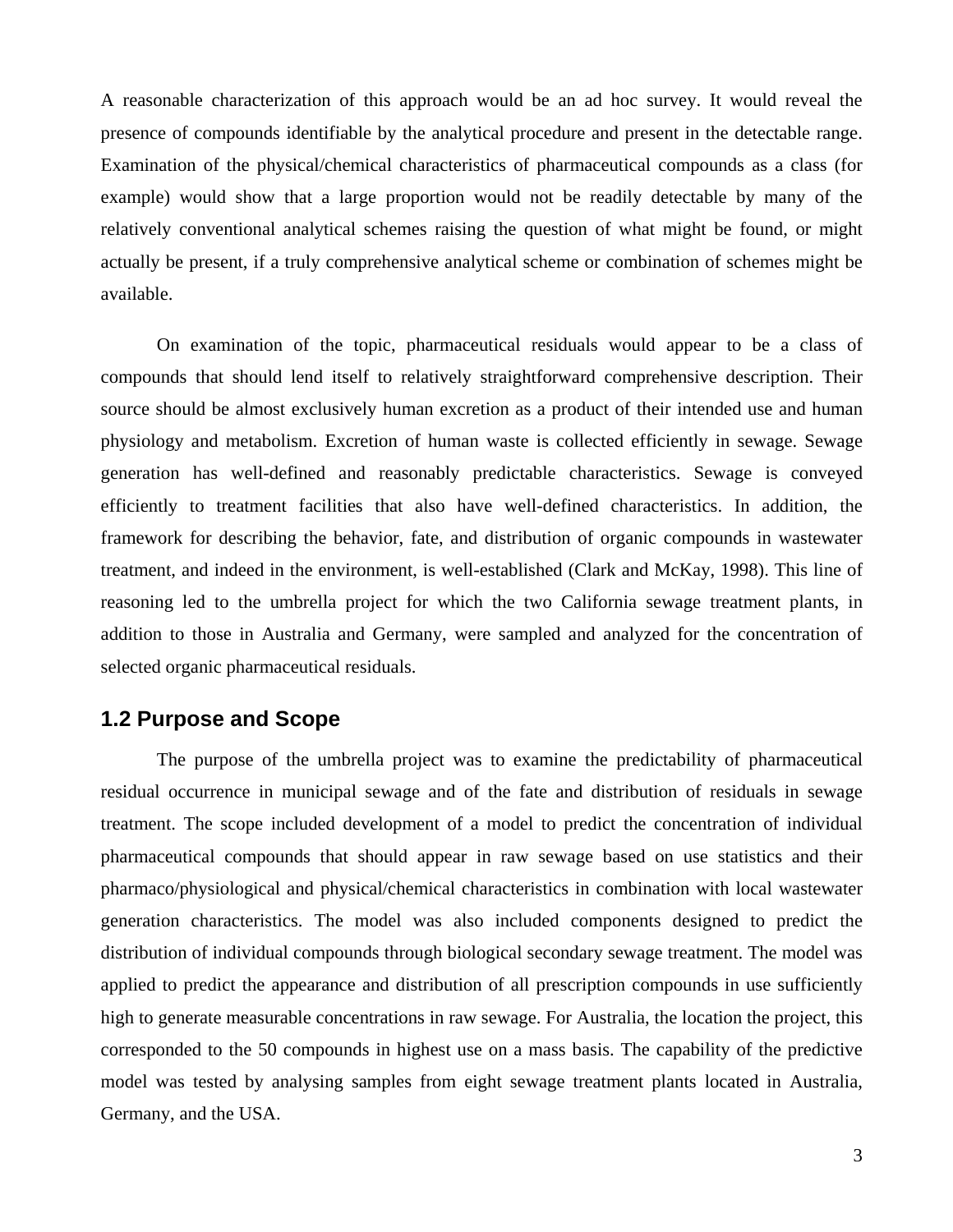A reasonable characterization of this approach would be an ad hoc survey. It would reveal the presence of compounds identifiable by the analytical procedure and present in the detectable range. Examination of the physical/chemical characteristics of pharmaceutical compounds as a class (for example) would show that a large proportion would not be readily detectable by many of the relatively conventional analytical schemes raising the question of what might be found, or might actually be present, if a truly comprehensive analytical scheme or combination of schemes might be available.

On examination of the topic, pharmaceutical residuals would appear to be a class of compounds that should lend itself to relatively straightforward comprehensive description. Their source should be almost exclusively human excretion as a product of their intended use and human physiology and metabolism. Excretion of human waste is collected efficiently in sewage. Sewage generation has well-defined and reasonably predictable characteristics. Sewage is conveyed efficiently to treatment facilities that also have well-defined characteristics. In addition, the framework for describing the behavior, fate, and distribution of organic compounds in wastewater treatment, and indeed in the environment, is well-established (Clark and McKay, 1998). This line of reasoning led to the umbrella project for which the two California sewage treatment plants, in addition to those in Australia and Germany, were sampled and analyzed for the concentration of selected organic pharmaceutical residuals.

## 1.2 Purpose and Scope

The purpose of the umbrella project was to examine the predictability of pharmaceutical residual occurrence in municipal sewage and of the fate and distribution of residuals in sewage treatment. The scope included development of a model to predict the concentration of individual pharmaceutical compounds that should appear in raw sewage based on use statistics and their pharmaco/physiological and physical/chemical characteristics in combination with local wastewater generation characteristics. The model was also included components designed to predict the distribution of individual compounds through biological secondary sewage treatment. The model was applied to predict the appearance and distribution of all prescription compounds in use sufficiently high to generate measurable concentrations in raw sewage. For Australia, the location the project, this corresponded to the 50 compounds in highest use on a mass basis. The capability of the predictive model was tested by analysing samples from eight sewage treatment plants located in Australia, Germany, and the USA.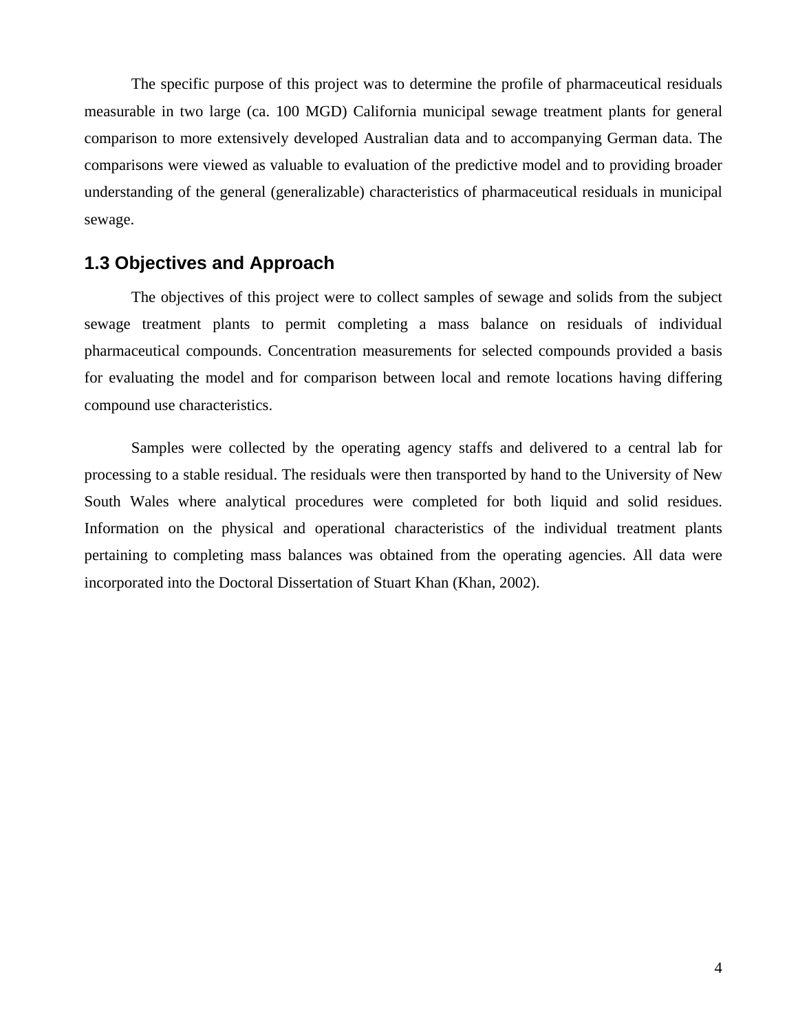The specific purpose of this project was to determine the profile of pharmaceutical residuals measurable in two large (ca. 100 MGD) California municipal sewage treatment plants for general comparison to more extensively developed Australian data and to accompanying German data. The comparisons were viewed as valuable to evaluation of the predictive model and to providing broader understanding of the general (generalizable) characteristics of pharmaceutical residuals in municipal sewage.

## 1.3 Objectives and Approach

The objectives of this project were to collect samples of sewage and solids from the subject sewage treatment plants to permit completing a mass balance on residuals of individual pharmaceutical compounds. Concentration measurements for selected compounds provided a basis for evaluating the model and for comparison between local and remote locations having differing compound use characteristics.

Samples were collected by the operating agency staffs and delivered to a central lab for processing to a stable residual. The residuals were then transported by hand to the University of New South Wales where analytical procedures were completed for both liquid and solid residues. Information on the physical and operational characteristics of the individual treatment plants pertaining to completing mass balances was obtained from the operating agencies. All data were incorporated into the Doctoral Dissertation of Stuart Khan (Khan, 2002).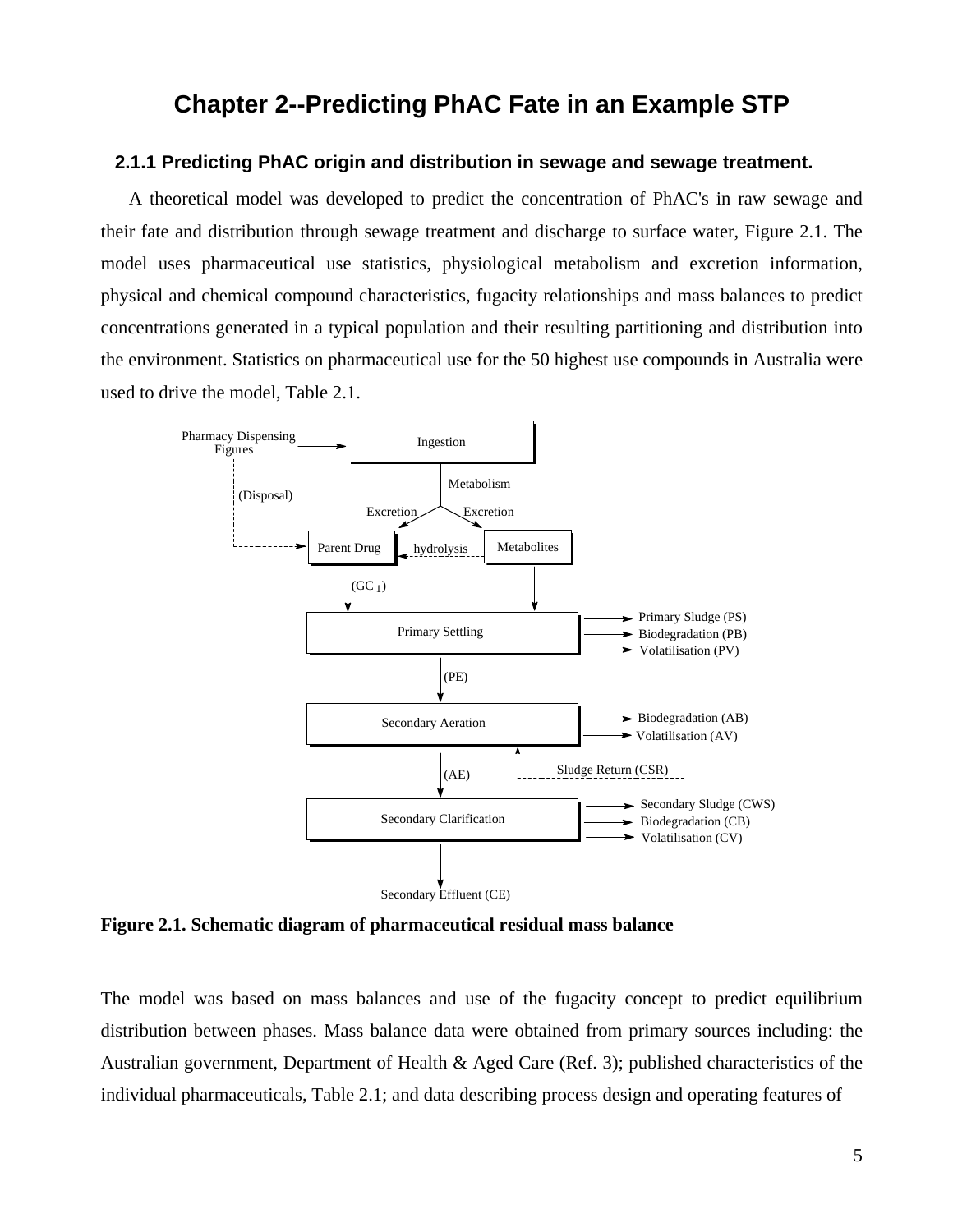# Chapter 2--Predicting PhAC Fate in an Example STP

## 2.1.1 Predicting PhAC origin and distribution in sewage and sewage treatment.

A theoretical model was developed to predict the concentration of PhAC's in raw sewage and their fate and distribution through sewage treatment and discharge to surface water, Figure 2.1. The model uses pharmaceutical use statistics, physiological metabolism and excretion information, physical and chemical compound characteristics, fugacity relationships and mass balances to predict concentrations generated in a typical population and their resulting partitioning and distribution into the environment. Statistics on pharmaceutical use for the 50 highest use compounds in Australia were used to drive the model, Table 2.1.

Pharmacy Dispensing Figures → Ingestion → Metabolism → Excretion → Parent Drug / Excretion → Metabolites; Metabolites → hydrolysis → Parent Drug; Pharmacy Dispensing Figures → (Disposal) → Parent Drug

Parent Drug → ($GC_1$) → Primary Settling; Metabolites → Primary Settling

Primary Settling → Primary Sludge (PS), Biodegradation (PB), Volatilisation (PV)

Primary Settling → (PE) → Secondary Aeration → Biodegradation (AB), Volatilisation (AV)

Secondary Aeration → (AE) → Secondary Clarification → Secondary Sludge (CWS), Biodegradation (CB), Volatilisation (CV); Sludge Return (CSR) → Secondary Aeration

Secondary Clarification → Secondary Effluent (CE)

**Figure 2.1. Schematic diagram of pharmaceutical residual mass balance**

The model was based on mass balances and use of the fugacity concept to predict equilibrium distribution between phases. Mass balance data were obtained from primary sources including: the Australian government, Department of Health & Aged Care (Ref. 3); published characteristics of the individual pharmaceuticals, Table 2.1; and data describing process design and operating features of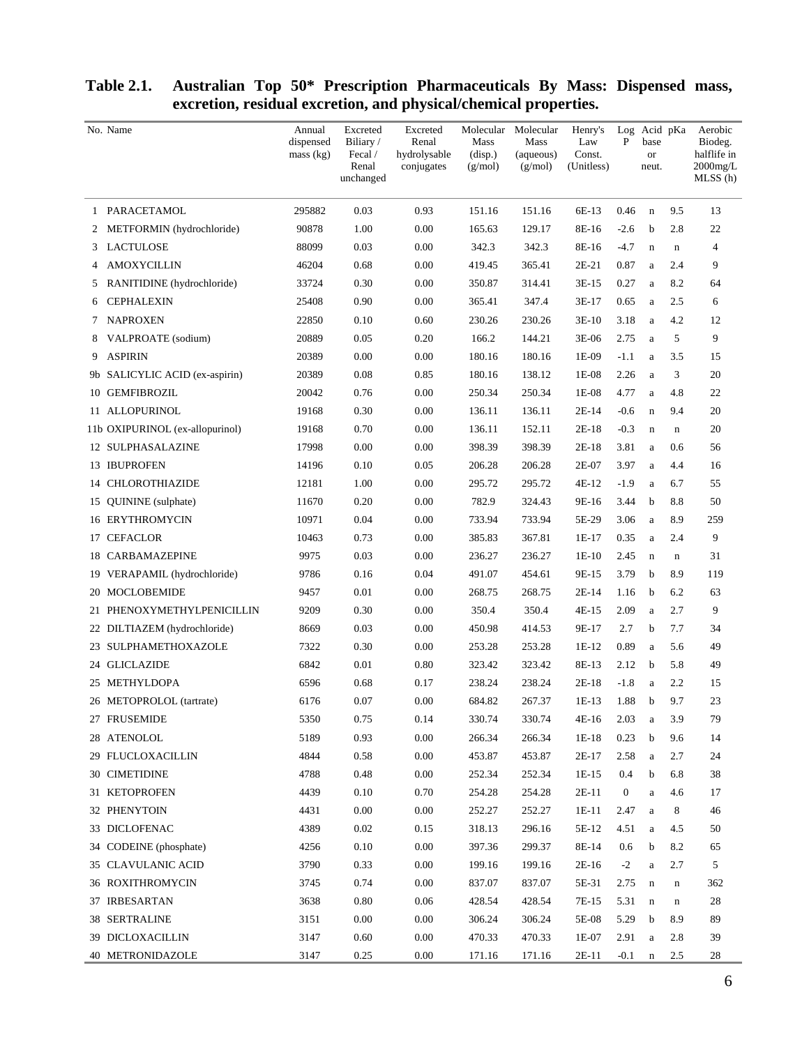**Table 2.1. Australian Top 50* Prescription Pharmaceuticals By Mass: Dispensed mass, excretion, residual excretion, and physical/chemical properties.**

| No. | Name | Annual dispensed mass (kg) | Excreted Biliary / Fecal / Renal unchanged | Excreted Renal hydrolysable conjugates | Molecular Mass (disp.) (g/mol) | Molecular Mass (aqueous) (g/mol) | Henry's Law Const. (Unitless) | Log P | Acid base or neut. | pKa | Aerobic Biodeg. halflife in 2000mg/L MLSS (h) |
|---|---|---|---|---|---|---|---|---|---|---|---|
| 1 | PARACETAMOL | 295882 | 0.03 | 0.93 | 151.16 | 151.16 | 6E-13 | 0.46 | n | 9.5 | 13 |
| 2 | METFORMIN (hydrochloride) | 90878 | 1.00 | 0.00 | 165.63 | 129.17 | 8E-16 | -2.6 | b | 2.8 | 22 |
| 3 | LACTULOSE | 88099 | 0.03 | 0.00 | 342.3 | 342.3 | 8E-16 | -4.7 | n | n | 4 |
| 4 | AMOXYCILLIN | 46204 | 0.68 | 0.00 | 419.45 | 365.41 | 2E-21 | 0.87 | a | 2.4 | 9 |
| 5 | RANITIDINE (hydrochloride) | 33724 | 0.30 | 0.00 | 350.87 | 314.41 | 3E-15 | 0.27 | a | 8.2 | 64 |
| 6 | CEPHALEXIN | 25408 | 0.90 | 0.00 | 365.41 | 347.4 | 3E-17 | 0.65 | a | 2.5 | 6 |
| 7 | NAPROXEN | 22850 | 0.10 | 0.60 | 230.26 | 230.26 | 3E-10 | 3.18 | a | 4.2 | 12 |
| 8 | VALPROATE (sodium) | 20889 | 0.05 | 0.20 | 166.2 | 144.21 | 3E-06 | 2.75 | a | 5 | 9 |
| 9 | ASPIRIN | 20389 | 0.00 | 0.00 | 180.16 | 180.16 | 1E-09 | -1.1 | a | 3.5 | 15 |
| 9b | SALICYLIC ACID (ex-aspirin) | 20389 | 0.08 | 0.85 | 180.16 | 138.12 | 1E-08 | 2.26 | a | 3 | 20 |
| 10 | GEMFIBROZIL | 20042 | 0.76 | 0.00 | 250.34 | 250.34 | 1E-08 | 4.77 | a | 4.8 | 22 |
| 11 | ALLOPURINOL | 19168 | 0.30 | 0.00 | 136.11 | 136.11 | 2E-14 | -0.6 | n | 9.4 | 20 |
| 11b | OXIPURINOL (ex-allopurinol) | 19168 | 0.70 | 0.00 | 136.11 | 152.11 | 2E-18 | -0.3 | n | n | 20 |
| 12 | SULPHASALAZINE | 17998 | 0.00 | 0.00 | 398.39 | 398.39 | 2E-18 | 3.81 | a | 0.6 | 56 |
| 13 | IBUPROFEN | 14196 | 0.10 | 0.05 | 206.28 | 206.28 | 2E-07 | 3.97 | a | 4.4 | 16 |
| 14 | CHLOROTHIAZIDE | 12181 | 1.00 | 0.00 | 295.72 | 295.72 | 4E-12 | -1.9 | a | 6.7 | 55 |
| 15 | QUININE (sulphate) | 11670 | 0.20 | 0.00 | 782.9 | 324.43 | 9E-16 | 3.44 | b | 8.8 | 50 |
| 16 | ERYTHROMYCIN | 10971 | 0.04 | 0.00 | 733.94 | 733.94 | 5E-29 | 3.06 | a | 8.9 | 259 |
| 17 | CEFACLOR | 10463 | 0.73 | 0.00 | 385.83 | 367.81 | 1E-17 | 0.35 | a | 2.4 | 9 |
| 18 | CARBAMAZEPINE | 9975 | 0.03 | 0.00 | 236.27 | 236.27 | 1E-10 | 2.45 | n | n | 31 |
| 19 | VERAPAMIL (hydrochloride) | 9786 | 0.16 | 0.04 | 491.07 | 454.61 | 9E-15 | 3.79 | b | 8.9 | 119 |
| 20 | MOCLOBEMIDE | 9457 | 0.01 | 0.00 | 268.75 | 268.75 | 2E-14 | 1.16 | b | 6.2 | 63 |
| 21 | PHENOXYMETHYLPENICILLIN | 9209 | 0.30 | 0.00 | 350.4 | 350.4 | 4E-15 | 2.09 | a | 2.7 | 9 |
| 22 | DILTIAZEM (hydrochloride) | 8669 | 0.03 | 0.00 | 450.98 | 414.53 | 9E-17 | 2.7 | b | 7.7 | 34 |
| 23 | SULPHAMETHOXAZOLE | 7322 | 0.30 | 0.00 | 253.28 | 253.28 | 1E-12 | 0.89 | a | 5.6 | 49 |
| 24 | GLICLAZIDE | 6842 | 0.01 | 0.80 | 323.42 | 323.42 | 8E-13 | 2.12 | b | 5.8 | 49 |
| 25 | METHYLDOPA | 6596 | 0.68 | 0.17 | 238.24 | 238.24 | 2E-18 | -1.8 | a | 2.2 | 15 |
| 26 | METOPROLOL (tartrate) | 6176 | 0.07 | 0.00 | 684.82 | 267.37 | 1E-13 | 1.88 | b | 9.7 | 23 |
| 27 | FRUSEMIDE | 5350 | 0.75 | 0.14 | 330.74 | 330.74 | 4E-16 | 2.03 | a | 3.9 | 79 |
| 28 | ATENOLOL | 5189 | 0.93 | 0.00 | 266.34 | 266.34 | 1E-18 | 0.23 | b | 9.6 | 14 |
| 29 | FLUCLOXACILLIN | 4844 | 0.58 | 0.00 | 453.87 | 453.87 | 2E-17 | 2.58 | a | 2.7 | 24 |
| 30 | CIMETIDINE | 4788 | 0.48 | 0.00 | 252.34 | 252.34 | 1E-15 | 0.4 | b | 6.8 | 38 |
| 31 | KETOPROFEN | 4439 | 0.10 | 0.70 | 254.28 | 254.28 | 2E-11 | 0 | a | 4.6 | 17 |
| 32 | PHENYTOIN | 4431 | 0.00 | 0.00 | 252.27 | 252.27 | 1E-11 | 2.47 | a | 8 | 46 |
| 33 | DICLOFENAC | 4389 | 0.02 | 0.15 | 318.13 | 296.16 | 5E-12 | 4.51 | a | 4.5 | 50 |
| 34 | CODEINE (phosphate) | 4256 | 0.10 | 0.00 | 397.36 | 299.37 | 8E-14 | 0.6 | b | 8.2 | 65 |
| 35 | CLAVULANIC ACID | 3790 | 0.33 | 0.00 | 199.16 | 199.16 | 2E-16 | -2 | a | 2.7 | 5 |
| 36 | ROXITHROMYCIN | 3745 | 0.74 | 0.00 | 837.07 | 837.07 | 5E-31 | 2.75 | n | n | 362 |
| 37 | IRBESARTAN | 3638 | 0.80 | 0.06 | 428.54 | 428.54 | 7E-15 | 5.31 | n | n | 28 |
| 38 | SERTRALINE | 3151 | 0.00 | 0.00 | 306.24 | 306.24 | 5E-08 | 5.29 | b | 8.9 | 89 |
| 39 | DICLOXACILLIN | 3147 | 0.60 | 0.00 | 470.33 | 470.33 | 1E-07 | 2.91 | a | 2.8 | 39 |
| 40 | METRONIDAZOLE | 3147 | 0.25 | 0.00 | 171.16 | 171.16 | 2E-11 | -0.1 | n | 2.5 | 28 |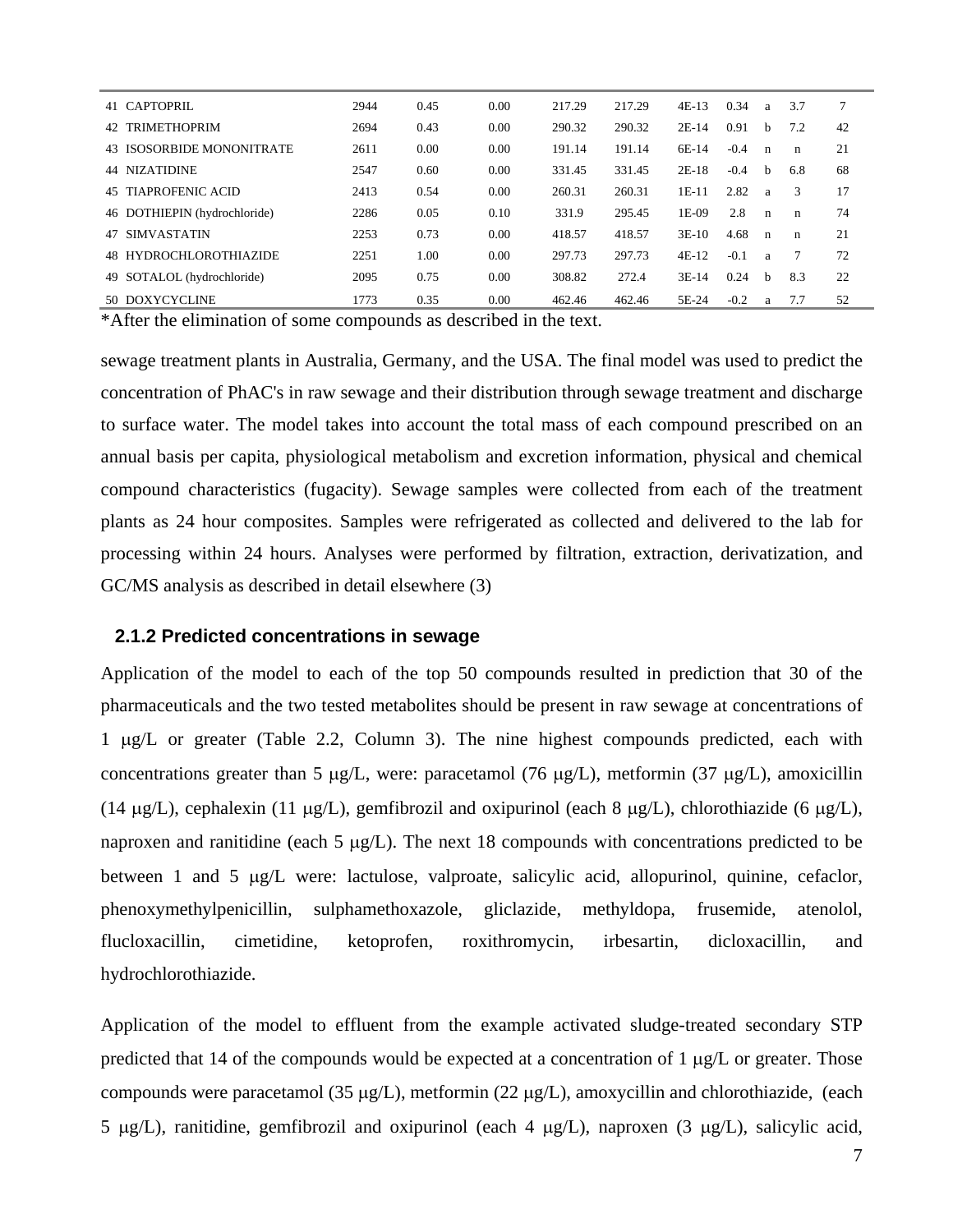| | | | | | | | | | | | |
|---|---|---|---|---|---|---|---|---|---|---|---|
| 41 | CAPTOPRIL | 2944 | 0.45 | 0.00 | 217.29 | 217.29 | 4E-13 | 0.34 | a | 3.7 | 7 |
| 42 | TRIMETHOPRIM | 2694 | 0.43 | 0.00 | 290.32 | 290.32 | 2E-14 | 0.91 | b | 7.2 | 42 |
| 43 | ISOSORBIDE MONONITRATE | 2611 | 0.00 | 0.00 | 191.14 | 191.14 | 6E-14 | -0.4 | n | n | 21 |
| 44 | NIZATIDINE | 2547 | 0.60 | 0.00 | 331.45 | 331.45 | 2E-18 | -0.4 | b | 6.8 | 68 |
| 45 | TIAPROFENIC ACID | 2413 | 0.54 | 0.00 | 260.31 | 260.31 | 1E-11 | 2.82 | a | 3 | 17 |
| 46 | DOTHIEPIN (hydrochloride) | 2286 | 0.05 | 0.10 | 331.9 | 295.45 | 1E-09 | 2.8 | n | n | 74 |
| 47 | SIMVASTATIN | 2253 | 0.73 | 0.00 | 418.57 | 418.57 | 3E-10 | 4.68 | n | n | 21 |
| 48 | HYDROCHLOROTHIAZIDE | 2251 | 1.00 | 0.00 | 297.73 | 297.73 | 4E-12 | -0.1 | a | 7 | 72 |
| 49 | SOTALOL (hydrochloride) | 2095 | 0.75 | 0.00 | 308.82 | 272.4 | 3E-14 | 0.24 | b | 8.3 | 22 |
| 50 | DOXYCYCLINE | 1773 | 0.35 | 0.00 | 462.46 | 462.46 | 5E-24 | -0.2 | a | 7.7 | 52 |

*After the elimination of some compounds as described in the text.

sewage treatment plants in Australia, Germany, and the USA. The final model was used to predict the concentration of PhAC's in raw sewage and their distribution through sewage treatment and discharge to surface water. The model takes into account the total mass of each compound prescribed on an annual basis per capita, physiological metabolism and excretion information, physical and chemical compound characteristics (fugacity). Sewage samples were collected from each of the treatment plants as 24 hour composites. Samples were refrigerated as collected and delivered to the lab for processing within 24 hours. Analyses were performed by filtration, extraction, derivatization, and GC/MS analysis as described in detail elsewhere (3)

### 2.1.2 Predicted concentrations in sewage

Application of the model to each of the top 50 compounds resulted in prediction that 30 of the pharmaceuticals and the two tested metabolites should be present in raw sewage at concentrations of 1 μg/L or greater (Table 2.2, Column 3). The nine highest compounds predicted, each with concentrations greater than 5 μg/L, were: paracetamol (76 μg/L), metformin (37 μg/L), amoxicillin (14 μg/L), cephalexin (11 μg/L), gemfibrozil and oxipurinol (each 8 μg/L), chlorothiazide (6 μg/L), naproxen and ranitidine (each 5 μg/L). The next 18 compounds with concentrations predicted to be between 1 and 5 μg/L were: lactulose, valproate, salicylic acid, allopurinol, quinine, cefaclor, phenoxymethylpenicillin, sulphamethoxazole, gliclazide, methyldopa, frusemide, atenolol, flucloxacillin, cimetidine, ketoprofen, roxithromycin, irbesartin, dicloxacillin, and hydrochlorothiazide.

Application of the model to effluent from the example activated sludge-treated secondary STP predicted that 14 of the compounds would be expected at a concentration of 1 μg/L or greater. Those compounds were paracetamol (35 μg/L), metformin (22 μg/L), amoxycillin and chlorothiazide, (each 5 μg/L), ranitidine, gemfibrozil and oxipurinol (each 4 μg/L), naproxen (3 μg/L), salicylic acid,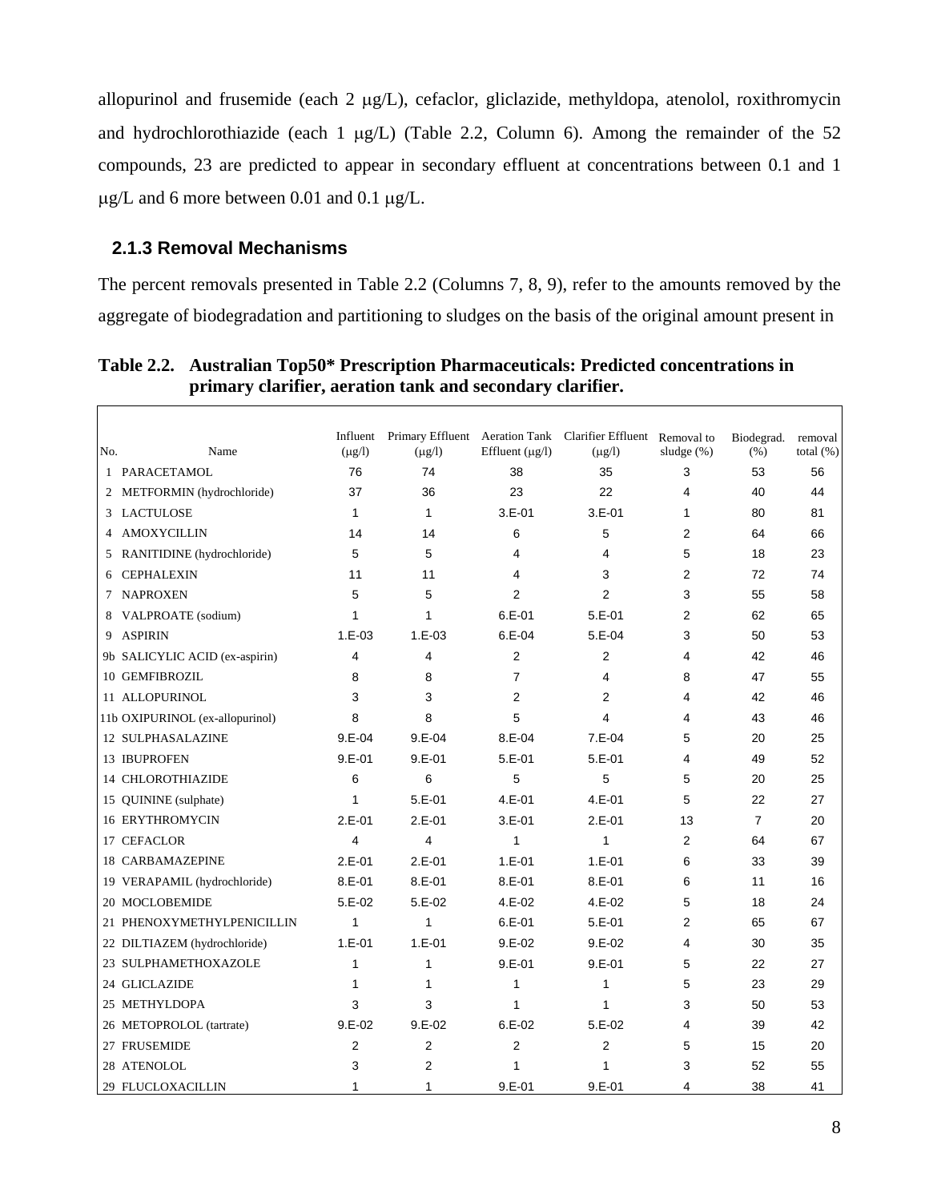allopurinol and frusemide (each 2 μg/L), cefaclor, gliclazide, methyldopa, atenolol, roxithromycin and hydrochlorothiazide (each 1 μg/L) (Table 2.2, Column 6). Among the remainder of the 52 compounds, 23 are predicted to appear in secondary effluent at concentrations between 0.1 and 1 μg/L and 6 more between 0.01 and 0.1 μg/L.

### 2.1.3 Removal Mechanisms

The percent removals presented in Table 2.2 (Columns 7, 8, 9), refer to the amounts removed by the aggregate of biodegradation and partitioning to sludges on the basis of the original amount present in

**Table 2.2. Australian Top50* Prescription Pharmaceuticals: Predicted concentrations in primary clarifier, aeration tank and secondary clarifier.**

| No. | Name | Influent (μg/l) | Primary Effluent (μg/l) | Aeration Tank Effluent (μg/l) | Clarifier Effluent (μg/l) | Removal to sludge (%) | Biodegrad. (%) | removal total (%) |
|---|---|---|---|---|---|---|---|---|
| 1 | PARACETAMOL | 76 | 74 | 38 | 35 | 3 | 53 | 56 |
| 2 | METFORMIN (hydrochloride) | 37 | 36 | 23 | 22 | 4 | 40 | 44 |
| 3 | LACTULOSE | 1 | 1 | 3.E-01 | 3.E-01 | 1 | 80 | 81 |
| 4 | AMOXYCILLIN | 14 | 14 | 6 | 5 | 2 | 64 | 66 |
| 5 | RANITIDINE (hydrochloride) | 5 | 5 | 4 | 4 | 5 | 18 | 23 |
| 6 | CEPHALEXIN | 11 | 11 | 4 | 3 | 2 | 72 | 74 |
| 7 | NAPROXEN | 5 | 5 | 2 | 2 | 3 | 55 | 58 |
| 8 | VALPROATE (sodium) | 1 | 1 | 6.E-01 | 5.E-01 | 2 | 62 | 65 |
| 9 | ASPIRIN | 1.E-03 | 1.E-03 | 6.E-04 | 5.E-04 | 3 | 50 | 53 |
| 9b | SALICYLIC ACID (ex-aspirin) | 4 | 4 | 2 | 2 | 4 | 42 | 46 |
| 10 | GEMFIBROZIL | 8 | 8 | 7 | 4 | 8 | 47 | 55 |
| 11 | ALLOPURINOL | 3 | 3 | 2 | 2 | 4 | 42 | 46 |
| 11b | OXIPURINOL (ex-allopurinol) | 8 | 8 | 5 | 4 | 4 | 43 | 46 |
| 12 | SULPHASALAZINE | 9.E-04 | 9.E-04 | 8.E-04 | 7.E-04 | 5 | 20 | 25 |
| 13 | IBUPROFEN | 9.E-01 | 9.E-01 | 5.E-01 | 5.E-01 | 4 | 49 | 52 |
| 14 | CHLOROTHIAZIDE | 6 | 6 | 5 | 5 | 5 | 20 | 25 |
| 15 | QUININE (sulphate) | 1 | 5.E-01 | 4.E-01 | 4.E-01 | 5 | 22 | 27 |
| 16 | ERYTHROMYCIN | 2.E-01 | 2.E-01 | 3.E-01 | 2.E-01 | 13 | 7 | 20 |
| 17 | CEFACLOR | 4 | 4 | 1 | 1 | 2 | 64 | 67 |
| 18 | CARBAMAZEPINE | 2.E-01 | 2.E-01 | 1.E-01 | 1.E-01 | 6 | 33 | 39 |
| 19 | VERAPAMIL (hydrochloride) | 8.E-01 | 8.E-01 | 8.E-01 | 8.E-01 | 6 | 11 | 16 |
| 20 | MOCLOBEMIDE | 5.E-02 | 5.E-02 | 4.E-02 | 4.E-02 | 5 | 18 | 24 |
| 21 | PHENOXYMETHYLPENICILLIN | 1 | 1 | 6.E-01 | 5.E-01 | 2 | 65 | 67 |
| 22 | DILTIAZEM (hydrochloride) | 1.E-01 | 1.E-01 | 9.E-02 | 9.E-02 | 4 | 30 | 35 |
| 23 | SULPHAMETHOXAZOLE | 1 | 1 | 9.E-01 | 9.E-01 | 5 | 22 | 27 |
| 24 | GLICLAZIDE | 1 | 1 | 1 | 1 | 5 | 23 | 29 |
| 25 | METHYLDOPA | 3 | 3 | 1 | 1 | 3 | 50 | 53 |
| 26 | METOPROLOL (tartrate) | 9.E-02 | 9.E-02 | 6.E-02 | 5.E-02 | 4 | 39 | 42 |
| 27 | FRUSEMIDE | 2 | 2 | 2 | 2 | 5 | 15 | 20 |
| 28 | ATENOLOL | 3 | 2 | 1 | 1 | 3 | 52 | 55 |
| 29 | FLUCLOXACILLIN | 1 | 1 | 9.E-01 | 9.E-01 | 4 | 38 | 41 |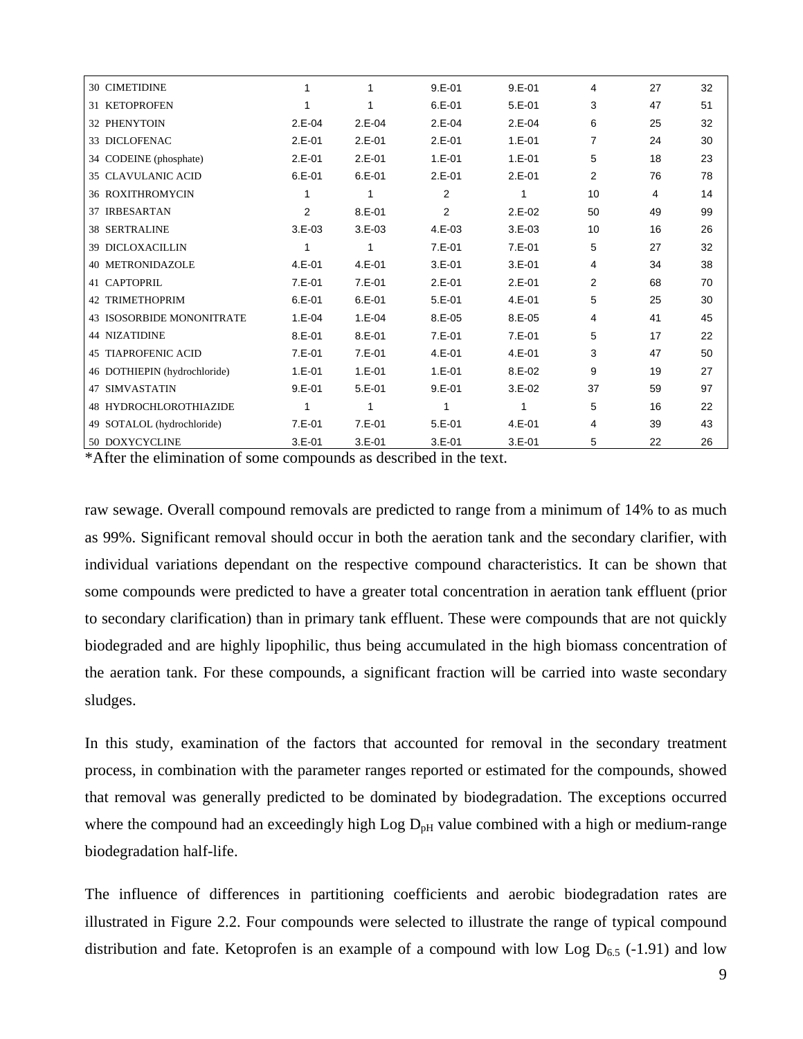| | | | | | | | |
|---|---|---|---|---|---|---|---|
| 30 CIMETIDINE | 1 | 1 | 9.E-01 | 9.E-01 | 4 | 27 | 32 |
| 31 KETOPROFEN | 1 | 1 | 6.E-01 | 5.E-01 | 3 | 47 | 51 |
| 32 PHENYTOIN | 2.E-04 | 2.E-04 | 2.E-04 | 2.E-04 | 6 | 25 | 32 |
| 33 DICLOFENAC | 2.E-01 | 2.E-01 | 2.E-01 | 1.E-01 | 7 | 24 | 30 |
| 34 CODEINE (phosphate) | 2.E-01 | 2.E-01 | 1.E-01 | 1.E-01 | 5 | 18 | 23 |
| 35 CLAVULANIC ACID | 6.E-01 | 6.E-01 | 2.E-01 | 2.E-01 | 2 | 76 | 78 |
| 36 ROXITHROMYCIN | 1 | 1 | 2 | 1 | 10 | 4 | 14 |
| 37 IRBESARTAN | 2 | 8.E-01 | 2 | 2.E-02 | 50 | 49 | 99 |
| 38 SERTRALINE | 3.E-03 | 3.E-03 | 4.E-03 | 3.E-03 | 10 | 16 | 26 |
| 39 DICLOXACILLIN | 1 | 1 | 7.E-01 | 7.E-01 | 5 | 27 | 32 |
| 40 METRONIDAZOLE | 4.E-01 | 4.E-01 | 3.E-01 | 3.E-01 | 4 | 34 | 38 |
| 41 CAPTOPRIL | 7.E-01 | 7.E-01 | 2.E-01 | 2.E-01 | 2 | 68 | 70 |
| 42 TRIMETHOPRIM | 6.E-01 | 6.E-01 | 5.E-01 | 4.E-01 | 5 | 25 | 30 |
| 43 ISOSORBIDE MONONITRATE | 1.E-04 | 1.E-04 | 8.E-05 | 8.E-05 | 4 | 41 | 45 |
| 44 NIZATIDINE | 8.E-01 | 8.E-01 | 7.E-01 | 7.E-01 | 5 | 17 | 22 |
| 45 TIAPROFENIC ACID | 7.E-01 | 7.E-01 | 4.E-01 | 4.E-01 | 3 | 47 | 50 |
| 46 DOTHIEPIN (hydrochloride) | 1.E-01 | 1.E-01 | 1.E-01 | 8.E-02 | 9 | 19 | 27 |
| 47 SIMVASTATIN | 9.E-01 | 5.E-01 | 9.E-01 | 3.E-02 | 37 | 59 | 97 |
| 48 HYDROCHLOROTHIAZIDE | 1 | 1 | 1 | 1 | 5 | 16 | 22 |
| 49 SOTALOL (hydrochloride) | 7.E-01 | 7.E-01 | 5.E-01 | 4.E-01 | 4 | 39 | 43 |
| 50 DOXYCYCLINE | 3.E-01 | 3.E-01 | 3.E-01 | 3.E-01 | 5 | 22 | 26 |

*After the elimination of some compounds as described in the text.

raw sewage. Overall compound removals are predicted to range from a minimum of 14% to as much as 99%. Significant removal should occur in both the aeration tank and the secondary clarifier, with individual variations dependant on the respective compound characteristics. It can be shown that some compounds were predicted to have a greater total concentration in aeration tank effluent (prior to secondary clarification) than in primary tank effluent. These were compounds that are not quickly biodegraded and are highly lipophilic, thus being accumulated in the high biomass concentration of the aeration tank. For these compounds, a significant fraction will be carried into waste secondary sludges.

In this study, examination of the factors that accounted for removal in the secondary treatment process, in combination with the parameter ranges reported or estimated for the compounds, showed that removal was generally predicted to be dominated by biodegradation. The exceptions occurred where the compound had an exceedingly high Log $D_{pH}$ value combined with a high or medium-range biodegradation half-life.

The influence of differences in partitioning coefficients and aerobic biodegradation rates are illustrated in Figure 2.2. Four compounds were selected to illustrate the range of typical compound distribution and fate. Ketoprofen is an example of a compound with low Log $D_{6.5}$ (-1.91) and low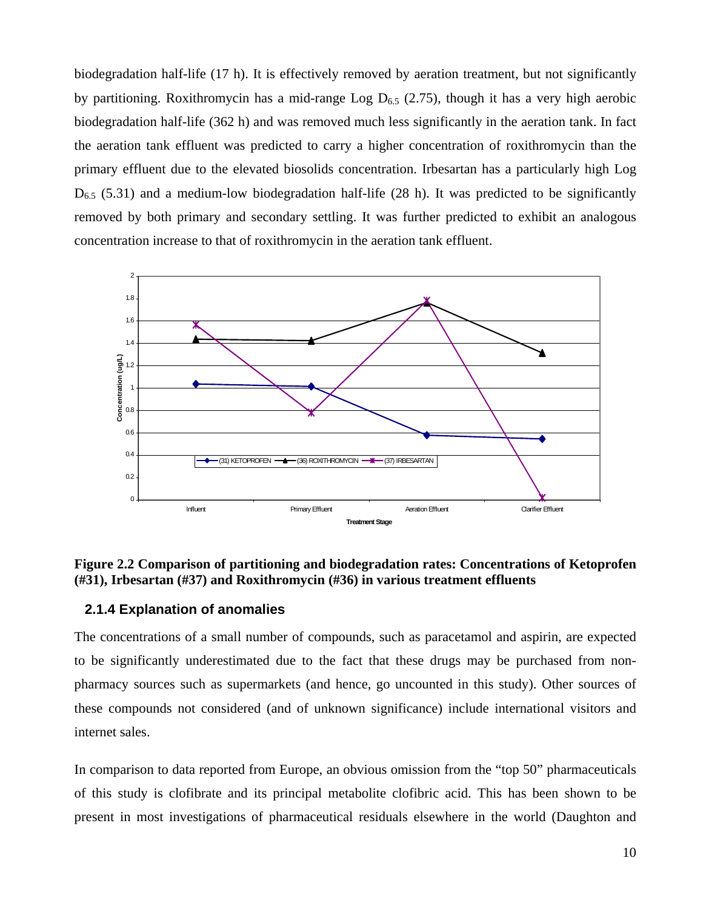biodegradation half-life (17 h). It is effectively removed by aeration treatment, but not significantly by partitioning. Roxithromycin has a mid-range Log $D_{6.5}$ (2.75), though it has a very high aerobic biodegradation half-life (362 h) and was removed much less significantly in the aeration tank. In fact the aeration tank effluent was predicted to carry a higher concentration of roxithromycin than the primary effluent due to the elevated biosolids concentration. Irbesartan has a particularly high Log $D_{6.5}$ (5.31) and a medium-low biodegradation half-life (28 h). It was predicted to be significantly removed by both primary and secondary settling. It was further predicted to exhibit an analogous concentration increase to that of roxithromycin in the aeration tank effluent.

**Figure 2.2 Comparison of partitioning and biodegradation rates: Concentrations of Ketoprofen (#31), Irbesartan (#37) and Roxithromycin (#36) in various treatment effluents**

### 2.1.4 Explanation of anomalies

The concentrations of a small number of compounds, such as paracetamol and aspirin, are expected to be significantly underestimated due to the fact that these drugs may be purchased from non-pharmacy sources such as supermarkets (and hence, go uncounted in this study). Other sources of these compounds not considered (and of unknown significance) include international visitors and internet sales.

In comparison to data reported from Europe, an obvious omission from the "top 50" pharmaceuticals of this study is clofibrate and its principal metabolite clofibric acid. This has been shown to be present in most investigations of pharmaceutical residuals elsewhere in the world (Daughton and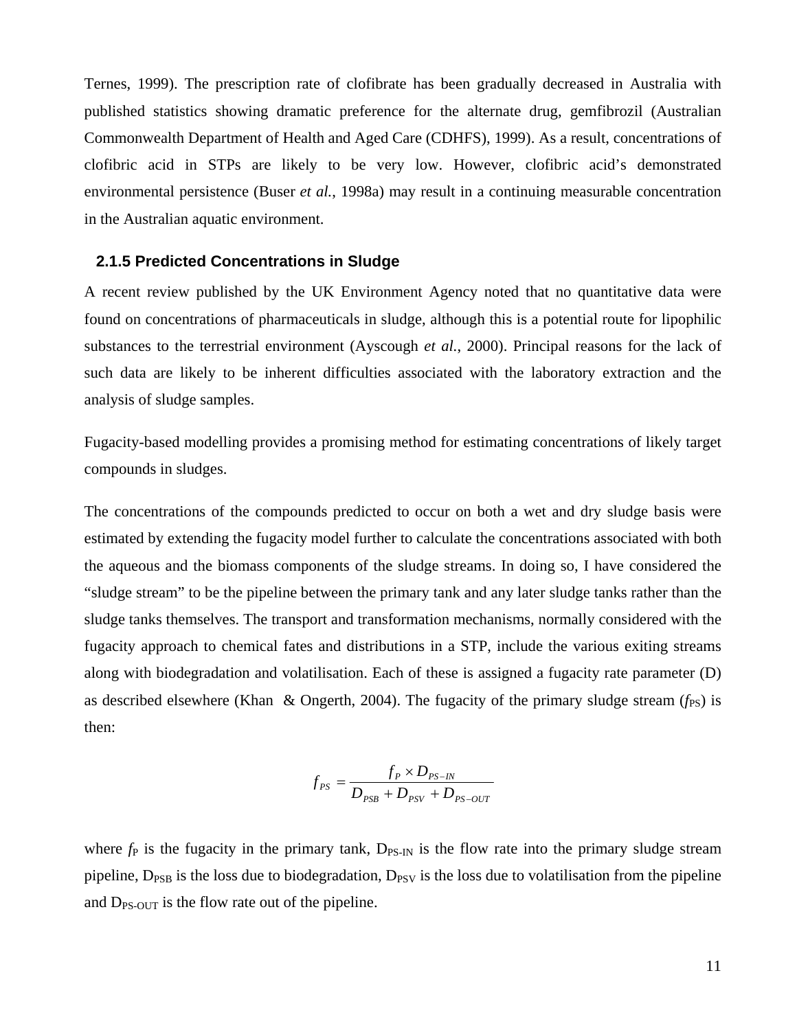Ternes, 1999). The prescription rate of clofibrate has been gradually decreased in Australia with published statistics showing dramatic preference for the alternate drug, gemfibrozil (Australian Commonwealth Department of Health and Aged Care (CDHFS), 1999). As a result, concentrations of clofibric acid in STPs are likely to be very low. However, clofibric acid's demonstrated environmental persistence (Buser *et al.*, 1998a) may result in a continuing measurable concentration in the Australian aquatic environment.

### 2.1.5 Predicted Concentrations in Sludge

A recent review published by the UK Environment Agency noted that no quantitative data were found on concentrations of pharmaceuticals in sludge, although this is a potential route for lipophilic substances to the terrestrial environment (Ayscough *et al.*, 2000). Principal reasons for the lack of such data are likely to be inherent difficulties associated with the laboratory extraction and the analysis of sludge samples.

Fugacity-based modelling provides a promising method for estimating concentrations of likely target compounds in sludges.

The concentrations of the compounds predicted to occur on both a wet and dry sludge basis were estimated by extending the fugacity model further to calculate the concentrations associated with both the aqueous and the biomass components of the sludge streams. In doing so, I have considered the "sludge stream" to be the pipeline between the primary tank and any later sludge tanks rather than the sludge tanks themselves. The transport and transformation mechanisms, normally considered with the fugacity approach to chemical fates and distributions in a STP, include the various exiting streams along with biodegradation and volatilisation. Each of these is assigned a fugacity rate parameter (D) as described elsewhere (Khan & Ongerth, 2004). The fugacity of the primary sludge stream ($f_{PS}$) is then:

$$f_{PS} = \frac{f_P \times D_{PS-IN}}{D_{PSB} + D_{PSV} + D_{PS-OUT}}$$

where $f_P$ is the fugacity in the primary tank, $D_{PS-IN}$ is the flow rate into the primary sludge stream pipeline, $D_{PSB}$ is the loss due to biodegradation, $D_{PSV}$ is the loss due to volatilisation from the pipeline and $D_{PS-OUT}$ is the flow rate out of the pipeline.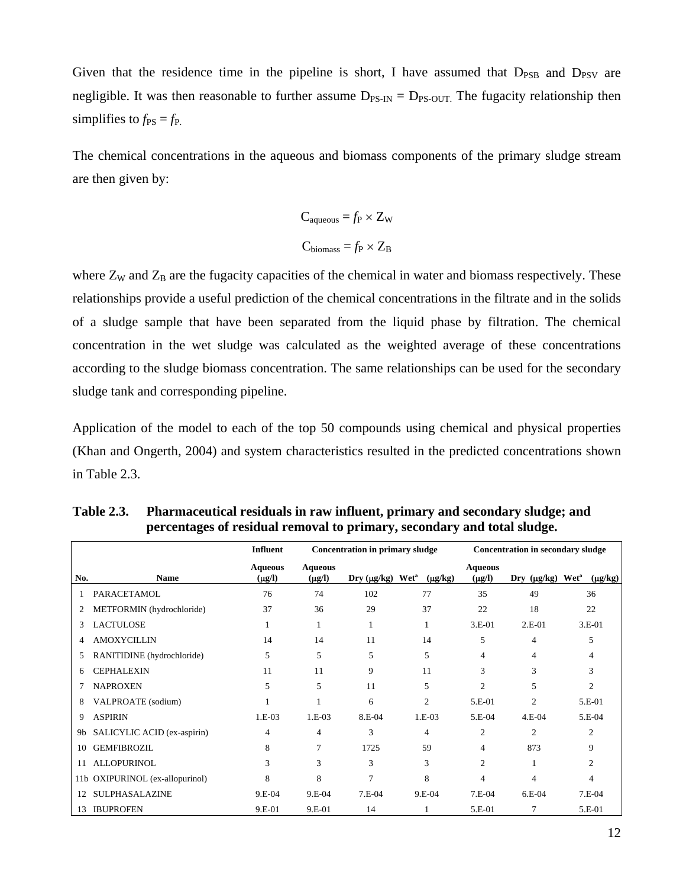Given that the residence time in the pipeline is short, I have assumed that $D_{PSB}$ and $D_{PSV}$ are negligible. It was then reasonable to further assume $D_{PS-IN} = D_{PS-OUT.}$ The fugacity relationship then simplifies to $f_{PS} = f_{P.}$

The chemical concentrations in the aqueous and biomass components of the primary sludge stream are then given by:

$$C_{aqueous} = f_P \times Z_W$$

$$C_{biomass} = f_P \times Z_B$$

where $Z_W$ and $Z_B$ are the fugacity capacities of the chemical in water and biomass respectively. These relationships provide a useful prediction of the chemical concentrations in the filtrate and in the solids of a sludge sample that have been separated from the liquid phase by filtration. The chemical concentration in the wet sludge was calculated as the weighted average of these concentrations according to the sludge biomass concentration. The same relationships can be used for the secondary sludge tank and corresponding pipeline.

Application of the model to each of the top 50 compounds using chemical and physical properties (Khan and Ongerth, 2004) and system characteristics resulted in the predicted concentrations shown in Table 2.3.

**Table 2.3. Pharmaceutical residuals in raw influent, primary and secondary sludge; and percentages of residual removal to primary, secondary and total sludge.**

| | | Influent | Concentration in primary sludge | | | Concentration in secondary sludge | | |
|---|---|---|---|---|---|---|---|---|
| No. | Name | Aqueous (μg/l) | Aqueous (μg/l) | Dry (μg/kg) | Wet[a] (μg/kg) | Aqueous (μg/l) | Dry (μg/kg) | Wet[a] (μg/kg) |
| 1 | PARACETAMOL | 76 | 74 | 102 | 77 | 35 | 49 | 36 |
| 2 | METFORMIN (hydrochloride) | 37 | 36 | 29 | 37 | 22 | 18 | 22 |
| 3 | LACTULOSE | 1 | 1 | 1 | 1 | 3.E-01 | 2.E-01 | 3.E-01 |
| 4 | AMOXYCILLIN | 14 | 14 | 11 | 14 | 5 | 4 | 5 |
| 5 | RANITIDINE (hydrochloride) | 5 | 5 | 5 | 5 | 4 | 4 | 4 |
| 6 | CEPHALEXIN | 11 | 11 | 9 | 11 | 3 | 3 | 3 |
| 7 | NAPROXEN | 5 | 5 | 11 | 5 | 2 | 5 | 2 |
| 8 | VALPROATE (sodium) | 1 | 1 | 6 | 2 | 5.E-01 | 2 | 5.E-01 |
| 9 | ASPIRIN | 1.E-03 | 1.E-03 | 8.E-04 | 1.E-03 | 5.E-04 | 4.E-04 | 5.E-04 |
| 9b | SALICYLIC ACID (ex-aspirin) | 4 | 4 | 3 | 4 | 2 | 2 | 2 |
| 10 | GEMFIBROZIL | 8 | 7 | 1725 | 59 | 4 | 873 | 9 |
| 11 | ALLOPURINOL | 3 | 3 | 3 | 3 | 2 | 1 | 2 |
| 11b | OXIPURINOL (ex-allopurinol) | 8 | 8 | 7 | 8 | 4 | 4 | 4 |
| 12 | SULPHASALAZINE | 9.E-04 | 9.E-04 | 7.E-04 | 9.E-04 | 7.E-04 | 6.E-04 | 7.E-04 |
| 13 | IBUPROFEN | 9.E-01 | 9.E-01 | 14 | 1 | 5.E-01 | 7 | 5.E-01 |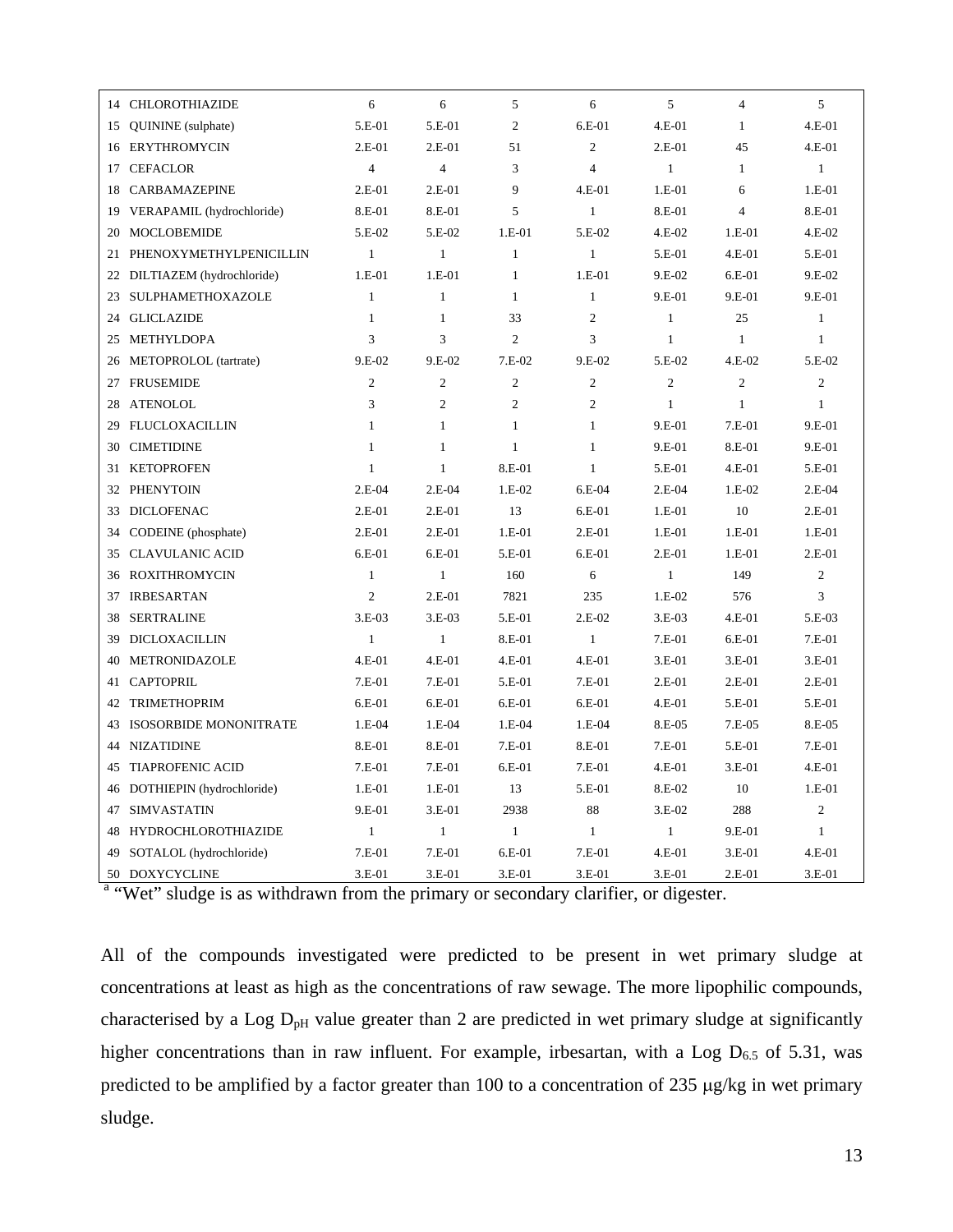| | | | | | | | | |
|---|---|---|---|---|---|---|---|---|
| 14 | CHLOROTHIAZIDE | 6 | 6 | 5 | 6 | 5 | 4 | 5 |
| 15 | QUININE (sulphate) | 5.E-01 | 5.E-01 | 2 | 6.E-01 | 4.E-01 | 1 | 4.E-01 |
| 16 | ERYTHROMYCIN | 2.E-01 | 2.E-01 | 51 | 2 | 2.E-01 | 45 | 4.E-01 |
| 17 | CEFACLOR | 4 | 4 | 3 | 4 | 1 | 1 | 1 |
| 18 | CARBAMAZEPINE | 2.E-01 | 2.E-01 | 9 | 4.E-01 | 1.E-01 | 6 | 1.E-01 |
| 19 | VERAPAMIL (hydrochloride) | 8.E-01 | 8.E-01 | 5 | 1 | 8.E-01 | 4 | 8.E-01 |
| 20 | MOCLOBEMIDE | 5.E-02 | 5.E-02 | 1.E-01 | 5.E-02 | 4.E-02 | 1.E-01 | 4.E-02 |
| 21 | PHENOXYMETHYLPENICILLIN | 1 | 1 | 1 | 1 | 5.E-01 | 4.E-01 | 5.E-01 |
| 22 | DILTIAZEM (hydrochloride) | 1.E-01 | 1.E-01 | 1 | 1.E-01 | 9.E-02 | 6.E-01 | 9.E-02 |
| 23 | SULPHAMETHOXAZOLE | 1 | 1 | 1 | 1 | 9.E-01 | 9.E-01 | 9.E-01 |
| 24 | GLICLAZIDE | 1 | 1 | 33 | 2 | 1 | 25 | 1 |
| 25 | METHYLDOPA | 3 | 3 | 2 | 3 | 1 | 1 | 1 |
| 26 | METOPROLOL (tartrate) | 9.E-02 | 9.E-02 | 7.E-02 | 9.E-02 | 5.E-02 | 4.E-02 | 5.E-02 |
| 27 | FRUSEMIDE | 2 | 2 | 2 | 2 | 2 | 2 | 2 |
| 28 | ATENOLOL | 3 | 2 | 2 | 2 | 1 | 1 | 1 |
| 29 | FLUCLOXACILLIN | 1 | 1 | 1 | 1 | 9.E-01 | 7.E-01 | 9.E-01 |
| 30 | CIMETIDINE | 1 | 1 | 1 | 1 | 9.E-01 | 8.E-01 | 9.E-01 |
| 31 | KETOPROFEN | 1 | 1 | 8.E-01 | 1 | 5.E-01 | 4.E-01 | 5.E-01 |
| 32 | PHENYTOIN | 2.E-04 | 2.E-04 | 1.E-02 | 6.E-04 | 2.E-04 | 1.E-02 | 2.E-04 |
| 33 | DICLOFENAC | 2.E-01 | 2.E-01 | 13 | 6.E-01 | 1.E-01 | 10 | 2.E-01 |
| 34 | CODEINE (phosphate) | 2.E-01 | 2.E-01 | 1.E-01 | 2.E-01 | 1.E-01 | 1.E-01 | 1.E-01 |
| 35 | CLAVULANIC ACID | 6.E-01 | 6.E-01 | 5.E-01 | 6.E-01 | 2.E-01 | 1.E-01 | 2.E-01 |
| 36 | ROXITHROMYCIN | 1 | 1 | 160 | 6 | 1 | 149 | 2 |
| 37 | IRBESARTAN | 2 | 2.E-01 | 7821 | 235 | 1.E-02 | 576 | 3 |
| 38 | SERTRALINE | 3.E-03 | 3.E-03 | 5.E-01 | 2.E-02 | 3.E-03 | 4.E-01 | 5.E-03 |
| 39 | DICLOXACILLIN | 1 | 1 | 8.E-01 | 1 | 7.E-01 | 6.E-01 | 7.E-01 |
| 40 | METRONIDAZOLE | 4.E-01 | 4.E-01 | 4.E-01 | 4.E-01 | 3.E-01 | 3.E-01 | 3.E-01 |
| 41 | CAPTOPRIL | 7.E-01 | 7.E-01 | 5.E-01 | 7.E-01 | 2.E-01 | 2.E-01 | 2.E-01 |
| 42 | TRIMETHOPRIM | 6.E-01 | 6.E-01 | 6.E-01 | 6.E-01 | 4.E-01 | 5.E-01 | 5.E-01 |
| 43 | ISOSORBIDE MONONITRATE | 1.E-04 | 1.E-04 | 1.E-04 | 1.E-04 | 8.E-05 | 7.E-05 | 8.E-05 |
| 44 | NIZATIDINE | 8.E-01 | 8.E-01 | 7.E-01 | 8.E-01 | 7.E-01 | 5.E-01 | 7.E-01 |
| 45 | TIAPROFENIC ACID | 7.E-01 | 7.E-01 | 6.E-01 | 7.E-01 | 4.E-01 | 3.E-01 | 4.E-01 |
| 46 | DOTHIEPIN (hydrochloride) | 1.E-01 | 1.E-01 | 13 | 5.E-01 | 8.E-02 | 10 | 1.E-01 |
| 47 | SIMVASTATIN | 9.E-01 | 3.E-01 | 2938 | 88 | 3.E-02 | 288 | 2 |
| 48 | HYDROCHLOROTHIAZIDE | 1 | 1 | 1 | 1 | 1 | 9.E-01 | 1 |
| 49 | SOTALOL (hydrochloride) | 7.E-01 | 7.E-01 | 6.E-01 | 7.E-01 | 4.E-01 | 3.E-01 | 4.E-01 |
| 50 | DOXYCYCLINE | 3.E-01 | 3.E-01 | 3.E-01 | 3.E-01 | 3.E-01 | 2.E-01 | 3.E-01 |

[a] "Wet" sludge is as withdrawn from the primary or secondary clarifier, or digester.

All of the compounds investigated were predicted to be present in wet primary sludge at concentrations at least as high as the concentrations of raw sewage. The more lipophilic compounds, characterised by a Log $D_{pH}$ value greater than 2 are predicted in wet primary sludge at significantly higher concentrations than in raw influent. For example, irbesartan, with a Log $D_{6.5}$ of 5.31, was predicted to be amplified by a factor greater than 100 to a concentration of 235 μg/kg in wet primary sludge.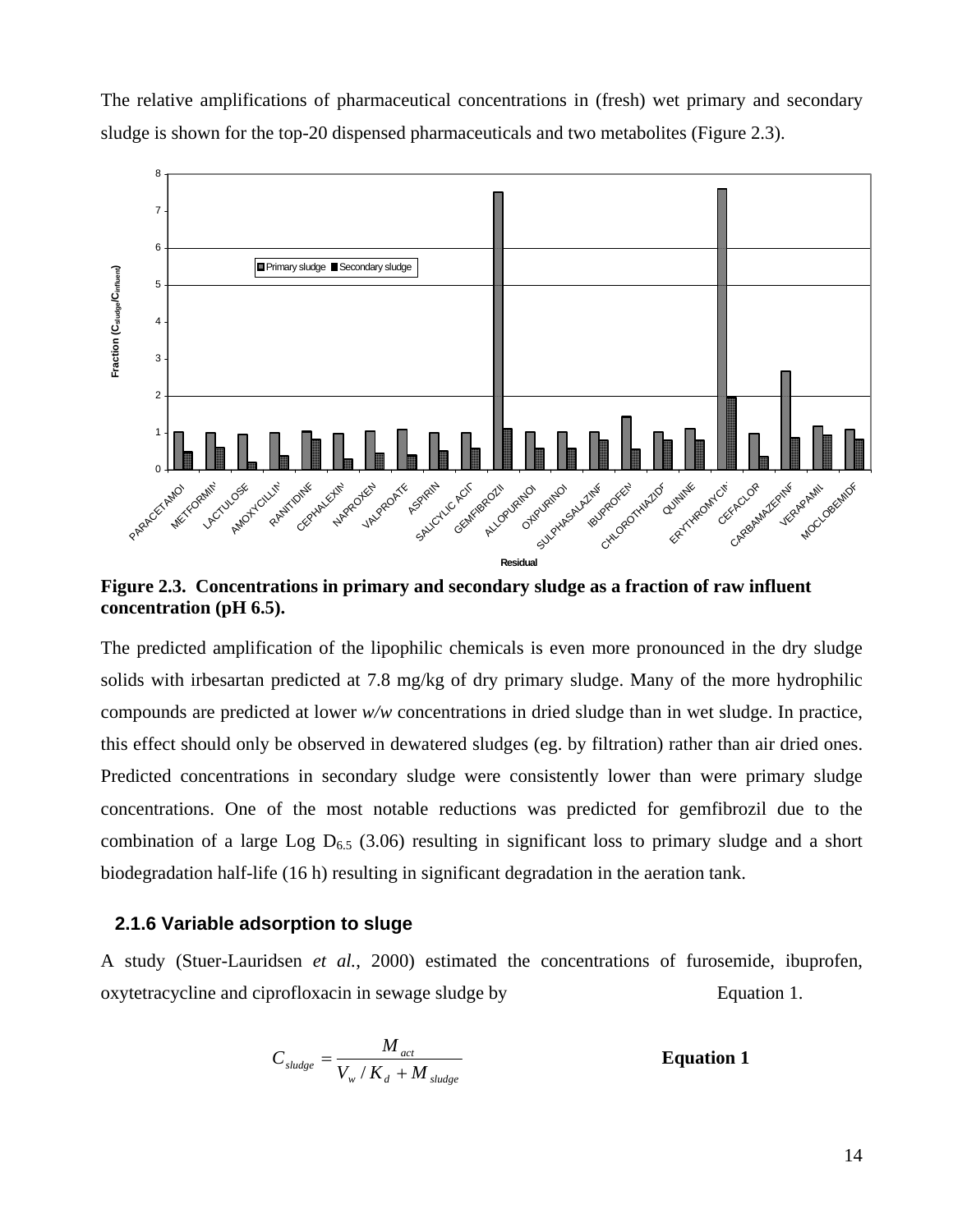The relative amplifications of pharmaceutical concentrations in (fresh) wet primary and secondary sludge is shown for the top-20 dispensed pharmaceuticals and two metabolites (Figure 2.3).

**Figure 2.3. Concentrations in primary and secondary sludge as a fraction of raw influent concentration (pH 6.5).**

The predicted amplification of the lipophilic chemicals is even more pronounced in the dry sludge solids with irbesartan predicted at 7.8 mg/kg of dry primary sludge. Many of the more hydrophilic compounds are predicted at lower *w/w* concentrations in dried sludge than in wet sludge. In practice, this effect should only be observed in dewatered sludges (eg. by filtration) rather than air dried ones. Predicted concentrations in secondary sludge were consistently lower than were primary sludge concentrations. One of the most notable reductions was predicted for gemfibrozil due to the combination of a large Log $D_{6.5}$ (3.06) resulting in significant loss to primary sludge and a short biodegradation half-life (16 h) resulting in significant degradation in the aeration tank.

### 2.1.6 Variable adsorption to sluge

A study (Stuer-Lauridsen *et al.*, 2000) estimated the concentrations of furosemide, ibuprofen, oxytetracycline and ciprofloxacin in sewage sludge by Equation 1.

$$C_{sludge} = \frac{M_{act}}{V_w / K_d + M_{sludge}} \qquad \textbf{Equation 1}$$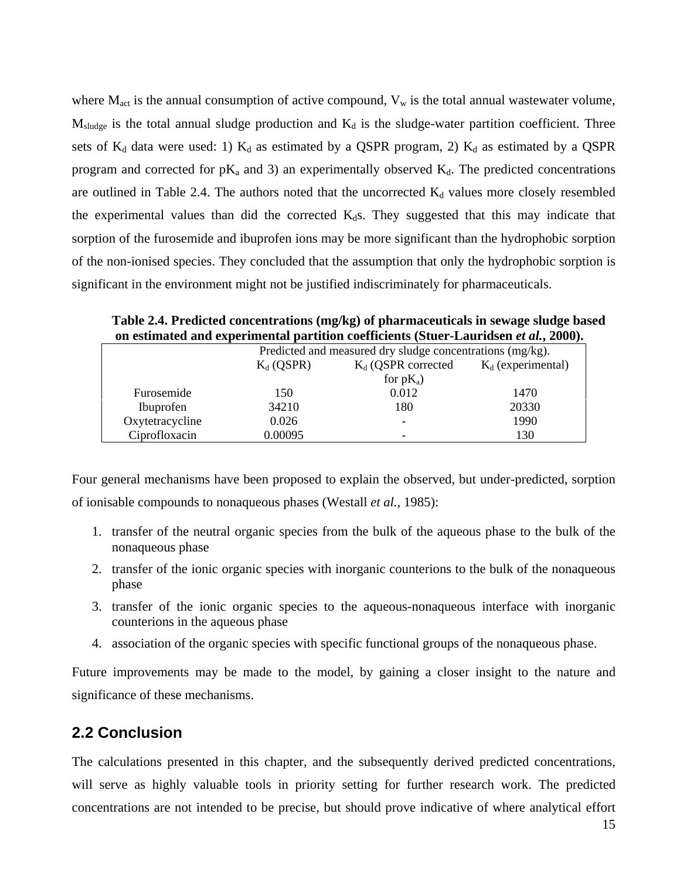where $M_{act}$ is the annual consumption of active compound, $V_w$ is the total annual wastewater volume, $M_{sludge}$ is the total annual sludge production and $K_d$ is the sludge-water partition coefficient. Three sets of $K_d$ data were used: 1) $K_d$ as estimated by a QSPR program, 2) $K_d$ as estimated by a QSPR program and corrected for $pK_a$ and 3) an experimentally observed $K_d$. The predicted concentrations are outlined in Table 2.4. The authors noted that the uncorrected $K_d$ values more closely resembled the experimental values than did the corrected $K_d$s. They suggested that this may indicate that sorption of the furosemide and ibuprofen ions may be more significant than the hydrophobic sorption of the non-ionised species. They concluded that the assumption that only the hydrophobic sorption is significant in the environment might not be justified indiscriminately for pharmaceuticals.

**Table 2.4. Predicted concentrations (mg/kg) of pharmaceuticals in sewage sludge based on estimated and experimental partition coefficients (Stuer-Lauridsen *et al.*, 2000).**

| | Predicted and measured dry sludge concentrations (mg/kg). | | |
|---|---|---|---|
| | $K_d$ (QSPR) | $K_d$ (QSPR corrected for $pK_a$) | $K_d$ (experimental) |
| Furosemide | 150 | 0.012 | 1470 |
| Ibuprofen | 34210 | 180 | 20330 |
| Oxytetracycline | 0.026 | - | 1990 |
| Ciprofloxacin | 0.00095 | - | 130 |

Four general mechanisms have been proposed to explain the observed, but under-predicted, sorption of ionisable compounds to nonaqueous phases (Westall *et al.*, 1985):

1. transfer of the neutral organic species from the bulk of the aqueous phase to the bulk of the nonaqueous phase
2. transfer of the ionic organic species with inorganic counterions to the bulk of the nonaqueous phase
3. transfer of the ionic organic species to the aqueous-nonaqueous interface with inorganic counterions in the aqueous phase
4. association of the organic species with specific functional groups of the nonaqueous phase.

Future improvements may be made to the model, by gaining a closer insight to the nature and significance of these mechanisms.

## 2.2 Conclusion

The calculations presented in this chapter, and the subsequently derived predicted concentrations, will serve as highly valuable tools in priority setting for further research work. The predicted concentrations are not intended to be precise, but should prove indicative of where analytical effort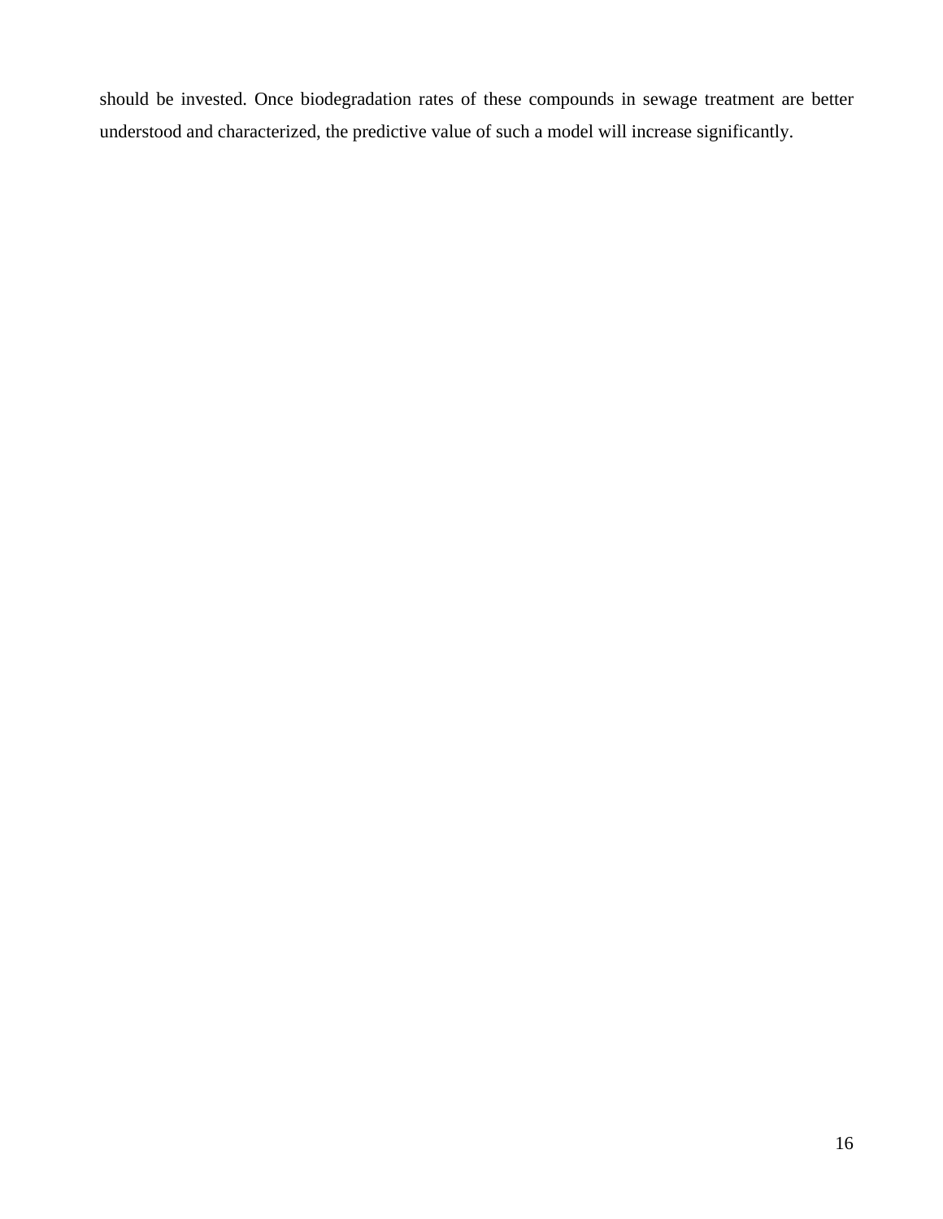should be invested. Once biodegradation rates of these compounds in sewage treatment are better understood and characterized, the predictive value of such a model will increase significantly.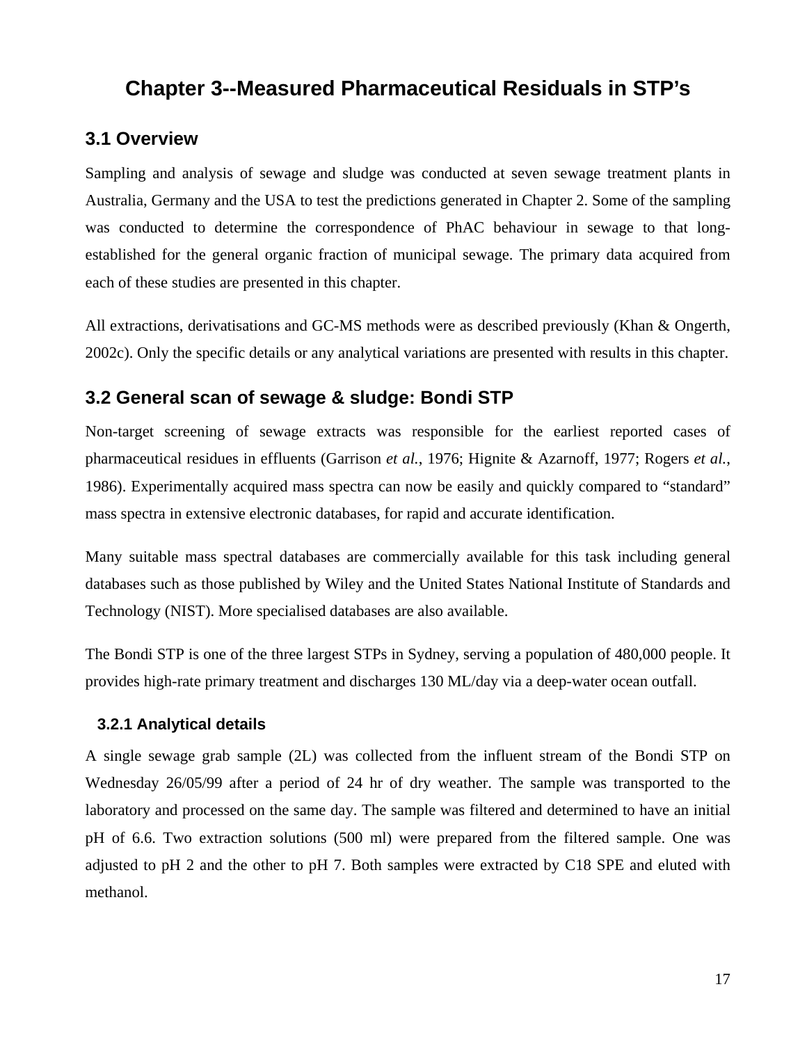# Chapter 3--Measured Pharmaceutical Residuals in STP's

## 3.1 Overview

Sampling and analysis of sewage and sludge was conducted at seven sewage treatment plants in Australia, Germany and the USA to test the predictions generated in Chapter 2. Some of the sampling was conducted to determine the correspondence of PhAC behaviour in sewage to that long-established for the general organic fraction of municipal sewage. The primary data acquired from each of these studies are presented in this chapter.

All extractions, derivatisations and GC-MS methods were as described previously (Khan & Ongerth, 2002c). Only the specific details or any analytical variations are presented with results in this chapter.

## 3.2 General scan of sewage & sludge: Bondi STP

Non-target screening of sewage extracts was responsible for the earliest reported cases of pharmaceutical residues in effluents (Garrison *et al.*, 1976; Hignite & Azarnoff, 1977; Rogers *et al.*, 1986). Experimentally acquired mass spectra can now be easily and quickly compared to "standard" mass spectra in extensive electronic databases, for rapid and accurate identification.

Many suitable mass spectral databases are commercially available for this task including general databases such as those published by Wiley and the United States National Institute of Standards and Technology (NIST). More specialised databases are also available.

The Bondi STP is one of the three largest STPs in Sydney, serving a population of 480,000 people. It provides high-rate primary treatment and discharges 130 ML/day via a deep-water ocean outfall.

### 3.2.1 Analytical details

A single sewage grab sample (2L) was collected from the influent stream of the Bondi STP on Wednesday 26/05/99 after a period of 24 hr of dry weather. The sample was transported to the laboratory and processed on the same day. The sample was filtered and determined to have an initial pH of 6.6. Two extraction solutions (500 ml) were prepared from the filtered sample. One was adjusted to pH 2 and the other to pH 7. Both samples were extracted by C18 SPE and eluted with methanol.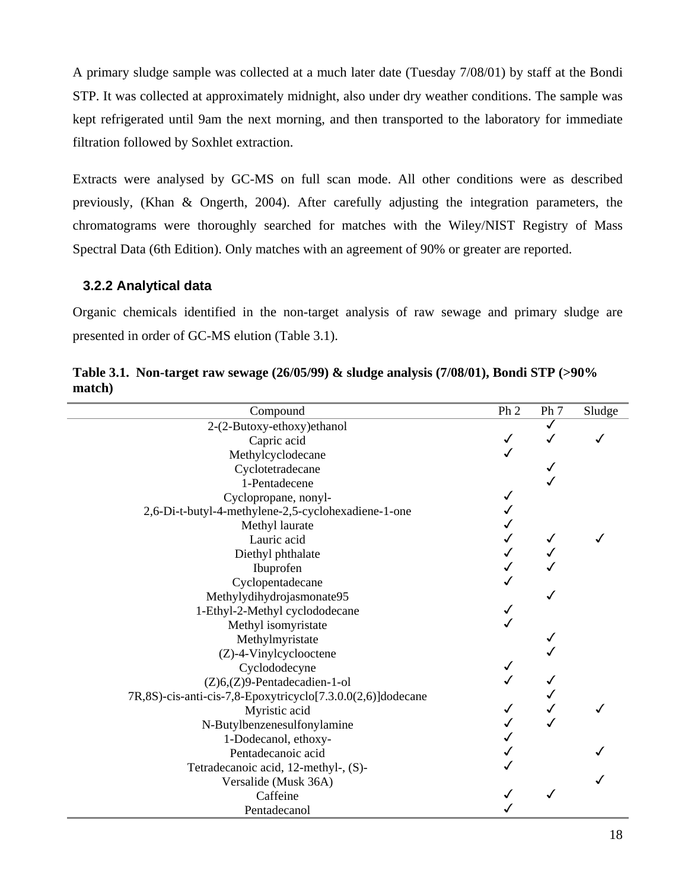A primary sludge sample was collected at a much later date (Tuesday 7/08/01) by staff at the Bondi STP. It was collected at approximately midnight, also under dry weather conditions. The sample was kept refrigerated until 9am the next morning, and then transported to the laboratory for immediate filtration followed by Soxhlet extraction.

Extracts were analysed by GC-MS on full scan mode. All other conditions were as described previously, (Khan & Ongerth, 2004). After carefully adjusting the integration parameters, the chromatograms were thoroughly searched for matches with the Wiley/NIST Registry of Mass Spectral Data (6th Edition). Only matches with an agreement of 90% or greater are reported.

### 3.2.2 Analytical data

Organic chemicals identified in the non-target analysis of raw sewage and primary sludge are presented in order of GC-MS elution (Table 3.1).

**Table 3.1. Non-target raw sewage (26/05/99) & sludge analysis (7/08/01), Bondi STP (>90% match)**

| Compound | Ph 2 | Ph 7 | Sludge |
|---|---|---|---|
| 2-(2-Butoxy-ethoxy)ethanol | | ✓ | |
| Capric acid | ✓ | ✓ | ✓ |
| Methylcyclodecane | ✓ | | |
| Cyclotetradecane | | ✓ | |
| 1-Pentadecene | | ✓ | |
| Cyclopropane, nonyl- | ✓ | | |
| 2,6-Di-t-butyl-4-methylene-2,5-cyclohexadiene-1-one | ✓ | | |
| Methyl laurate | ✓ | | |
| Lauric acid | ✓ | ✓ | ✓ |
| Diethyl phthalate | ✓ | ✓ | |
| Ibuprofen | ✓ | ✓ | |
| Cyclopentadecane | ✓ | | |
| Methylydihydrojasmonate95 | | ✓ | |
| 1-Ethyl-2-Methyl cyclododecane | ✓ | | |
| Methyl isomyristate | ✓ | | |
| Methylmyristate | | ✓ | |
| (Z)-4-Vinylcyclooctene | | ✓ | |
| Cyclododecyne | ✓ | | |
| (Z)6,(Z)9-Pentadecadien-1-ol | ✓ | ✓ | |
| 7R,8S)-cis-anti-cis-7,8-Epoxytricyclo[7.3.0.0(2,6)]dodecane | | ✓ | |
| Myristic acid | ✓ | ✓ | ✓ |
| N-Butylbenzenesulfonylamine | ✓ | ✓ | |
| 1-Dodecanol, ethoxy- | ✓ | | |
| Pentadecanoic acid | ✓ | | ✓ |
| Tetradecanoic acid, 12-methyl-, (S)- | ✓ | | |
| Versalide (Musk 36A) | | | ✓ |
| Caffeine | ✓ | ✓ | |
| Pentadecanol | ✓ | | |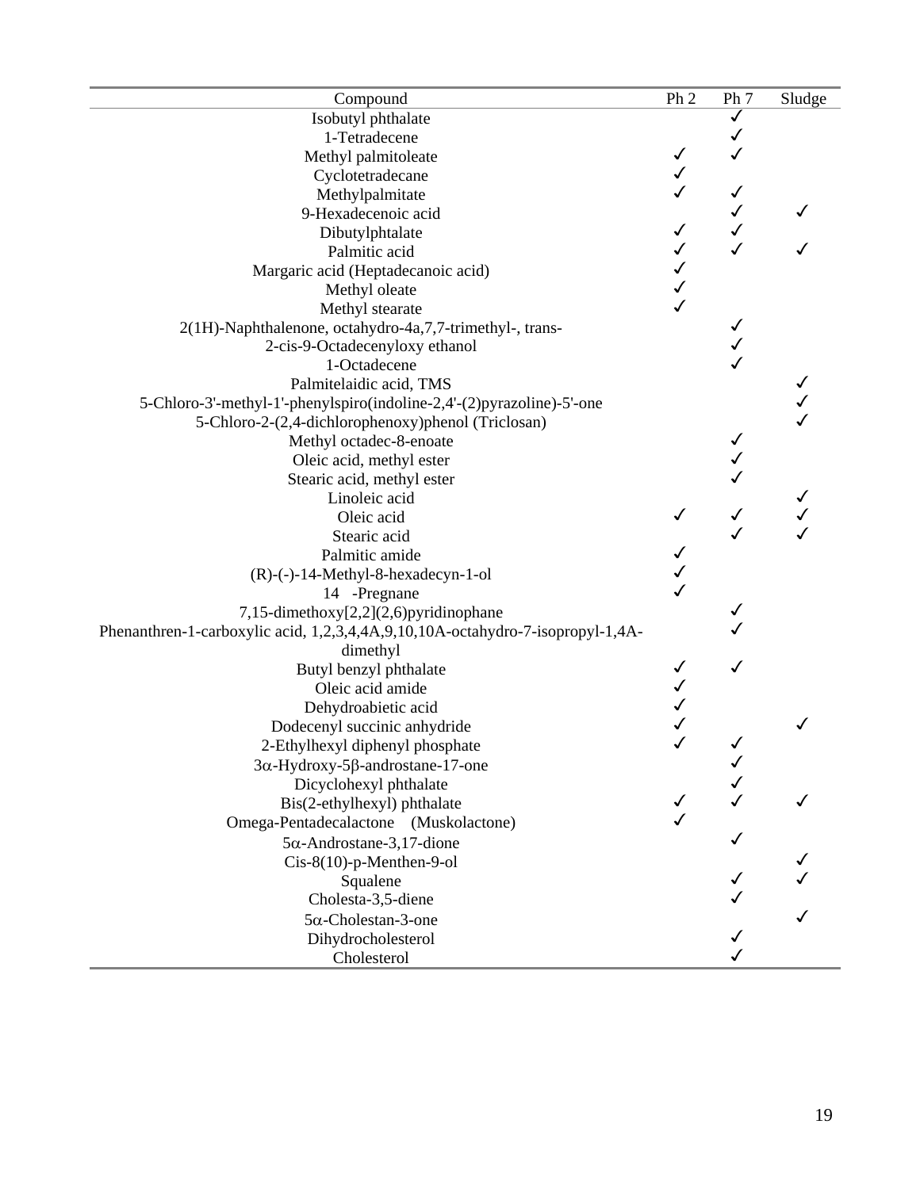| Compound | Ph 2 | Ph 7 | Sludge |
| --- | --- | --- | --- |
| Isobutyl phthalate | | ✓ | |
| 1-Tetradecene | | ✓ | |
| Methyl palmitoleate | ✓ | ✓ | |
| Cyclotetradecane | ✓ | | |
| Methylpalmitate | ✓ | ✓ | |
| 9-Hexadecenoic acid | | ✓ | ✓ |
| Dibutylphtalate | ✓ | ✓ | |
| Palmitic acid | ✓ | ✓ | ✓ |
| Margaric acid (Heptadecanoic acid) | ✓ | | |
| Methyl oleate | ✓ | | |
| Methyl stearate | ✓ | | |
| 2(1H)-Naphthalenone, octahydro-4a,7,7-trimethyl-, trans- | | ✓ | |
| 2-cis-9-Octadecenyloxy ethanol | | ✓ | |
| 1-Octadecene | | ✓ | |
| Palmitelaidic acid, TMS | | | ✓ |
| 5-Chloro-3'-methyl-1'-phenylspiro(indoline-2,4'-(2)pyrazoline)-5'-one | | | ✓ |
| 5-Chloro-2-(2,4-dichlorophenoxy)phenol (Triclosan) | | | ✓ |
| Methyl octadec-8-enoate | | ✓ | |
| Oleic acid, methyl ester | | ✓ | |
| Stearic acid, methyl ester | | ✓ | |
| Linoleic acid | | | ✓ |
| Oleic acid | ✓ | ✓ | ✓ |
| Stearic acid | | ✓ | ✓ |
| Palmitic amide | ✓ | | |
| (R)-(-)-14-Methyl-8-hexadecyn-1-ol | ✓ | | |
| 14 -Pregnane | ✓ | | |
| 7,15-dimethoxy[2,2](2,6)pyridinophane | | ✓ | |
| Phenanthren-1-carboxylic acid, 1,2,3,4,4A,9,10,10A-octahydro-7-isopropyl-1,4A-dimethyl | | ✓ | |
| Butyl benzyl phthalate | ✓ | ✓ | |
| Oleic acid amide | ✓ | | |
| Dehydroabietic acid | ✓ | | |
| Dodecenyl succinic anhydride | ✓ | | ✓ |
| 2-Ethylhexyl diphenyl phosphate | ✓ | ✓ | |
| $3\alpha$-Hydroxy-$5\beta$-androstane-17-one | | ✓ | |
| Dicyclohexyl phthalate | | ✓ | |
| Bis(2-ethylhexyl) phthalate | ✓ | ✓ | ✓ |
| Omega-Pentadecalactone (Muskolactone) | ✓ | | |
| $5\alpha$-Androstane-3,17-dione | | ✓ | |
| Cis-8(10)-p-Menthen-9-ol | | | ✓ |
| Squalene | | ✓ | ✓ |
| Cholesta-3,5-diene | | ✓ | |
| $5\alpha$-Cholestan-3-one | | | ✓ |
| Dihydrocholesterol | | ✓ | |
| Cholesterol | | ✓ | |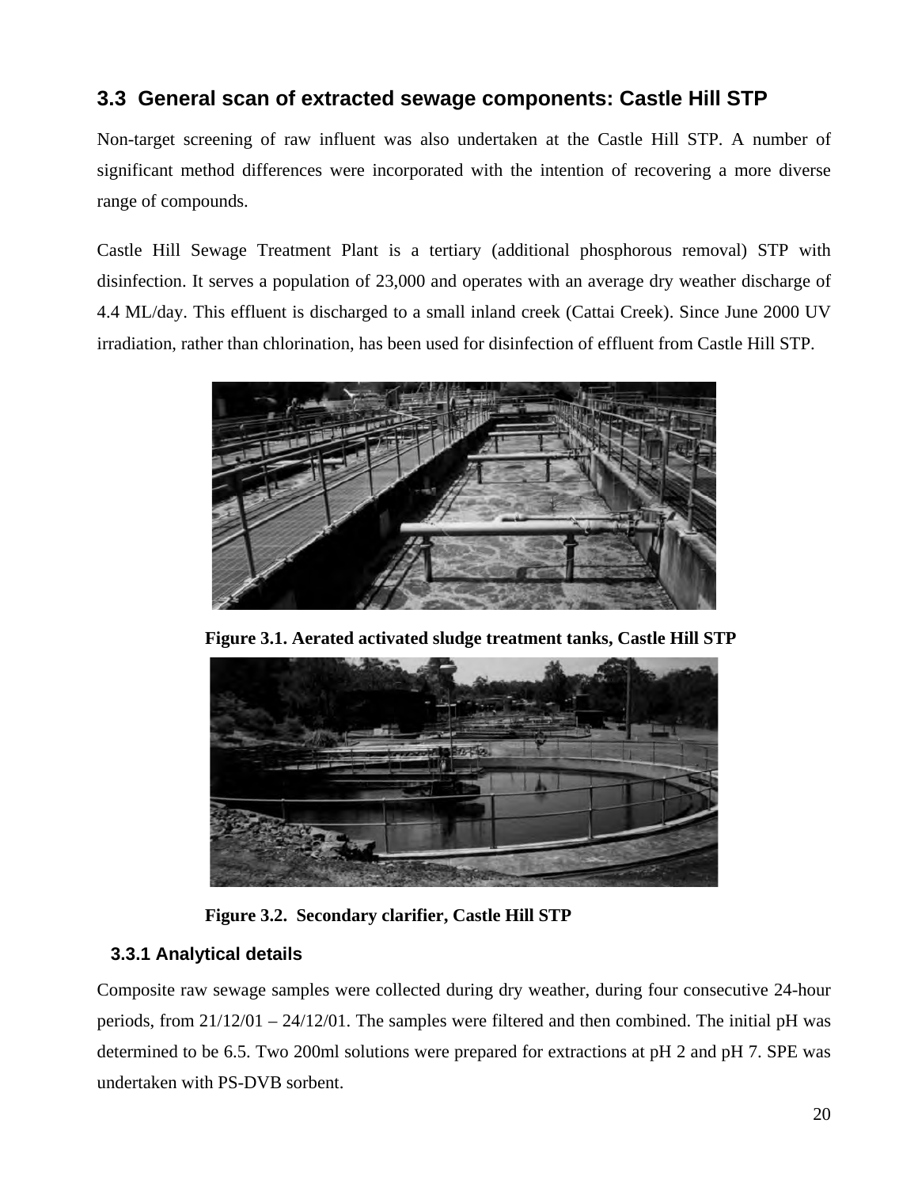## 3.3 General scan of extracted sewage components: Castle Hill STP

Non-target screening of raw influent was also undertaken at the Castle Hill STP. A number of significant method differences were incorporated with the intention of recovering a more diverse range of compounds.

Castle Hill Sewage Treatment Plant is a tertiary (additional phosphorous removal) STP with disinfection. It serves a population of 23,000 and operates with an average dry weather discharge of 4.4 ML/day. This effluent is discharged to a small inland creek (Cattai Creek). Since June 2000 UV irradiation, rather than chlorination, has been used for disinfection of effluent from Castle Hill STP.

**Figure 3.1. Aerated activated sludge treatment tanks, Castle Hill STP**

**Figure 3.2. Secondary clarifier, Castle Hill STP**

### 3.3.1 Analytical details

Composite raw sewage samples were collected during dry weather, during four consecutive 24-hour periods, from 21/12/01 – 24/12/01. The samples were filtered and then combined. The initial pH was determined to be 6.5. Two 200ml solutions were prepared for extractions at pH 2 and pH 7. SPE was undertaken with PS-DVB sorbent.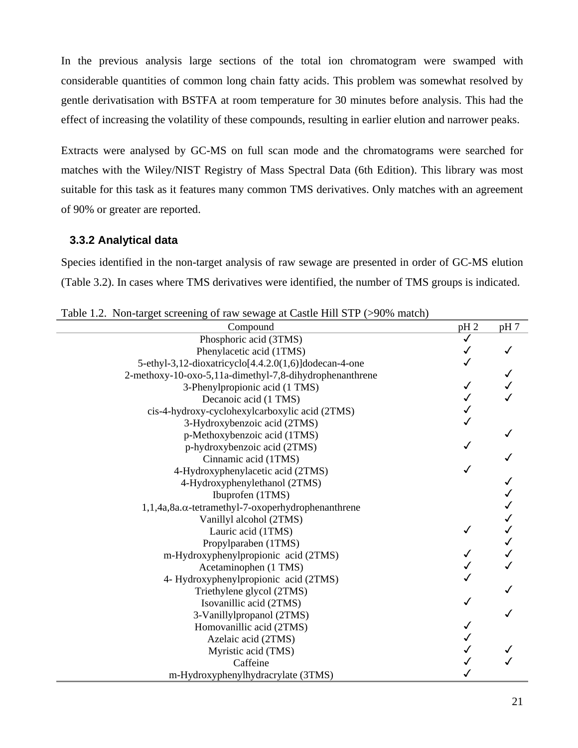In the previous analysis large sections of the total ion chromatogram were swamped with considerable quantities of common long chain fatty acids. This problem was somewhat resolved by gentle derivatisation with BSTFA at room temperature for 30 minutes before analysis. This had the effect of increasing the volatility of these compounds, resulting in earlier elution and narrower peaks.

Extracts were analysed by GC-MS on full scan mode and the chromatograms were searched for matches with the Wiley/NIST Registry of Mass Spectral Data (6th Edition). This library was most suitable for this task as it features many common TMS derivatives. Only matches with an agreement of 90% or greater are reported.

### 3.3.2 Analytical data

Species identified in the non-target analysis of raw sewage are presented in order of GC-MS elution (Table 3.2). In cases where TMS derivatives were identified, the number of TMS groups is indicated.

Table 1.2. Non-target screening of raw sewage at Castle Hill STP (>90% match)

| Compound | pH 2 | pH 7 |
|---|---|---|
| Phosphoric acid (3TMS) | ✓ | |
| Phenylacetic acid (1TMS) | ✓ | ✓ |
| 5-ethyl-3,12-dioxatricyclo[4.4.2.0(1,6)]dodecan-4-one | ✓ | |
| 2-methoxy-10-oxo-5,11a-dimethyl-7,8-dihydrophenanthrene | | ✓ |
| 3-Phenylpropionic acid (1 TMS) | ✓ | ✓ |
| Decanoic acid (1 TMS) | ✓ | ✓ |
| cis-4-hydroxy-cyclohexylcarboxylic acid (2TMS) | ✓ | |
| 3-Hydroxybenzoic acid (2TMS) | ✓ | |
| p-Methoxybenzoic acid (1TMS) | | ✓ |
| p-hydroxybenzoic acid (2TMS) | ✓ | |
| Cinnamic acid (1TMS) | | ✓ |
| 4-Hydroxyphenylacetic acid (2TMS) | ✓ | |
| 4-Hydroxyphenylethanol (2TMS) | | ✓ |
| Ibuprofen (1TMS) | | ✓ |
| 1,1,4a,8a.$\alpha$-tetramethyl-7-oxoperhydrophenanthrene | | ✓ |
| Vanillyl alcohol (2TMS) | | ✓ |
| Lauric acid (1TMS) | ✓ | ✓ |
| Propylparaben (1TMS) | | ✓ |
| m-Hydroxyphenylpropionic acid (2TMS) | ✓ | ✓ |
| Acetaminophen (1 TMS) | ✓ | ✓ |
| 4- Hydroxyphenylpropionic acid (2TMS) | ✓ | |
| Triethylene glycol (2TMS) | | ✓ |
| Isovanillic acid (2TMS) | ✓ | |
| 3-Vanillylpropanol (2TMS) | | ✓ |
| Homovanillic acid (2TMS) | ✓ | |
| Azelaic acid (2TMS) | ✓ | |
| Myristic acid (TMS) | ✓ | ✓ |
| Caffeine | ✓ | ✓ |
| m-Hydroxyphenylhydracrylate (3TMS) | ✓ | |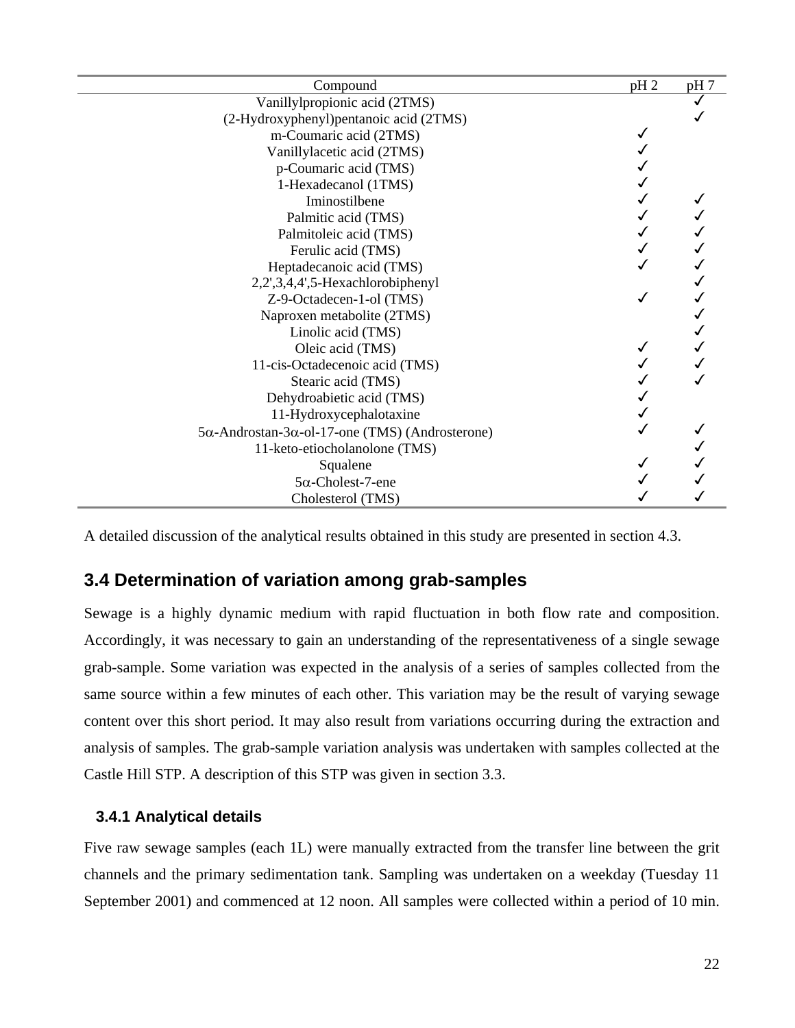| Compound | pH 2 | pH 7 |
|---|---|---|
| Vanillylpropionic acid (2TMS) | | ✓ |
| (2-Hydroxyphenyl)pentanoic acid (2TMS) | | ✓ |
| m-Coumaric acid (2TMS) | ✓ | |
| Vanillylacetic acid (2TMS) | ✓ | |
| p-Coumaric acid (TMS) | ✓ | |
| 1-Hexadecanol (1TMS) | ✓ | |
| Iminostilbene | ✓ | ✓ |
| Palmitic acid (TMS) | ✓ | ✓ |
| Palmitoleic acid (TMS) | ✓ | ✓ |
| Ferulic acid (TMS) | ✓ | ✓ |
| Heptadecanoic acid (TMS) | ✓ | ✓ |
| 2,2',3,4,4',5-Hexachlorobiphenyl | | ✓ |
| Z-9-Octadecen-1-ol (TMS) | ✓ | ✓ |
| Naproxen metabolite (2TMS) | | ✓ |
| Linolic acid (TMS) | | ✓ |
| Oleic acid (TMS) | ✓ | ✓ |
| 11-cis-Octadecenoic acid (TMS) | ✓ | ✓ |
| Stearic acid (TMS) | ✓ | ✓ |
| Dehydroabietic acid (TMS) | ✓ | |
| 11-Hydroxycephalotaxine | ✓ | |
| 5α-Androstan-3α-ol-17-one (TMS) (Androsterone) | ✓ | ✓ |
| 11-keto-etiocholanolone (TMS) | | ✓ |
| Squalene | ✓ | ✓ |
| 5α-Cholest-7-ene | ✓ | ✓ |
| Cholesterol (TMS) | ✓ | ✓ |

A detailed discussion of the analytical results obtained in this study are presented in section 4.3.

## 3.4 Determination of variation among grab-samples

Sewage is a highly dynamic medium with rapid fluctuation in both flow rate and composition. Accordingly, it was necessary to gain an understanding of the representativeness of a single sewage grab-sample. Some variation was expected in the analysis of a series of samples collected from the same source within a few minutes of each other. This variation may be the result of varying sewage content over this short period. It may also result from variations occurring during the extraction and analysis of samples. The grab-sample variation analysis was undertaken with samples collected at the Castle Hill STP. A description of this STP was given in section 3.3.

### 3.4.1 Analytical details

Five raw sewage samples (each 1L) were manually extracted from the transfer line between the grit channels and the primary sedimentation tank. Sampling was undertaken on a weekday (Tuesday 11 September 2001) and commenced at 12 noon. All samples were collected within a period of 10 min.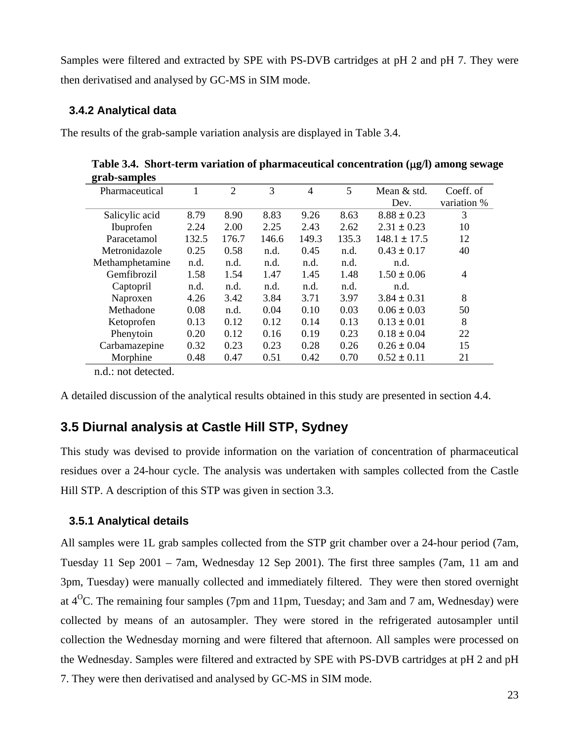Samples were filtered and extracted by SPE with PS-DVB cartridges at pH 2 and pH 7. They were then derivatised and analysed by GC-MS in SIM mode.

### 3.4.2 Analytical data

The results of the grab-sample variation analysis are displayed in Table 3.4.

**Table 3.4. Short-term variation of pharmaceutical concentration (μg/l) among sewage grab-samples**

| Pharmaceutical | 1 | 2 | 3 | 4 | 5 | Mean & std. Dev. | Coeff. of variation % |
|---|---|---|---|---|---|---|---|
| Salicylic acid | 8.79 | 8.90 | 8.83 | 9.26 | 8.63 | 8.88 ± 0.23 | 3 |
| Ibuprofen | 2.24 | 2.00 | 2.25 | 2.43 | 2.62 | 2.31 ± 0.23 | 10 |
| Paracetamol | 132.5 | 176.7 | 146.6 | 149.3 | 135.3 | 148.1 ± 17.5 | 12 |
| Metronidazole | 0.25 | 0.58 | n.d. | 0.45 | n.d. | 0.43 ± 0.17 | 40 |
| Methamphetamine | n.d. | n.d. | n.d. | n.d. | n.d. | n.d. | |
| Gemfibrozil | 1.58 | 1.54 | 1.47 | 1.45 | 1.48 | 1.50 ± 0.06 | 4 |
| Captopril | n.d. | n.d. | n.d. | n.d. | n.d. | n.d. | |
| Naproxen | 4.26 | 3.42 | 3.84 | 3.71 | 3.97 | 3.84 ± 0.31 | 8 |
| Methadone | 0.08 | n.d. | 0.04 | 0.10 | 0.03 | 0.06 ± 0.03 | 50 |
| Ketoprofen | 0.13 | 0.12 | 0.12 | 0.14 | 0.13 | 0.13 ± 0.01 | 8 |
| Phenytoin | 0.20 | 0.12 | 0.16 | 0.19 | 0.23 | 0.18 ± 0.04 | 22 |
| Carbamazepine | 0.32 | 0.23 | 0.23 | 0.28 | 0.26 | 0.26 ± 0.04 | 15 |
| Morphine | 0.48 | 0.47 | 0.51 | 0.42 | 0.70 | 0.52 ± 0.11 | 21 |

n.d.: not detected.

A detailed discussion of the analytical results obtained in this study are presented in section 4.4.

## 3.5 Diurnal analysis at Castle Hill STP, Sydney

This study was devised to provide information on the variation of concentration of pharmaceutical residues over a 24-hour cycle. The analysis was undertaken with samples collected from the Castle Hill STP. A description of this STP was given in section 3.3.

### 3.5.1 Analytical details

All samples were 1L grab samples collected from the STP grit chamber over a 24-hour period (7am, Tuesday 11 Sep 2001 – 7am, Wednesday 12 Sep 2001). The first three samples (7am, 11 am and 3pm, Tuesday) were manually collected and immediately filtered. They were then stored overnight at 4$^{O}$C. The remaining four samples (7pm and 11pm, Tuesday; and 3am and 7 am, Wednesday) were collected by means of an autosampler. They were stored in the refrigerated autosampler until collection the Wednesday morning and were filtered that afternoon. All samples were processed on the Wednesday. Samples were filtered and extracted by SPE with PS-DVB cartridges at pH 2 and pH 7. They were then derivatised and analysed by GC-MS in SIM mode.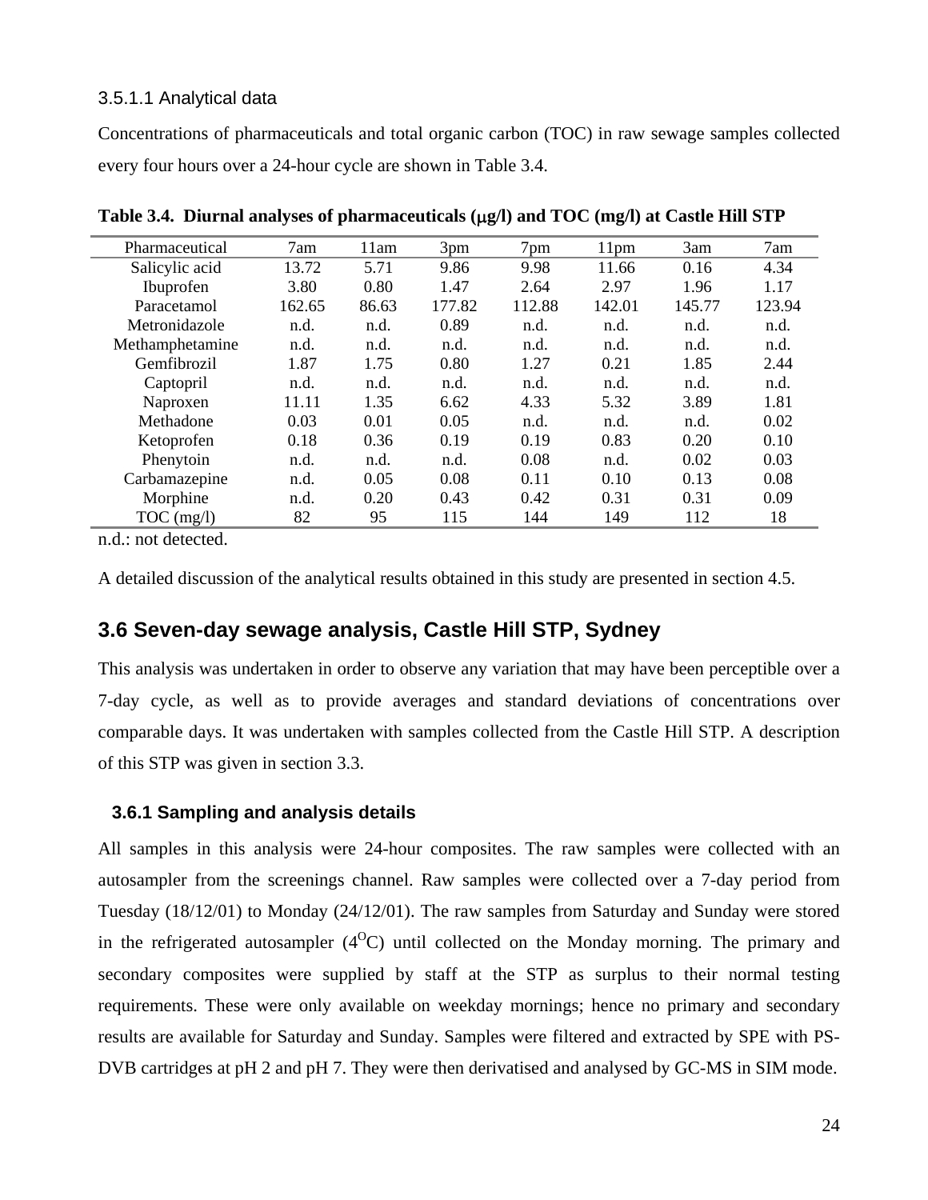#### 3.5.1.1 Analytical data

Concentrations of pharmaceuticals and total organic carbon (TOC) in raw sewage samples collected every four hours over a 24-hour cycle are shown in Table 3.4.

**Table 3.4. Diurnal analyses of pharmaceuticals (μg/l) and TOC (mg/l) at Castle Hill STP**

| Pharmaceutical | 7am | 11am | 3pm | 7pm | 11pm | 3am | 7am |
|---|---|---|---|---|---|---|---|
| Salicylic acid | 13.72 | 5.71 | 9.86 | 9.98 | 11.66 | 0.16 | 4.34 |
| Ibuprofen | 3.80 | 0.80 | 1.47 | 2.64 | 2.97 | 1.96 | 1.17 |
| Paracetamol | 162.65 | 86.63 | 177.82 | 112.88 | 142.01 | 145.77 | 123.94 |
| Metronidazole | n.d. | n.d. | 0.89 | n.d. | n.d. | n.d. | n.d. |
| Methamphetamine | n.d. | n.d. | n.d. | n.d. | n.d. | n.d. | n.d. |
| Gemfibrozil | 1.87 | 1.75 | 0.80 | 1.27 | 0.21 | 1.85 | 2.44 |
| Captopril | n.d. | n.d. | n.d. | n.d. | n.d. | n.d. | n.d. |
| Naproxen | 11.11 | 1.35 | 6.62 | 4.33 | 5.32 | 3.89 | 1.81 |
| Methadone | 0.03 | 0.01 | 0.05 | n.d. | n.d. | n.d. | 0.02 |
| Ketoprofen | 0.18 | 0.36 | 0.19 | 0.19 | 0.83 | 0.20 | 0.10 |
| Phenytoin | n.d. | n.d. | n.d. | 0.08 | n.d. | 0.02 | 0.03 |
| Carbamazepine | n.d. | 0.05 | 0.08 | 0.11 | 0.10 | 0.13 | 0.08 |
| Morphine | n.d. | 0.20 | 0.43 | 0.42 | 0.31 | 0.31 | 0.09 |
| TOC (mg/l) | 82 | 95 | 115 | 144 | 149 | 112 | 18 |

n.d.: not detected.

A detailed discussion of the analytical results obtained in this study are presented in section 4.5.

## 3.6 Seven-day sewage analysis, Castle Hill STP, Sydney

This analysis was undertaken in order to observe any variation that may have been perceptible over a 7-day cycle, as well as to provide averages and standard deviations of concentrations over comparable days. It was undertaken with samples collected from the Castle Hill STP. A description of this STP was given in section 3.3.

### 3.6.1 Sampling and analysis details

All samples in this analysis were 24-hour composites. The raw samples were collected with an autosampler from the screenings channel. Raw samples were collected over a 7-day period from Tuesday (18/12/01) to Monday (24/12/01). The raw samples from Saturday and Sunday were stored in the refrigerated autosampler ($4^{O}C$) until collected on the Monday morning. The primary and secondary composites were supplied by staff at the STP as surplus to their normal testing requirements. These were only available on weekday mornings; hence no primary and secondary results are available for Saturday and Sunday. Samples were filtered and extracted by SPE with PS-DVB cartridges at pH 2 and pH 7. They were then derivatised and analysed by GC-MS in SIM mode.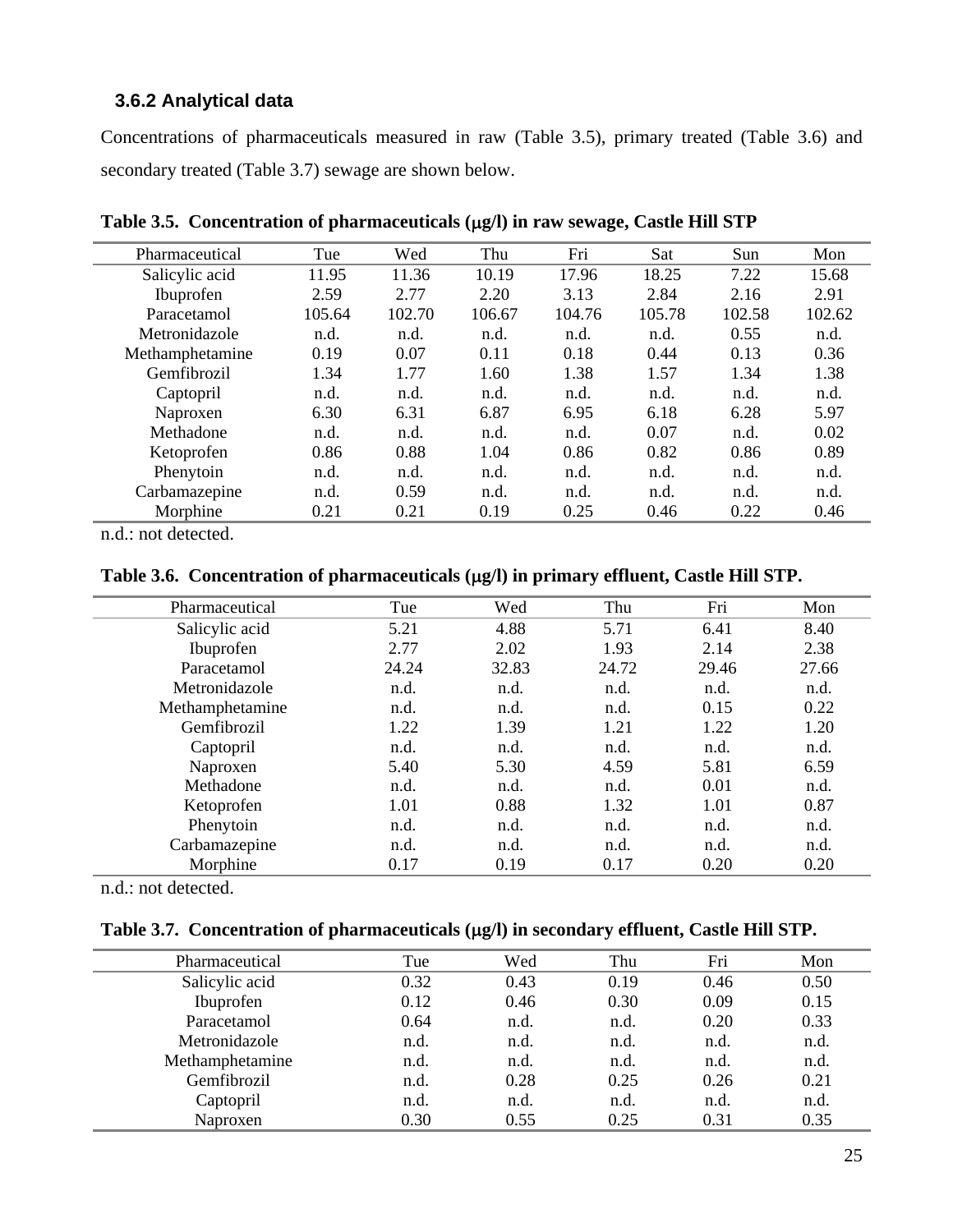### 3.6.2 Analytical data

Concentrations of pharmaceuticals measured in raw (Table 3.5), primary treated (Table 3.6) and secondary treated (Table 3.7) sewage are shown below.

**Table 3.5. Concentration of pharmaceuticals (μg/l) in raw sewage, Castle Hill STP**

| Pharmaceutical | Tue | Wed | Thu | Fri | Sat | Sun | Mon |
|---|---|---|---|---|---|---|---|
| Salicylic acid | 11.95 | 11.36 | 10.19 | 17.96 | 18.25 | 7.22 | 15.68 |
| Ibuprofen | 2.59 | 2.77 | 2.20 | 3.13 | 2.84 | 2.16 | 2.91 |
| Paracetamol | 105.64 | 102.70 | 106.67 | 104.76 | 105.78 | 102.58 | 102.62 |
| Metronidazole | n.d. | n.d. | n.d. | n.d. | n.d. | 0.55 | n.d. |
| Methamphetamine | 0.19 | 0.07 | 0.11 | 0.18 | 0.44 | 0.13 | 0.36 |
| Gemfibrozil | 1.34 | 1.77 | 1.60 | 1.38 | 1.57 | 1.34 | 1.38 |
| Captopril | n.d. | n.d. | n.d. | n.d. | n.d. | n.d. | n.d. |
| Naproxen | 6.30 | 6.31 | 6.87 | 6.95 | 6.18 | 6.28 | 5.97 |
| Methadone | n.d. | n.d. | n.d. | n.d. | 0.07 | n.d. | 0.02 |
| Ketoprofen | 0.86 | 0.88 | 1.04 | 0.86 | 0.82 | 0.86 | 0.89 |
| Phenytoin | n.d. | n.d. | n.d. | n.d. | n.d. | n.d. | n.d. |
| Carbamazepine | n.d. | 0.59 | n.d. | n.d. | n.d. | n.d. | n.d. |
| Morphine | 0.21 | 0.21 | 0.19 | 0.25 | 0.46 | 0.22 | 0.46 |

n.d.: not detected.

**Table 3.6. Concentration of pharmaceuticals (μg/l) in primary effluent, Castle Hill STP.**

| Pharmaceutical | Tue | Wed | Thu | Fri | Mon |
|---|---|---|---|---|---|
| Salicylic acid | 5.21 | 4.88 | 5.71 | 6.41 | 8.40 |
| Ibuprofen | 2.77 | 2.02 | 1.93 | 2.14 | 2.38 |
| Paracetamol | 24.24 | 32.83 | 24.72 | 29.46 | 27.66 |
| Metronidazole | n.d. | n.d. | n.d. | n.d. | n.d. |
| Methamphetamine | n.d. | n.d. | n.d. | 0.15 | 0.22 |
| Gemfibrozil | 1.22 | 1.39 | 1.21 | 1.22 | 1.20 |
| Captopril | n.d. | n.d. | n.d. | n.d. | n.d. |
| Naproxen | 5.40 | 5.30 | 4.59 | 5.81 | 6.59 |
| Methadone | n.d. | n.d. | n.d. | 0.01 | n.d. |
| Ketoprofen | 1.01 | 0.88 | 1.32 | 1.01 | 0.87 |
| Phenytoin | n.d. | n.d. | n.d. | n.d. | n.d. |
| Carbamazepine | n.d. | n.d. | n.d. | n.d. | n.d. |
| Morphine | 0.17 | 0.19 | 0.17 | 0.20 | 0.20 |

n.d.: not detected.

**Table 3.7. Concentration of pharmaceuticals (μg/l) in secondary effluent, Castle Hill STP.**

| Pharmaceutical | Tue | Wed | Thu | Fri | Mon |
|---|---|---|---|---|---|
| Salicylic acid | 0.32 | 0.43 | 0.19 | 0.46 | 0.50 |
| Ibuprofen | 0.12 | 0.46 | 0.30 | 0.09 | 0.15 |
| Paracetamol | 0.64 | n.d. | n.d. | 0.20 | 0.33 |
| Metronidazole | n.d. | n.d. | n.d. | n.d. | n.d. |
| Methamphetamine | n.d. | n.d. | n.d. | n.d. | n.d. |
| Gemfibrozil | n.d. | 0.28 | 0.25 | 0.26 | 0.21 |
| Captopril | n.d. | n.d. | n.d. | n.d. | n.d. |
| Naproxen | 0.30 | 0.55 | 0.25 | 0.31 | 0.35 |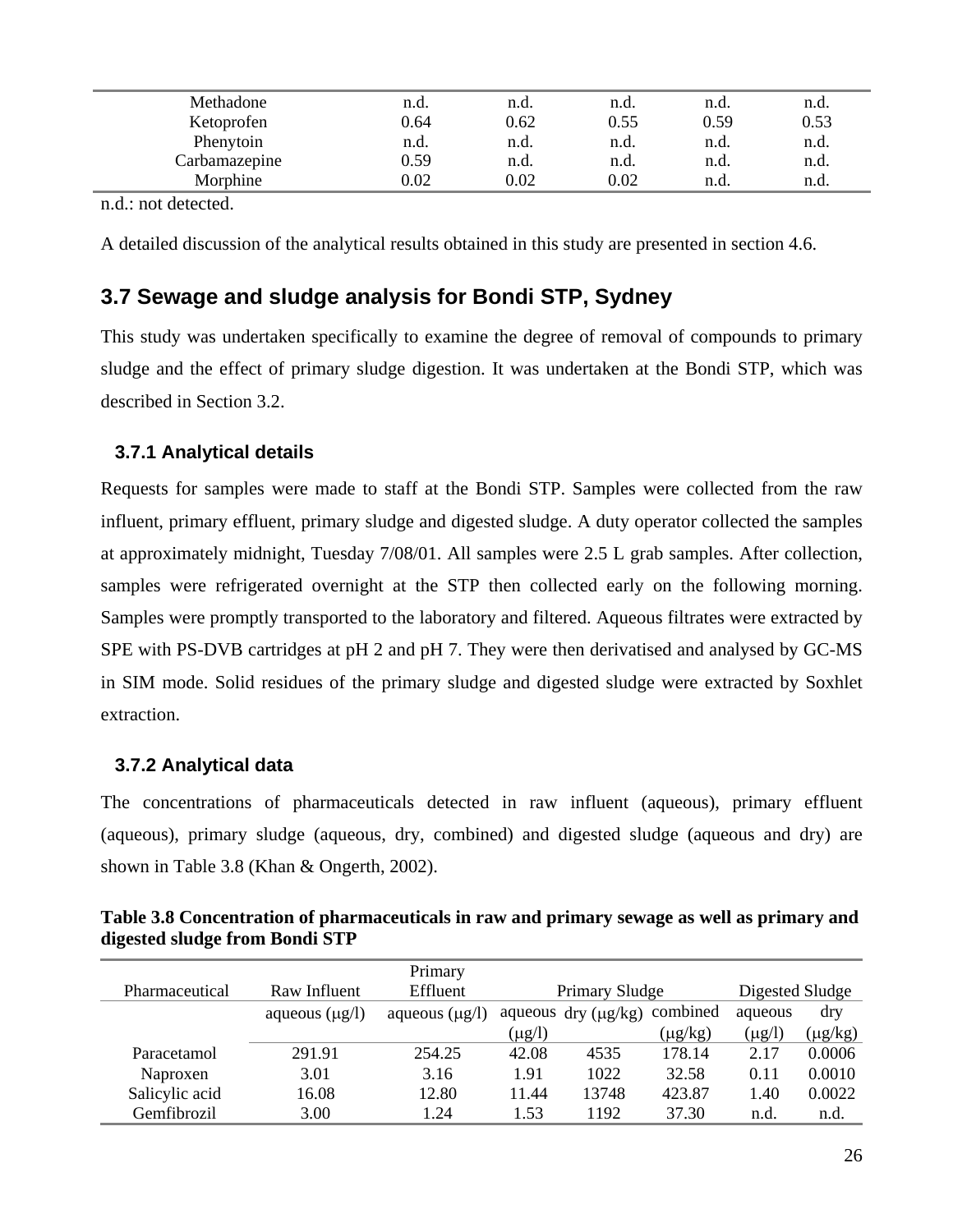| Methadone | n.d. | n.d. | n.d. | n.d. | n.d. |
|---|---|---|---|---|---|
| Ketoprofen | 0.64 | 0.62 | 0.55 | 0.59 | 0.53 |
| Phenytoin | n.d. | n.d. | n.d. | n.d. | n.d. |
| Carbamazepine | 0.59 | n.d. | n.d. | n.d. | n.d. |
| Morphine | 0.02 | 0.02 | 0.02 | n.d. | n.d. |

n.d.: not detected.

A detailed discussion of the analytical results obtained in this study are presented in section 4.6.

## 3.7 Sewage and sludge analysis for Bondi STP, Sydney

This study was undertaken specifically to examine the degree of removal of compounds to primary sludge and the effect of primary sludge digestion. It was undertaken at the Bondi STP, which was described in Section 3.2.

### 3.7.1 Analytical details

Requests for samples were made to staff at the Bondi STP. Samples were collected from the raw influent, primary effluent, primary sludge and digested sludge. A duty operator collected the samples at approximately midnight, Tuesday 7/08/01. All samples were 2.5 L grab samples. After collection, samples were refrigerated overnight at the STP then collected early on the following morning. Samples were promptly transported to the laboratory and filtered. Aqueous filtrates were extracted by SPE with PS-DVB cartridges at pH 2 and pH 7. They were then derivatised and analysed by GC-MS in SIM mode. Solid residues of the primary sludge and digested sludge were extracted by Soxhlet extraction.

### 3.7.2 Analytical data

The concentrations of pharmaceuticals detected in raw influent (aqueous), primary effluent (aqueous), primary sludge (aqueous, dry, combined) and digested sludge (aqueous and dry) are shown in Table 3.8 (Khan & Ongerth, 2002).

**Table 3.8 Concentration of pharmaceuticals in raw and primary sewage as well as primary and digested sludge from Bondi STP**

| Pharmaceutical | Raw Influent | Primary Effluent | Primary Sludge | | | Digested Sludge | |
|---|---|---|---|---|---|---|---|
| | aqueous (μg/l) | aqueous (μg/l) | aqueous (μg/l) | dry (μg/kg) | combined (μg/kg) | aqueous (μg/l) | dry (μg/kg) |
| Paracetamol | 291.91 | 254.25 | 42.08 | 4535 | 178.14 | 2.17 | 0.0006 |
| Naproxen | 3.01 | 3.16 | 1.91 | 1022 | 32.58 | 0.11 | 0.0010 |
| Salicylic acid | 16.08 | 12.80 | 11.44 | 13748 | 423.87 | 1.40 | 0.0022 |
| Gemfibrozil | 3.00 | 1.24 | 1.53 | 1192 | 37.30 | n.d. | n.d. |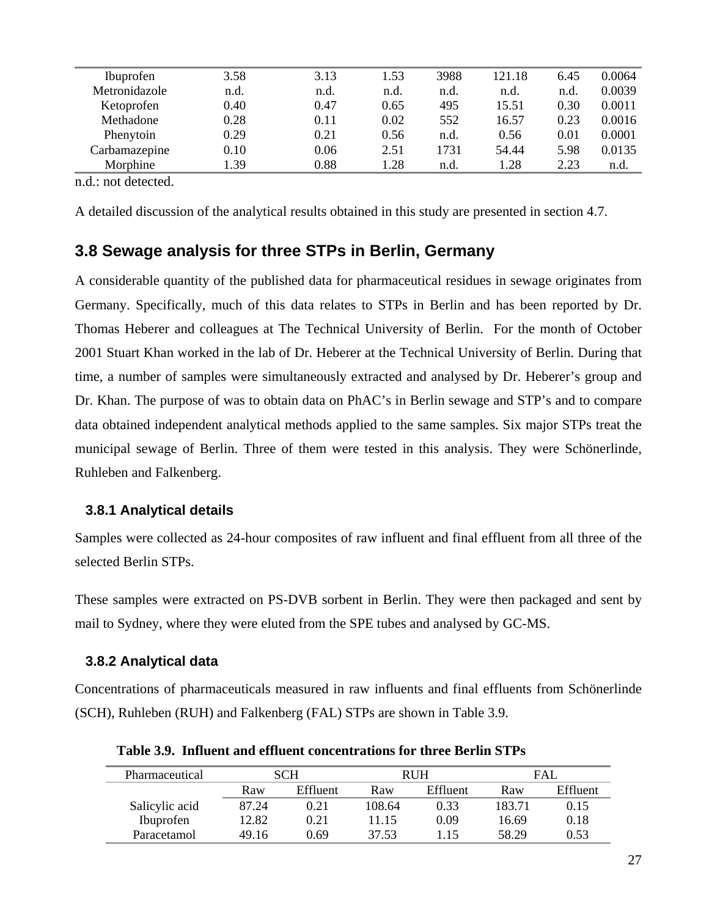| | | | | | | | |
|---|---|---|---|---|---|---|---|
| Ibuprofen | 3.58 | 3.13 | 1.53 | 3988 | 121.18 | 6.45 | 0.0064 |
| Metronidazole | n.d. | n.d. | n.d. | n.d. | n.d. | n.d. | 0.0039 |
| Ketoprofen | 0.40 | 0.47 | 0.65 | 495 | 15.51 | 0.30 | 0.0011 |
| Methadone | 0.28 | 0.11 | 0.02 | 552 | 16.57 | 0.23 | 0.0016 |
| Phenytoin | 0.29 | 0.21 | 0.56 | n.d. | 0.56 | 0.01 | 0.0001 |
| Carbamazepine | 0.10 | 0.06 | 2.51 | 1731 | 54.44 | 5.98 | 0.0135 |
| Morphine | 1.39 | 0.88 | 1.28 | n.d. | 1.28 | 2.23 | n.d. |

n.d.: not detected.

A detailed discussion of the analytical results obtained in this study are presented in section 4.7.

## 3.8 Sewage analysis for three STPs in Berlin, Germany

A considerable quantity of the published data for pharmaceutical residues in sewage originates from Germany. Specifically, much of this data relates to STPs in Berlin and has been reported by Dr. Thomas Heberer and colleagues at The Technical University of Berlin. For the month of October 2001 Stuart Khan worked in the lab of Dr. Heberer at the Technical University of Berlin. During that time, a number of samples were simultaneously extracted and analysed by Dr. Heberer's group and Dr. Khan. The purpose of was to obtain data on PhAC's in Berlin sewage and STP's and to compare data obtained independent analytical methods applied to the same samples. Six major STPs treat the municipal sewage of Berlin. Three of them were tested in this analysis. They were Schönerlinde, Ruhleben and Falkenberg.

### 3.8.1 Analytical details

Samples were collected as 24-hour composites of raw influent and final effluent from all three of the selected Berlin STPs.

These samples were extracted on PS-DVB sorbent in Berlin. They were then packaged and sent by mail to Sydney, where they were eluted from the SPE tubes and analysed by GC-MS.

### 3.8.2 Analytical data

Concentrations of pharmaceuticals measured in raw influents and final effluents from Schönerlinde (SCH), Ruhleben (RUH) and Falkenberg (FAL) STPs are shown in Table 3.9.

**Table 3.9. Influent and effluent concentrations for three Berlin STPs**

| Pharmaceutical | SCH | | RUH | | FAL | |
|---|---|---|---|---|---|---|
| | Raw | Effluent | Raw | Effluent | Raw | Effluent |
| Salicylic acid | 87.24 | 0.21 | 108.64 | 0.33 | 183.71 | 0.15 |
| Ibuprofen | 12.82 | 0.21 | 11.15 | 0.09 | 16.69 | 0.18 |
| Paracetamol | 49.16 | 0.69 | 37.53 | 1.15 | 58.29 | 0.53 |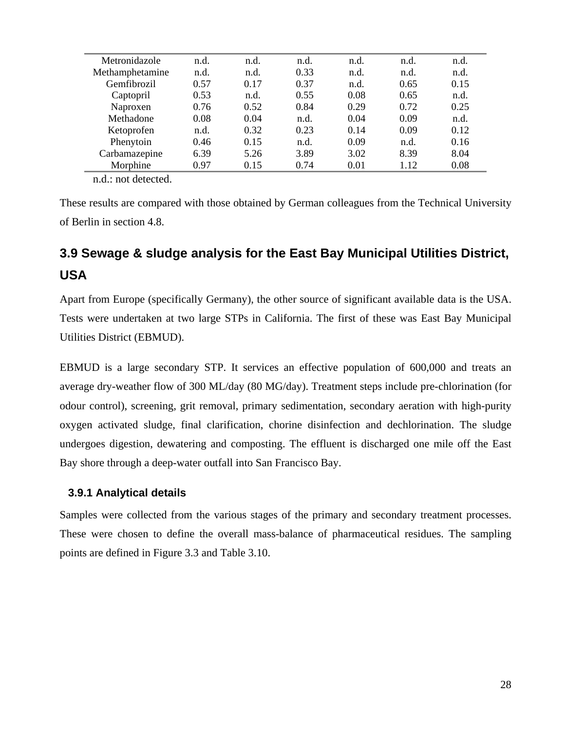| | | | | | | |
|---|---|---|---|---|---|---|
| Metronidazole | n.d. | n.d. | n.d. | n.d. | n.d. | n.d. |
| Methamphetamine | n.d. | n.d. | 0.33 | n.d. | n.d. | n.d. |
| Gemfibrozil | 0.57 | 0.17 | 0.37 | n.d. | 0.65 | 0.15 |
| Captopril | 0.53 | n.d. | 0.55 | 0.08 | 0.65 | n.d. |
| Naproxen | 0.76 | 0.52 | 0.84 | 0.29 | 0.72 | 0.25 |
| Methadone | 0.08 | 0.04 | n.d. | 0.04 | 0.09 | n.d. |
| Ketoprofen | n.d. | 0.32 | 0.23 | 0.14 | 0.09 | 0.12 |
| Phenytoin | 0.46 | 0.15 | n.d. | 0.09 | n.d. | 0.16 |
| Carbamazepine | 6.39 | 5.26 | 3.89 | 3.02 | 8.39 | 8.04 |
| Morphine | 0.97 | 0.15 | 0.74 | 0.01 | 1.12 | 0.08 |

n.d.: not detected.

These results are compared with those obtained by German colleagues from the Technical University of Berlin in section 4.8.

## 3.9 Sewage & sludge analysis for the East Bay Municipal Utilities District, USA

Apart from Europe (specifically Germany), the other source of significant available data is the USA. Tests were undertaken at two large STPs in California. The first of these was East Bay Municipal Utilities District (EBMUD).

EBMUD is a large secondary STP. It services an effective population of 600,000 and treats an average dry-weather flow of 300 ML/day (80 MG/day). Treatment steps include pre-chlorination (for odour control), screening, grit removal, primary sedimentation, secondary aeration with high-purity oxygen activated sludge, final clarification, chorine disinfection and dechlorination. The sludge undergoes digestion, dewatering and composting. The effluent is discharged one mile off the East Bay shore through a deep-water outfall into San Francisco Bay.

### 3.9.1 Analytical details

Samples were collected from the various stages of the primary and secondary treatment processes. These were chosen to define the overall mass-balance of pharmaceutical residues. The sampling points are defined in Figure 3.3 and Table 3.10.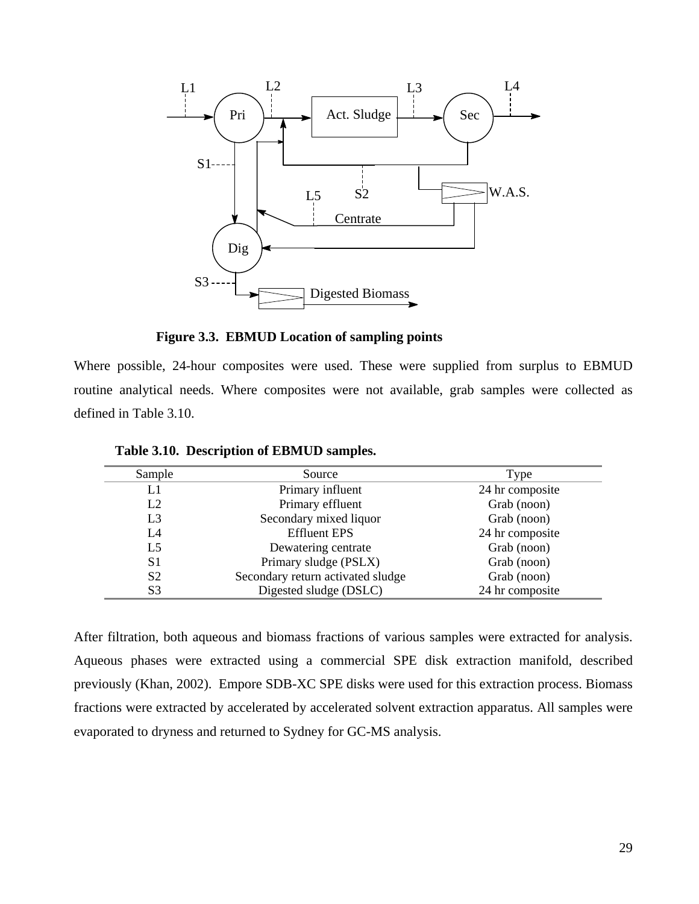**Figure 3.3. EBMUD Location of sampling points**

Where possible, 24-hour composites were used. These were supplied from surplus to EBMUD routine analytical needs. Where composites were not available, grab samples were collected as defined in Table 3.10.

**Table 3.10. Description of EBMUD samples.**

| Sample | Source | Type |
|---|---|---|
| L1 | Primary influent | 24 hr composite |
| L2 | Primary effluent | Grab (noon) |
| L3 | Secondary mixed liquor | Grab (noon) |
| L4 | Effluent EPS | 24 hr composite |
| L5 | Dewatering centrate | Grab (noon) |
| S1 | Primary sludge (PSLX) | Grab (noon) |
| S2 | Secondary return activated sludge | Grab (noon) |
| S3 | Digested sludge (DSLC) | 24 hr composite |

After filtration, both aqueous and biomass fractions of various samples were extracted for analysis. Aqueous phases were extracted using a commercial SPE disk extraction manifold, described previously (Khan, 2002). Empore SDB-XC SPE disks were used for this extraction process. Biomass fractions were extracted by accelerated by accelerated solvent extraction apparatus. All samples were evaporated to dryness and returned to Sydney for GC-MS analysis.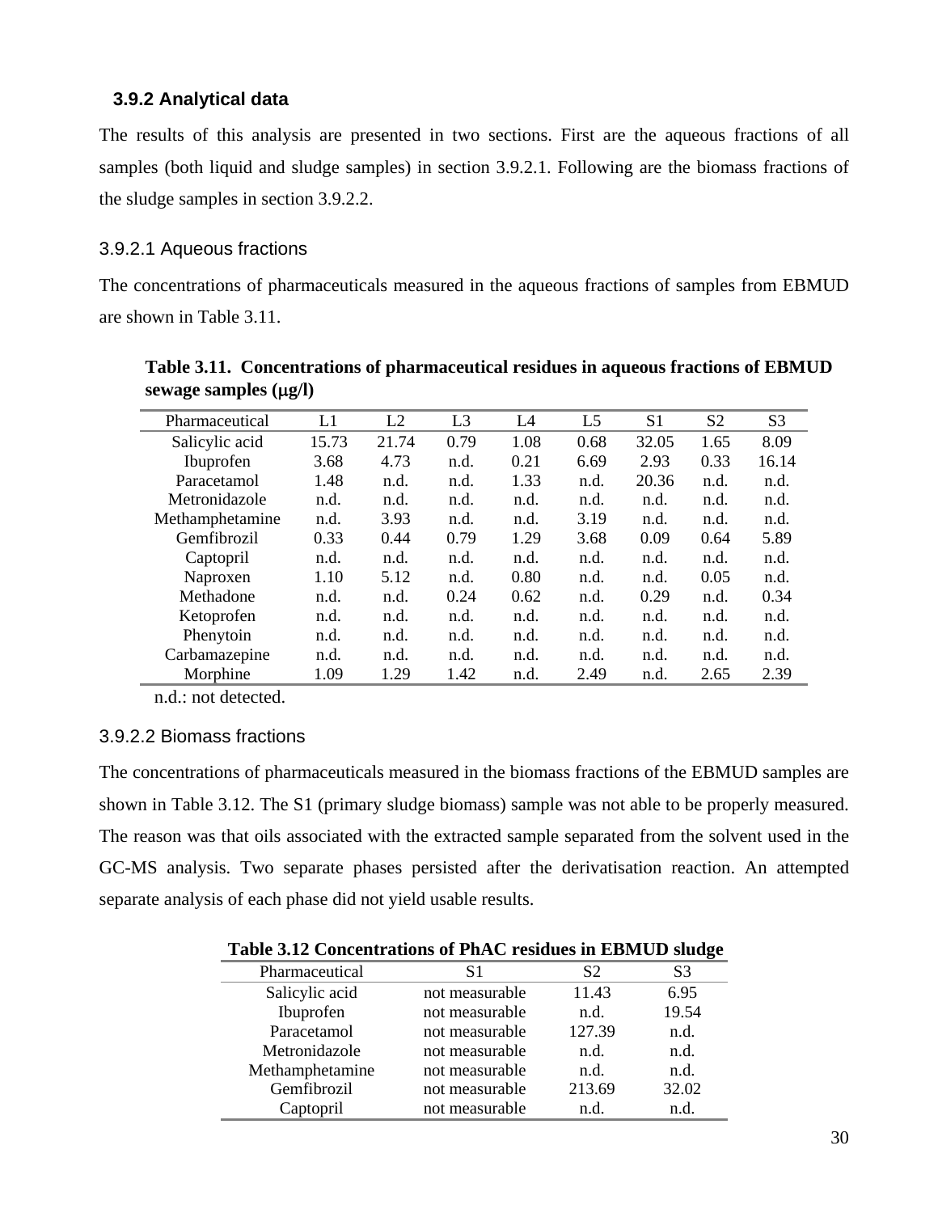### 3.9.2 Analytical data

The results of this analysis are presented in two sections. First are the aqueous fractions of all samples (both liquid and sludge samples) in section 3.9.2.1. Following are the biomass fractions of the sludge samples in section 3.9.2.2.

#### 3.9.2.1 Aqueous fractions

The concentrations of pharmaceuticals measured in the aqueous fractions of samples from EBMUD are shown in Table 3.11.

**Table 3.11. Concentrations of pharmaceutical residues in aqueous fractions of EBMUD sewage samples (μg/l)**

| Pharmaceutical | L1 | L2 | L3 | L4 | L5 | S1 | S2 | S3 |
|---|---|---|---|---|---|---|---|---|
| Salicylic acid | 15.73 | 21.74 | 0.79 | 1.08 | 0.68 | 32.05 | 1.65 | 8.09 |
| Ibuprofen | 3.68 | 4.73 | n.d. | 0.21 | 6.69 | 2.93 | 0.33 | 16.14 |
| Paracetamol | 1.48 | n.d. | n.d. | 1.33 | n.d. | 20.36 | n.d. | n.d. |
| Metronidazole | n.d. | n.d. | n.d. | n.d. | n.d. | n.d. | n.d. | n.d. |
| Methamphetamine | n.d. | 3.93 | n.d. | n.d. | 3.19 | n.d. | n.d. | n.d. |
| Gemfibrozil | 0.33 | 0.44 | 0.79 | 1.29 | 3.68 | 0.09 | 0.64 | 5.89 |
| Captopril | n.d. | n.d. | n.d. | n.d. | n.d. | n.d. | n.d. | n.d. |
| Naproxen | 1.10 | 5.12 | n.d. | 0.80 | n.d. | n.d. | 0.05 | n.d. |
| Methadone | n.d. | n.d. | 0.24 | 0.62 | n.d. | 0.29 | n.d. | 0.34 |
| Ketoprofen | n.d. | n.d. | n.d. | n.d. | n.d. | n.d. | n.d. | n.d. |
| Phenytoin | n.d. | n.d. | n.d. | n.d. | n.d. | n.d. | n.d. | n.d. |
| Carbamazepine | n.d. | n.d. | n.d. | n.d. | n.d. | n.d. | n.d. | n.d. |
| Morphine | 1.09 | 1.29 | 1.42 | n.d. | 2.49 | n.d. | 2.65 | 2.39 |

n.d.: not detected.

#### 3.9.2.2 Biomass fractions

The concentrations of pharmaceuticals measured in the biomass fractions of the EBMUD samples are shown in Table 3.12. The S1 (primary sludge biomass) sample was not able to be properly measured. The reason was that oils associated with the extracted sample separated from the solvent used in the GC-MS analysis. Two separate phases persisted after the derivatisation reaction. An attempted separate analysis of each phase did not yield usable results.

**Table 3.12 Concentrations of PhAC residues in EBMUD sludge**

| Pharmaceutical | S1 | S2 | S3 |
|---|---|---|---|
| Salicylic acid | not measurable | 11.43 | 6.95 |
| Ibuprofen | not measurable | n.d. | 19.54 |
| Paracetamol | not measurable | 127.39 | n.d. |
| Metronidazole | not measurable | n.d. | n.d. |
| Methamphetamine | not measurable | n.d. | n.d. |
| Gemfibrozil | not measurable | 213.69 | 32.02 |
| Captopril | not measurable | n.d. | n.d. |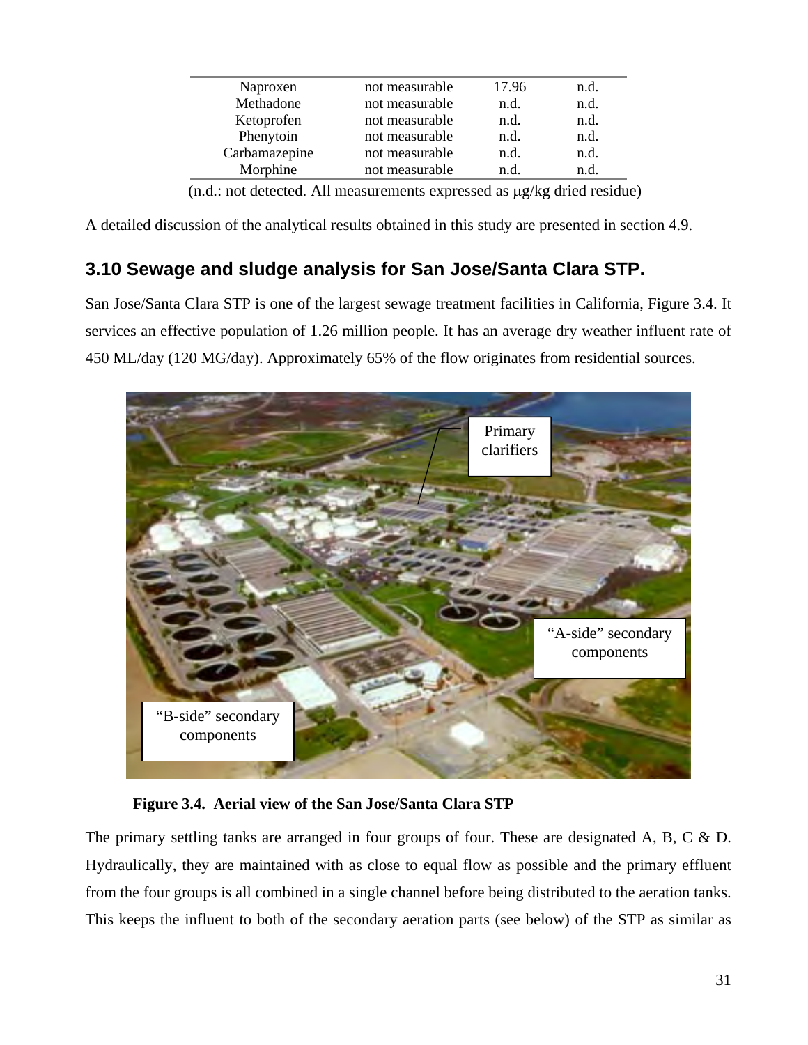| | | | |
|---|---|---|---|
| Naproxen | not measurable | 17.96 | n.d. |
| Methadone | not measurable | n.d. | n.d. |
| Ketoprofen | not measurable | n.d. | n.d. |
| Phenytoin | not measurable | n.d. | n.d. |
| Carbamazepine | not measurable | n.d. | n.d. |
| Morphine | not measurable | n.d. | n.d. |

(n.d.: not detected. All measurements expressed as μg/kg dried residue)

A detailed discussion of the analytical results obtained in this study are presented in section 4.9.

## 3.10 Sewage and sludge analysis for San Jose/Santa Clara STP.

San Jose/Santa Clara STP is one of the largest sewage treatment facilities in California, Figure 3.4. It services an effective population of 1.26 million people. It has an average dry weather influent rate of 450 ML/day (120 MG/day). Approximately 65% of the flow originates from residential sources.

**Figure 3.4. Aerial view of the San Jose/Santa Clara STP**

The primary settling tanks are arranged in four groups of four. These are designated A, B, C & D. Hydraulically, they are maintained with as close to equal flow as possible and the primary effluent from the four groups is all combined in a single channel before being distributed to the aeration tanks. This keeps the influent to both of the secondary aeration parts (see below) of the STP as similar as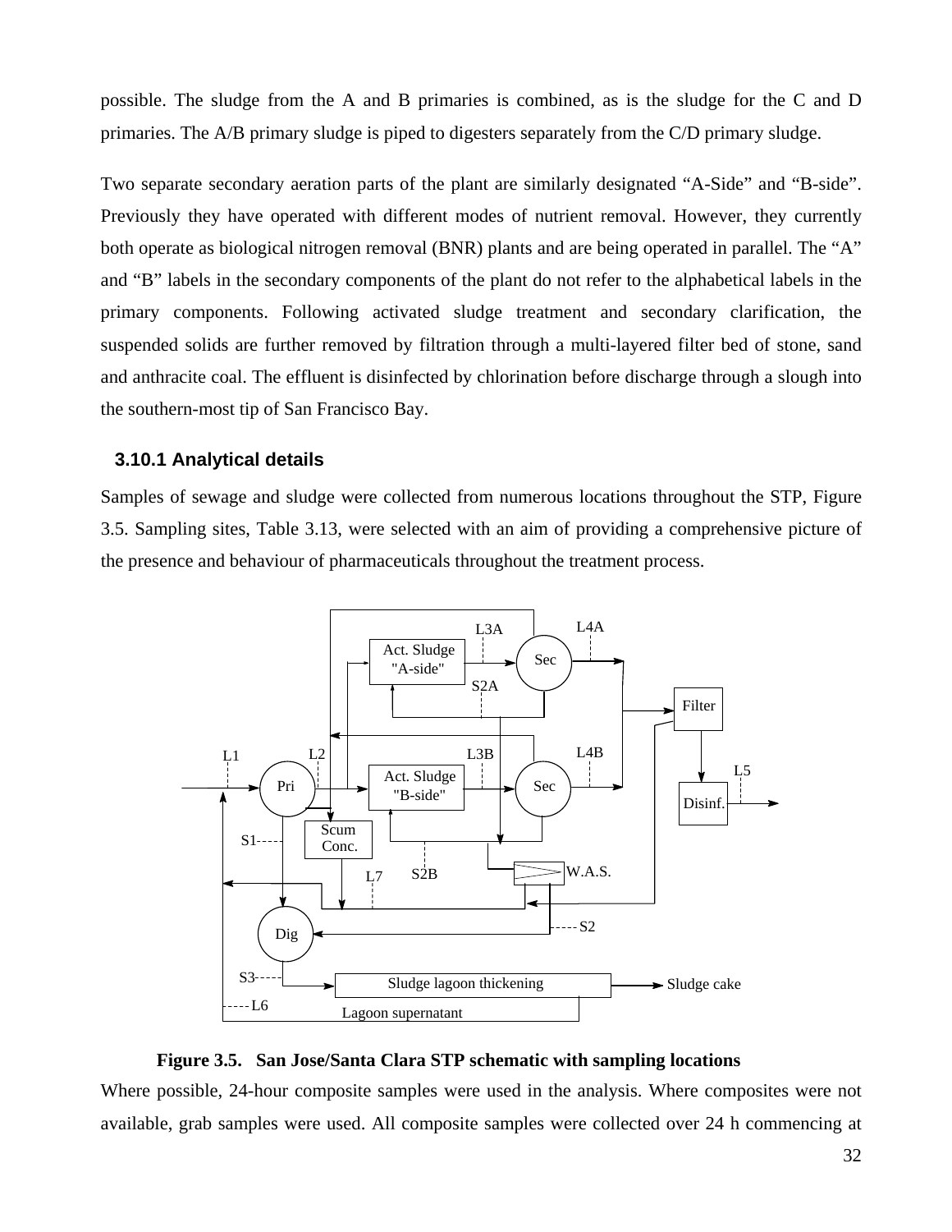possible. The sludge from the A and B primaries is combined, as is the sludge for the C and D primaries. The A/B primary sludge is piped to digesters separately from the C/D primary sludge.

Two separate secondary aeration parts of the plant are similarly designated "A-Side" and "B-side". Previously they have operated with different modes of nutrient removal. However, they currently both operate as biological nitrogen removal (BNR) plants and are being operated in parallel. The "A" and "B" labels in the secondary components of the plant do not refer to the alphabetical labels in the primary components. Following activated sludge treatment and secondary clarification, the suspended solids are further removed by filtration through a multi-layered filter bed of stone, sand and anthracite coal. The effluent is disinfected by chlorination before discharge through a slough into the southern-most tip of San Francisco Bay.

### 3.10.1 Analytical details

Samples of sewage and sludge were collected from numerous locations throughout the STP, Figure 3.5. Sampling sites, Table 3.13, were selected with an aim of providing a comprehensive picture of the presence and behaviour of pharmaceuticals throughout the treatment process.

**Figure 3.5. San Jose/Santa Clara STP schematic with sampling locations**

Where possible, 24-hour composite samples were used in the analysis. Where composites were not available, grab samples were used. All composite samples were collected over 24 h commencing at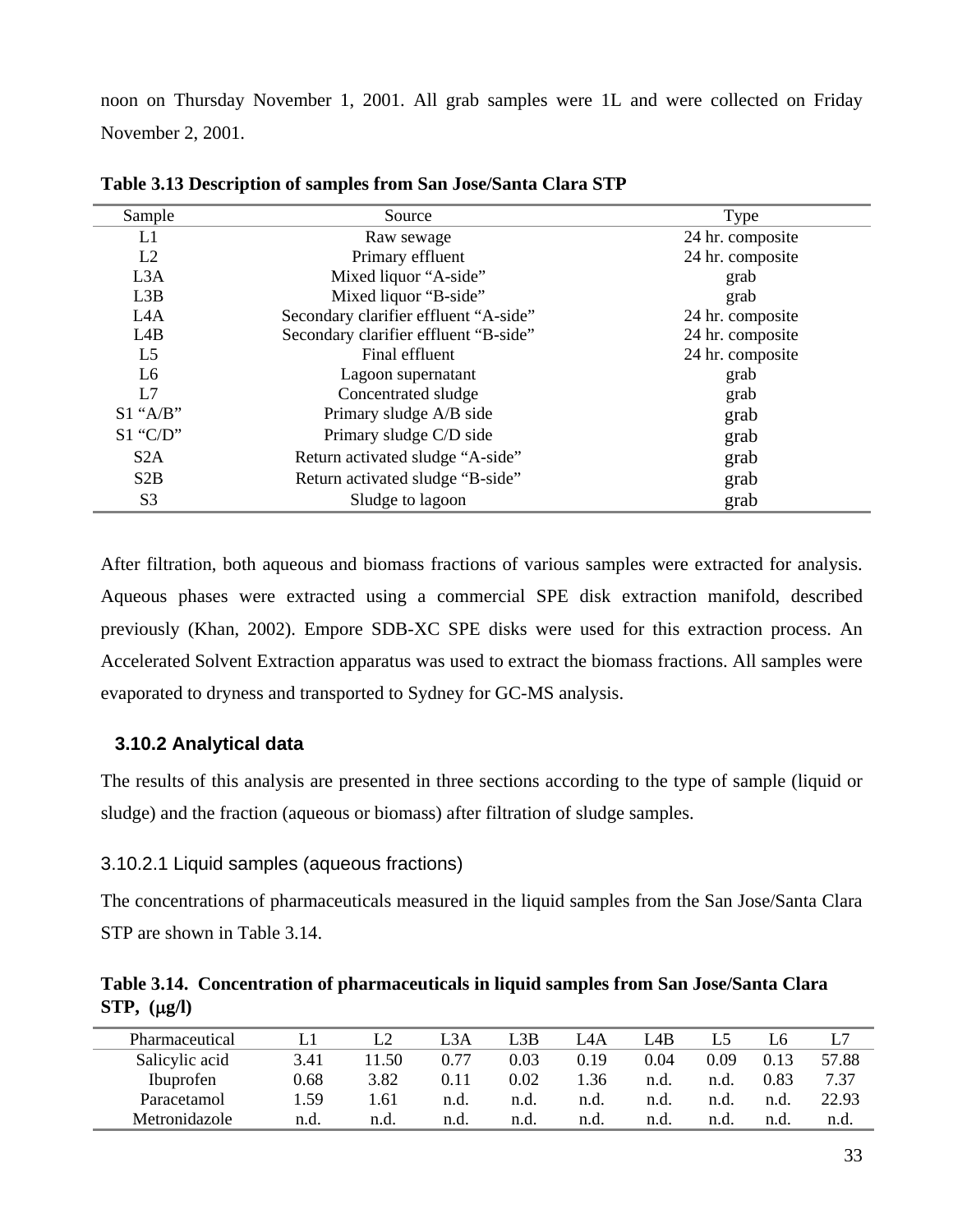noon on Thursday November 1, 2001. All grab samples were 1L and were collected on Friday November 2, 2001.

**Table 3.13 Description of samples from San Jose/Santa Clara STP**

| Sample | Source | Type |
|---|---|---|
| L1 | Raw sewage | 24 hr. composite |
| L2 | Primary effluent | 24 hr. composite |
| L3A | Mixed liquor “A-side” | grab |
| L3B | Mixed liquor “B-side” | grab |
| L4A | Secondary clarifier effluent “A-side” | 24 hr. composite |
| L4B | Secondary clarifier effluent “B-side” | 24 hr. composite |
| L5 | Final effluent | 24 hr. composite |
| L6 | Lagoon supernatant | grab |
| L7 | Concentrated sludge | grab |
| S1 “A/B” | Primary sludge A/B side | grab |
| S1 “C/D” | Primary sludge C/D side | grab |
| S2A | Return activated sludge “A-side” | grab |
| S2B | Return activated sludge “B-side” | grab |
| S3 | Sludge to lagoon | grab |

After filtration, both aqueous and biomass fractions of various samples were extracted for analysis. Aqueous phases were extracted using a commercial SPE disk extraction manifold, described previously (Khan, 2002). Empore SDB-XC SPE disks were used for this extraction process. An Accelerated Solvent Extraction apparatus was used to extract the biomass fractions. All samples were evaporated to dryness and transported to Sydney for GC-MS analysis.

### 3.10.2 Analytical data

The results of this analysis are presented in three sections according to the type of sample (liquid or sludge) and the fraction (aqueous or biomass) after filtration of sludge samples.

#### 3.10.2.1 Liquid samples (aqueous fractions)

The concentrations of pharmaceuticals measured in the liquid samples from the San Jose/Santa Clara STP are shown in Table 3.14.

**Table 3.14. Concentration of pharmaceuticals in liquid samples from San Jose/Santa Clara STP, (μg/l)**

| Pharmaceutical | L1 | L2 | L3A | L3B | L4A | L4B | L5 | L6 | L7 |
|---|---|---|---|---|---|---|---|---|---|
| Salicylic acid | 3.41 | 11.50 | 0.77 | 0.03 | 0.19 | 0.04 | 0.09 | 0.13 | 57.88 |
| Ibuprofen | 0.68 | 3.82 | 0.11 | 0.02 | 1.36 | n.d. | n.d. | 0.83 | 7.37 |
| Paracetamol | 1.59 | 1.61 | n.d. | n.d. | n.d. | n.d. | n.d. | n.d. | 22.93 |
| Metronidazole | n.d. | n.d. | n.d. | n.d. | n.d. | n.d. | n.d. | n.d. | n.d. |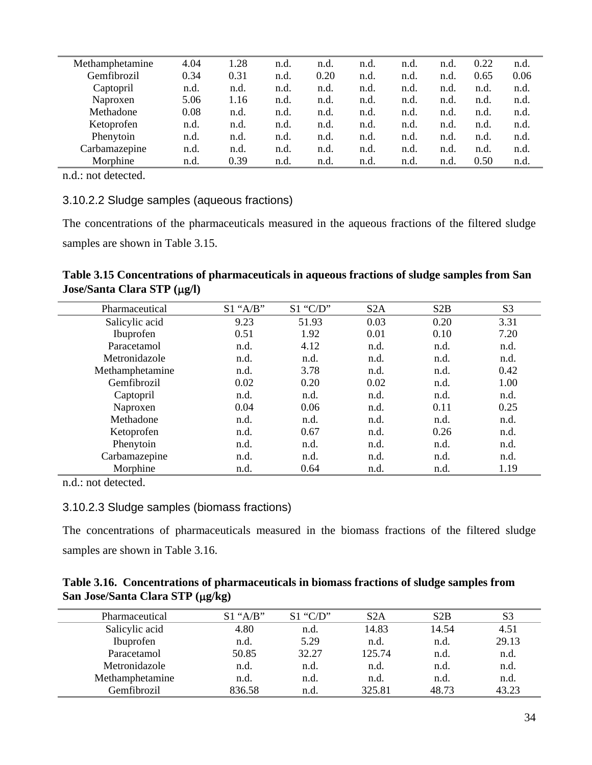| | | | | | | | | | |
|---|---|---|---|---|---|---|---|---|---|
| Methamphetamine | 4.04 | 1.28 | n.d. | n.d. | n.d. | n.d. | n.d. | 0.22 | n.d. |
| Gemfibrozil | 0.34 | 0.31 | n.d. | 0.20 | n.d. | n.d. | n.d. | 0.65 | 0.06 |
| Captopril | n.d. | n.d. | n.d. | n.d. | n.d. | n.d. | n.d. | n.d. | n.d. |
| Naproxen | 5.06 | 1.16 | n.d. | n.d. | n.d. | n.d. | n.d. | n.d. | n.d. |
| Methadone | 0.08 | n.d. | n.d. | n.d. | n.d. | n.d. | n.d. | n.d. | n.d. |
| Ketoprofen | n.d. | n.d. | n.d. | n.d. | n.d. | n.d. | n.d. | n.d. | n.d. |
| Phenytoin | n.d. | n.d. | n.d. | n.d. | n.d. | n.d. | n.d. | n.d. | n.d. |
| Carbamazepine | n.d. | n.d. | n.d. | n.d. | n.d. | n.d. | n.d. | n.d. | n.d. |
| Morphine | n.d. | 0.39 | n.d. | n.d. | n.d. | n.d. | n.d. | 0.50 | n.d. |

n.d.: not detected.

#### 3.10.2.2 Sludge samples (aqueous fractions)

The concentrations of the pharmaceuticals measured in the aqueous fractions of the filtered sludge samples are shown in Table 3.15.

**Table 3.15 Concentrations of pharmaceuticals in aqueous fractions of sludge samples from San Jose/Santa Clara STP (μg/l)**

| Pharmaceutical | S1 "A/B" | S1 "C/D" | S2A | S2B | S3 |
|---|---|---|---|---|---|
| Salicylic acid | 9.23 | 51.93 | 0.03 | 0.20 | 3.31 |
| Ibuprofen | 0.51 | 1.92 | 0.01 | 0.10 | 7.20 |
| Paracetamol | n.d. | 4.12 | n.d. | n.d. | n.d. |
| Metronidazole | n.d. | n.d. | n.d. | n.d. | n.d. |
| Methamphetamine | n.d. | 3.78 | n.d. | n.d. | 0.42 |
| Gemfibrozil | 0.02 | 0.20 | 0.02 | n.d. | 1.00 |
| Captopril | n.d. | n.d. | n.d. | n.d. | n.d. |
| Naproxen | 0.04 | 0.06 | n.d. | 0.11 | 0.25 |
| Methadone | n.d. | n.d. | n.d. | n.d. | n.d. |
| Ketoprofen | n.d. | 0.67 | n.d. | 0.26 | n.d. |
| Phenytoin | n.d. | n.d. | n.d. | n.d. | n.d. |
| Carbamazepine | n.d. | n.d. | n.d. | n.d. | n.d. |
| Morphine | n.d. | 0.64 | n.d. | n.d. | 1.19 |

n.d.: not detected.

#### 3.10.2.3 Sludge samples (biomass fractions)

The concentrations of pharmaceuticals measured in the biomass fractions of the filtered sludge samples are shown in Table 3.16.

**Table 3.16. Concentrations of pharmaceuticals in biomass fractions of sludge samples from San Jose/Santa Clara STP (μg/kg)**

| Pharmaceutical | S1 "A/B" | S1 "C/D" | S2A | S2B | S3 |
|---|---|---|---|---|---|
| Salicylic acid | 4.80 | n.d. | 14.83 | 14.54 | 4.51 |
| Ibuprofen | n.d. | 5.29 | n.d. | n.d. | 29.13 |
| Paracetamol | 50.85 | 32.27 | 125.74 | n.d. | n.d. |
| Metronidazole | n.d. | n.d. | n.d. | n.d. | n.d. |
| Methamphetamine | n.d. | n.d. | n.d. | n.d. | n.d. |
| Gemfibrozil | 836.58 | n.d. | 325.81 | 48.73 | 43.23 |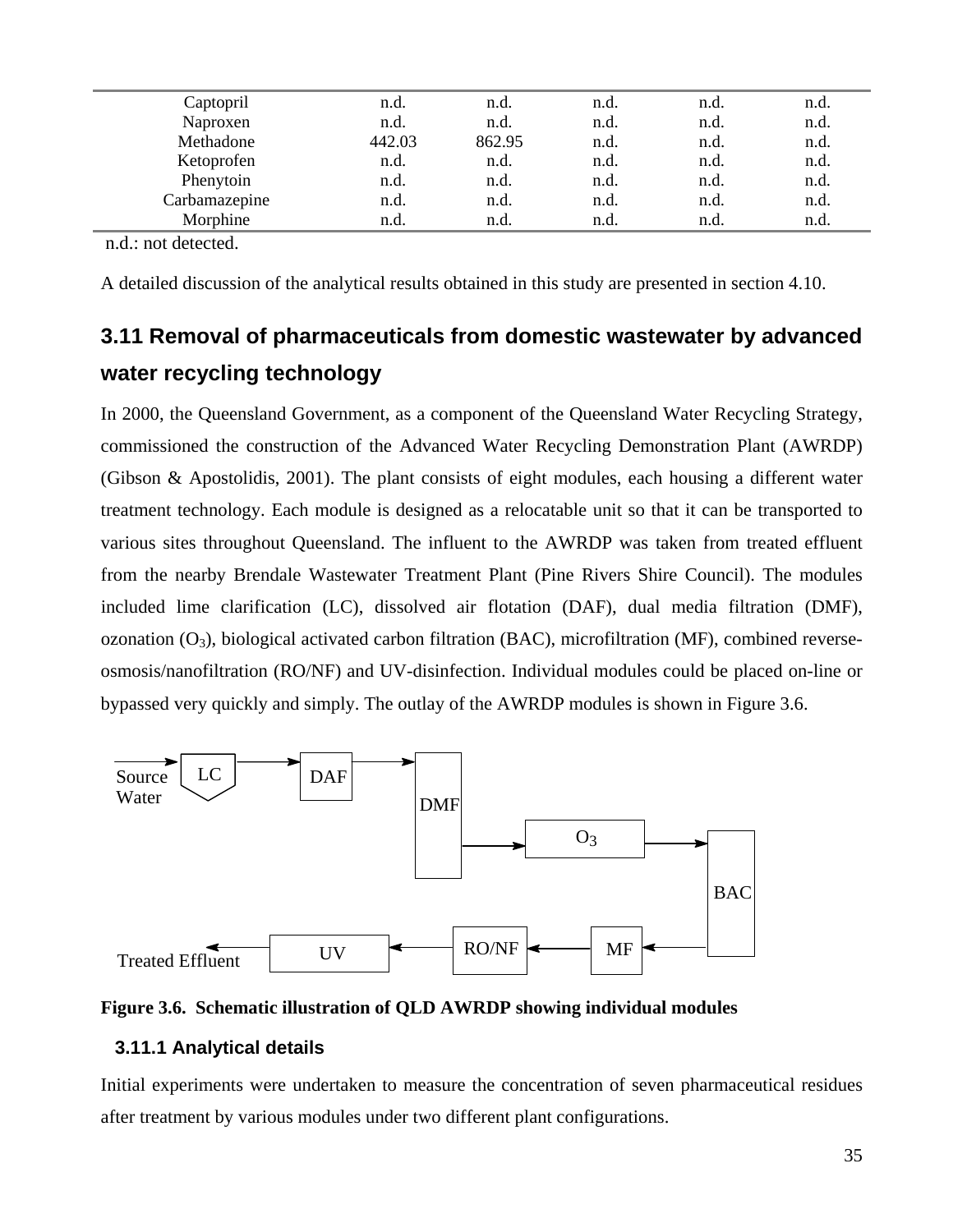| | | | | | |
|---|---|---|---|---|---|
| Captopril | n.d. | n.d. | n.d. | n.d. | n.d. |
| Naproxen | n.d. | n.d. | n.d. | n.d. | n.d. |
| Methadone | 442.03 | 862.95 | n.d. | n.d. | n.d. |
| Ketoprofen | n.d. | n.d. | n.d. | n.d. | n.d. |
| Phenytoin | n.d. | n.d. | n.d. | n.d. | n.d. |
| Carbamazepine | n.d. | n.d. | n.d. | n.d. | n.d. |
| Morphine | n.d. | n.d. | n.d. | n.d. | n.d. |

n.d.: not detected.

A detailed discussion of the analytical results obtained in this study are presented in section 4.10.

## 3.11 Removal of pharmaceuticals from domestic wastewater by advanced water recycling technology

In 2000, the Queensland Government, as a component of the Queensland Water Recycling Strategy, commissioned the construction of the Advanced Water Recycling Demonstration Plant (AWRDP) (Gibson & Apostolidis, 2001). The plant consists of eight modules, each housing a different water treatment technology. Each module is designed as a relocatable unit so that it can be transported to various sites throughout Queensland. The influent to the AWRDP was taken from treated effluent from the nearby Brendale Wastewater Treatment Plant (Pine Rivers Shire Council). The modules included lime clarification (LC), dissolved air flotation (DAF), dual media filtration (DMF), ozonation ($O_3$), biological activated carbon filtration (BAC), microfiltration (MF), combined reverse-osmosis/nanofiltration (RO/NF) and UV-disinfection. Individual modules could be placed on-line or bypassed very quickly and simply. The outlay of the AWRDP modules is shown in Figure 3.6.

Source Water → LC → DAF → DMF → $O_3$ → BAC → MF → RO/NF → UV → Treated Effluent

**Figure 3.6. Schematic illustration of QLD AWRDP showing individual modules**

### 3.11.1 Analytical details

Initial experiments were undertaken to measure the concentration of seven pharmaceutical residues after treatment by various modules under two different plant configurations.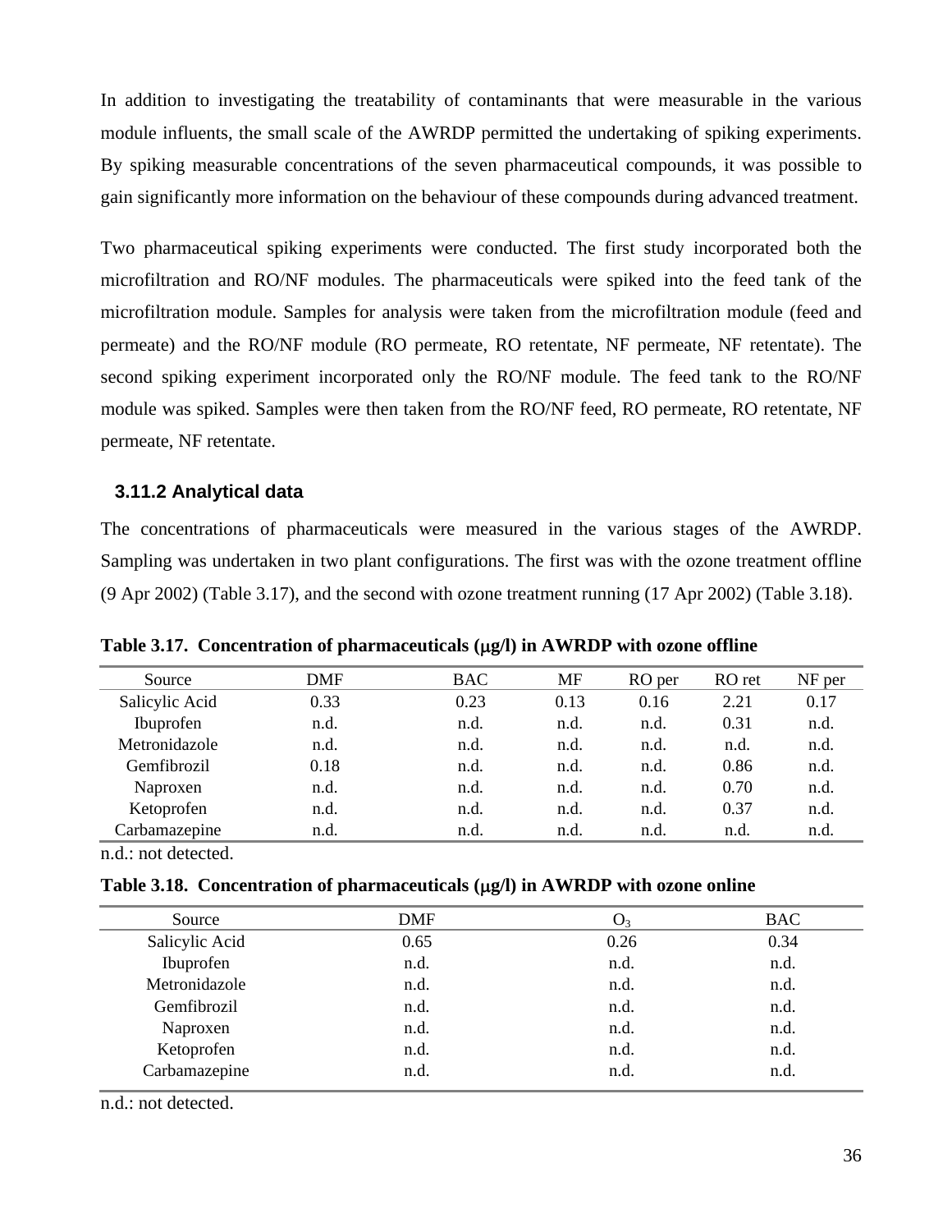In addition to investigating the treatability of contaminants that were measurable in the various module influents, the small scale of the AWRDP permitted the undertaking of spiking experiments. By spiking measurable concentrations of the seven pharmaceutical compounds, it was possible to gain significantly more information on the behaviour of these compounds during advanced treatment.

Two pharmaceutical spiking experiments were conducted. The first study incorporated both the microfiltration and RO/NF modules. The pharmaceuticals were spiked into the feed tank of the microfiltration module. Samples for analysis were taken from the microfiltration module (feed and permeate) and the RO/NF module (RO permeate, RO retentate, NF permeate, NF retentate). The second spiking experiment incorporated only the RO/NF module. The feed tank to the RO/NF module was spiked. Samples were then taken from the RO/NF feed, RO permeate, RO retentate, NF permeate, NF retentate.

### 3.11.2 Analytical data

The concentrations of pharmaceuticals were measured in the various stages of the AWRDP. Sampling was undertaken in two plant configurations. The first was with the ozone treatment offline (9 Apr 2002) (Table 3.17), and the second with ozone treatment running (17 Apr 2002) (Table 3.18).

**Table 3.17. Concentration of pharmaceuticals (μg/l) in AWRDP with ozone offline**

| Source | DMF | BAC | MF | RO per | RO ret | NF per |
|---|---|---|---|---|---|---|
| Salicylic Acid | 0.33 | 0.23 | 0.13 | 0.16 | 2.21 | 0.17 |
| Ibuprofen | n.d. | n.d. | n.d. | n.d. | 0.31 | n.d. |
| Metronidazole | n.d. | n.d. | n.d. | n.d. | n.d. | n.d. |
| Gemfibrozil | 0.18 | n.d. | n.d. | n.d. | 0.86 | n.d. |
| Naproxen | n.d. | n.d. | n.d. | n.d. | 0.70 | n.d. |
| Ketoprofen | n.d. | n.d. | n.d. | n.d. | 0.37 | n.d. |
| Carbamazepine | n.d. | n.d. | n.d. | n.d. | n.d. | n.d. |

n.d.: not detected.

**Table 3.18. Concentration of pharmaceuticals (μg/l) in AWRDP with ozone online**

| Source | DMF | $O_3$ | BAC |
|---|---|---|---|
| Salicylic Acid | 0.65 | 0.26 | 0.34 |
| Ibuprofen | n.d. | n.d. | n.d. |
| Metronidazole | n.d. | n.d. | n.d. |
| Gemfibrozil | n.d. | n.d. | n.d. |
| Naproxen | n.d. | n.d. | n.d. |
| Ketoprofen | n.d. | n.d. | n.d. |
| Carbamazepine | n.d. | n.d. | n.d. |

n.d.: not detected.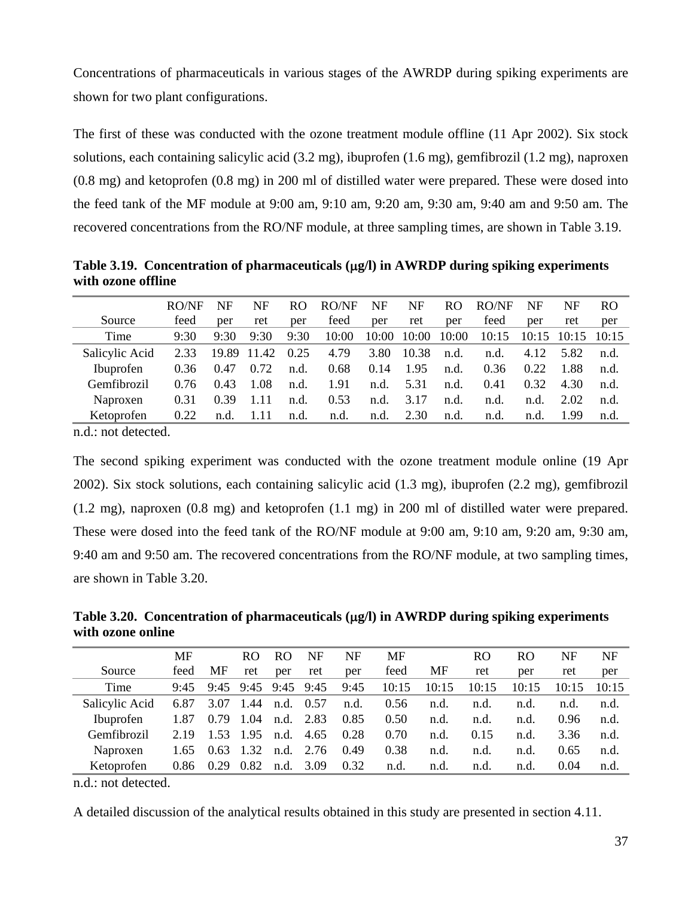Concentrations of pharmaceuticals in various stages of the AWRDP during spiking experiments are shown for two plant configurations.

The first of these was conducted with the ozone treatment module offline (11 Apr 2002). Six stock solutions, each containing salicylic acid (3.2 mg), ibuprofen (1.6 mg), gemfibrozil (1.2 mg), naproxen (0.8 mg) and ketoprofen (0.8 mg) in 200 ml of distilled water were prepared. These were dosed into the feed tank of the MF module at 9:00 am, 9:10 am, 9:20 am, 9:30 am, 9:40 am and 9:50 am. The recovered concentrations from the RO/NF module, at three sampling times, are shown in Table 3.19.

**Table 3.19. Concentration of pharmaceuticals (μg/l) in AWRDP during spiking experiments with ozone offline**

| Source | RO/NF feed | NF per | NF ret | RO per | RO/NF feed | NF per | NF ret | RO per | RO/NF feed | NF per | NF ret | RO per |
|---|---|---|---|---|---|---|---|---|---|---|---|---|
| Time | 9:30 | 9:30 | 9:30 | 9:30 | 10:00 | 10:00 | 10:00 | 10:00 | 10:15 | 10:15 | 10:15 | 10:15 |
| Salicylic Acid | 2.33 | 19.89 | 11.42 | 0.25 | 4.79 | 3.80 | 10.38 | n.d. | n.d. | 4.12 | 5.82 | n.d. |
| Ibuprofen | 0.36 | 0.47 | 0.72 | n.d. | 0.68 | 0.14 | 1.95 | n.d. | 0.36 | 0.22 | 1.88 | n.d. |
| Gemfibrozil | 0.76 | 0.43 | 1.08 | n.d. | 1.91 | n.d. | 5.31 | n.d. | 0.41 | 0.32 | 4.30 | n.d. |
| Naproxen | 0.31 | 0.39 | 1.11 | n.d. | 0.53 | n.d. | 3.17 | n.d. | n.d. | n.d. | 2.02 | n.d. |
| Ketoprofen | 0.22 | n.d. | 1.11 | n.d. | n.d. | n.d. | 2.30 | n.d. | n.d. | n.d. | 1.99 | n.d. |

n.d.: not detected.

The second spiking experiment was conducted with the ozone treatment module online (19 Apr 2002). Six stock solutions, each containing salicylic acid (1.3 mg), ibuprofen (2.2 mg), gemfibrozil (1.2 mg), naproxen (0.8 mg) and ketoprofen (1.1 mg) in 200 ml of distilled water were prepared. These were dosed into the feed tank of the RO/NF module at 9:00 am, 9:10 am, 9:20 am, 9:30 am, 9:40 am and 9:50 am. The recovered concentrations from the RO/NF module, at two sampling times, are shown in Table 3.20.

**Table 3.20. Concentration of pharmaceuticals (μg/l) in AWRDP during spiking experiments with ozone online**

| Source | MF feed | MF | RO ret | RO per | NF ret | NF per | MF feed | MF | RO ret | RO per | NF ret | NF per |
|---|---|---|---|---|---|---|---|---|---|---|---|---|
| Time | 9:45 | 9:45 | 9:45 | 9:45 | 9:45 | 9:45 | 10:15 | 10:15 | 10:15 | 10:15 | 10:15 | 10:15 |
| Salicylic Acid | 6.87 | 3.07 | 1.44 | n.d. | 0.57 | n.d. | 0.56 | n.d. | n.d. | n.d. | n.d. | n.d. |
| Ibuprofen | 1.87 | 0.79 | 1.04 | n.d. | 2.83 | 0.85 | 0.50 | n.d. | n.d. | n.d. | 0.96 | n.d. |
| Gemfibrozil | 2.19 | 1.53 | 1.95 | n.d. | 4.65 | 0.28 | 0.70 | n.d. | 0.15 | n.d. | 3.36 | n.d. |
| Naproxen | 1.65 | 0.63 | 1.32 | n.d. | 2.76 | 0.49 | 0.38 | n.d. | n.d. | n.d. | 0.65 | n.d. |
| Ketoprofen | 0.86 | 0.29 | 0.82 | n.d. | 3.09 | 0.32 | n.d. | n.d. | n.d. | n.d. | 0.04 | n.d. |

n.d.: not detected.

A detailed discussion of the analytical results obtained in this study are presented in section 4.11.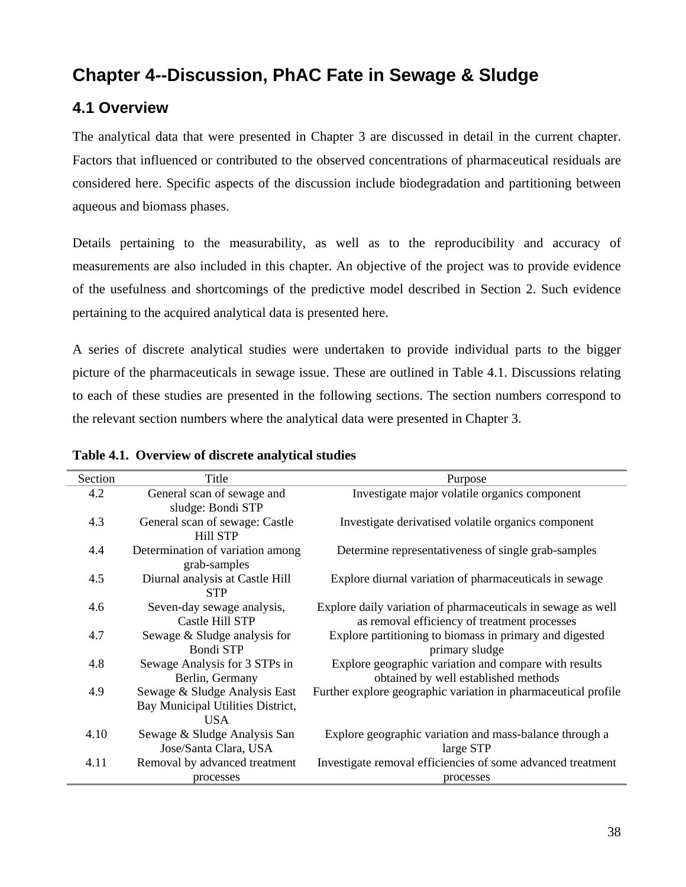# Chapter 4--Discussion, PhAC Fate in Sewage & Sludge

## 4.1 Overview

The analytical data that were presented in Chapter 3 are discussed in detail in the current chapter. Factors that influenced or contributed to the observed concentrations of pharmaceutical residuals are considered here. Specific aspects of the discussion include biodegradation and partitioning between aqueous and biomass phases.

Details pertaining to the measurability, as well as to the reproducibility and accuracy of measurements are also included in this chapter. An objective of the project was to provide evidence of the usefulness and shortcomings of the predictive model described in Section 2. Such evidence pertaining to the acquired analytical data is presented here.

A series of discrete analytical studies were undertaken to provide individual parts to the bigger picture of the pharmaceuticals in sewage issue. These are outlined in Table 4.1. Discussions relating to each of these studies are presented in the following sections. The section numbers correspond to the relevant section numbers where the analytical data were presented in Chapter 3.

**Table 4.1. Overview of discrete analytical studies**

| Section | Title | Purpose |
|---|---|---|
| 4.2 | General scan of sewage and sludge: Bondi STP | Investigate major volatile organics component |
| 4.3 | General scan of sewage: Castle Hill STP | Investigate derivatised volatile organics component |
| 4.4 | Determination of variation among grab-samples | Determine representativeness of single grab-samples |
| 4.5 | Diurnal analysis at Castle Hill STP | Explore diurnal variation of pharmaceuticals in sewage |
| 4.6 | Seven-day sewage analysis, Castle Hill STP | Explore daily variation of pharmaceuticals in sewage as well as removal efficiency of treatment processes |
| 4.7 | Sewage & Sludge analysis for Bondi STP | Explore partitioning to biomass in primary and digested primary sludge |
| 4.8 | Sewage Analysis for 3 STPs in Berlin, Germany | Explore geographic variation and compare with results obtained by well established methods |
| 4.9 | Sewage & Sludge Analysis East Bay Municipal Utilities District, USA | Further explore geographic variation in pharmaceutical profile |
| 4.10 | Sewage & Sludge Analysis San Jose/Santa Clara, USA | Explore geographic variation and mass-balance through a large STP |
| 4.11 | Removal by advanced treatment processes | Investigate removal efficiencies of some advanced treatment processes |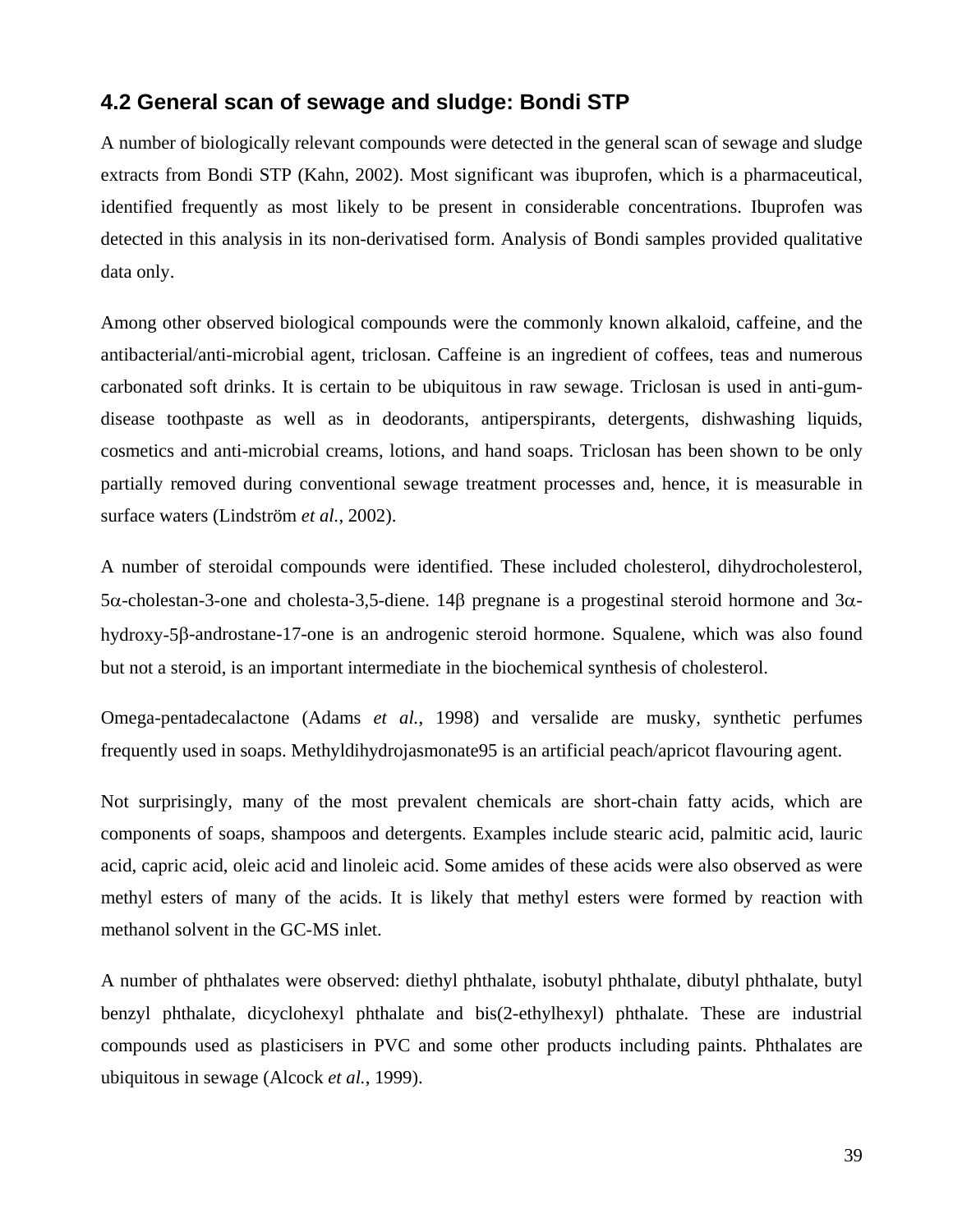## 4.2 General scan of sewage and sludge: Bondi STP

A number of biologically relevant compounds were detected in the general scan of sewage and sludge extracts from Bondi STP (Kahn, 2002). Most significant was ibuprofen, which is a pharmaceutical, identified frequently as most likely to be present in considerable concentrations. Ibuprofen was detected in this analysis in its non-derivatised form. Analysis of Bondi samples provided qualitative data only.

Among other observed biological compounds were the commonly known alkaloid, caffeine, and the antibacterial/anti-microbial agent, triclosan. Caffeine is an ingredient of coffees, teas and numerous carbonated soft drinks. It is certain to be ubiquitous in raw sewage. Triclosan is used in anti-gum-disease toothpaste as well as in deodorants, antiperspirants, detergents, dishwashing liquids, cosmetics and anti-microbial creams, lotions, and hand soaps. Triclosan has been shown to be only partially removed during conventional sewage treatment processes and, hence, it is measurable in surface waters (Lindström *et al.*, 2002).

A number of steroidal compounds were identified. These included cholesterol, dihydrocholesterol, 5$\alpha$-cholestan-3-one and cholesta-3,5-diene. 14$\beta$ pregnane is a progestinal steroid hormone and 3$\alpha$-hydroxy-5$\beta$-androstane-17-one is an androgenic steroid hormone. Squalene, which was also found but not a steroid, is an important intermediate in the biochemical synthesis of cholesterol.

Omega-pentadecalactone (Adams *et al.*, 1998) and versalide are musky, synthetic perfumes frequently used in soaps. Methyldihydrojasmonate95 is an artificial peach/apricot flavouring agent.

Not surprisingly, many of the most prevalent chemicals are short-chain fatty acids, which are components of soaps, shampoos and detergents. Examples include stearic acid, palmitic acid, lauric acid, capric acid, oleic acid and linoleic acid. Some amides of these acids were also observed as were methyl esters of many of the acids. It is likely that methyl esters were formed by reaction with methanol solvent in the GC-MS inlet.

A number of phthalates were observed: diethyl phthalate, isobutyl phthalate, dibutyl phthalate, butyl benzyl phthalate, dicyclohexyl phthalate and bis(2-ethylhexyl) phthalate. These are industrial compounds used as plasticisers in PVC and some other products including paints. Phthalates are ubiquitous in sewage (Alcock *et al.*, 1999).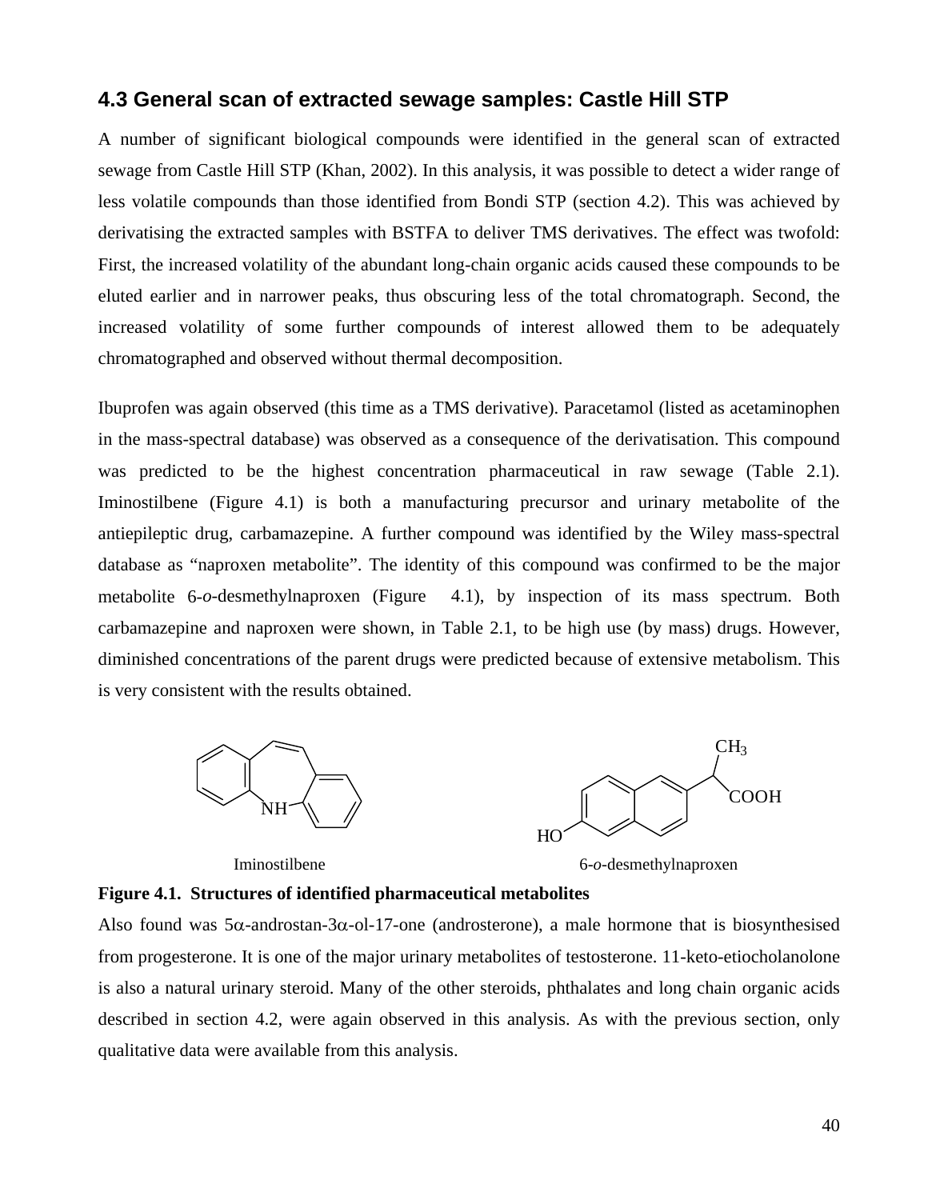## 4.3 General scan of extracted sewage samples: Castle Hill STP

A number of significant biological compounds were identified in the general scan of extracted sewage from Castle Hill STP (Khan, 2002). In this analysis, it was possible to detect a wider range of less volatile compounds than those identified from Bondi STP (section 4.2). This was achieved by derivatising the extracted samples with BSTFA to deliver TMS derivatives. The effect was twofold: First, the increased volatility of the abundant long-chain organic acids caused these compounds to be eluted earlier and in narrower peaks, thus obscuring less of the total chromatograph. Second, the increased volatility of some further compounds of interest allowed them to be adequately chromatographed and observed without thermal decomposition.

Ibuprofen was again observed (this time as a TMS derivative). Paracetamol (listed as acetaminophen in the mass-spectral database) was observed as a consequence of the derivatisation. This compound was predicted to be the highest concentration pharmaceutical in raw sewage (Table 2.1). Iminostilbene (Figure 4.1) is both a manufacturing precursor and urinary metabolite of the antiepileptic drug, carbamazepine. A further compound was identified by the Wiley mass-spectral database as "naproxen metabolite". The identity of this compound was confirmed to be the major metabolite 6-*o*-desmethylnaproxen (Figure 4.1), by inspection of its mass spectrum. Both carbamazepine and naproxen were shown, in Table 2.1, to be high use (by mass) drugs. However, diminished concentrations of the parent drugs were predicted because of extensive metabolism. This is very consistent with the results obtained.

Iminostilbene　　　　6-*o*-desmethylnaproxen

**Figure 4.1. Structures of identified pharmaceutical metabolites**

Also found was 5α-androstan-3α-ol-17-one (androsterone), a male hormone that is biosynthesised from progesterone. It is one of the major urinary metabolites of testosterone. 11-keto-etiocholanolone is also a natural urinary steroid. Many of the other steroids, phthalates and long chain organic acids described in section 4.2, were again observed in this analysis. As with the previous section, only qualitative data were available from this analysis.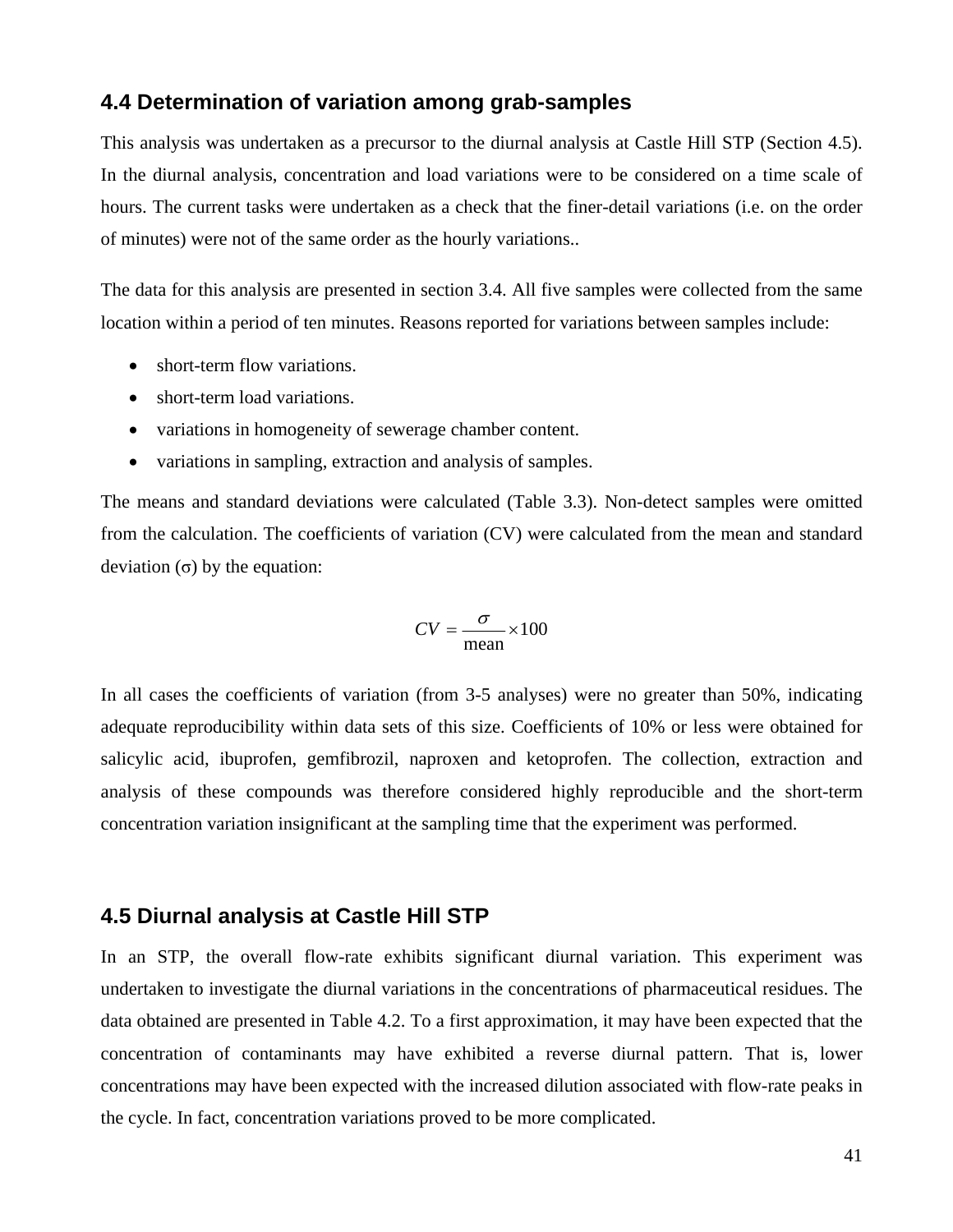## 4.4 Determination of variation among grab-samples

This analysis was undertaken as a precursor to the diurnal analysis at Castle Hill STP (Section 4.5). In the diurnal analysis, concentration and load variations were to be considered on a time scale of hours. The current tasks were undertaken as a check that the finer-detail variations (i.e. on the order of minutes) were not of the same order as the hourly variations..

The data for this analysis are presented in section 3.4. All five samples were collected from the same location within a period of ten minutes. Reasons reported for variations between samples include:

- short-term flow variations.
- short-term load variations.
- variations in homogeneity of sewerage chamber content.
- variations in sampling, extraction and analysis of samples.

The means and standard deviations were calculated (Table 3.3). Non-detect samples were omitted from the calculation. The coefficients of variation (CV) were calculated from the mean and standard deviation (σ) by the equation:

$$CV = \frac{\sigma}{\text{mean}} \times 100$$

In all cases the coefficients of variation (from 3-5 analyses) were no greater than 50%, indicating adequate reproducibility within data sets of this size. Coefficients of 10% or less were obtained for salicylic acid, ibuprofen, gemfibrozil, naproxen and ketoprofen. The collection, extraction and analysis of these compounds was therefore considered highly reproducible and the short-term concentration variation insignificant at the sampling time that the experiment was performed.

## 4.5 Diurnal analysis at Castle Hill STP

In an STP, the overall flow-rate exhibits significant diurnal variation. This experiment was undertaken to investigate the diurnal variations in the concentrations of pharmaceutical residues. The data obtained are presented in Table 4.2. To a first approximation, it may have been expected that the concentration of contaminants may have exhibited a reverse diurnal pattern. That is, lower concentrations may have been expected with the increased dilution associated with flow-rate peaks in the cycle. In fact, concentration variations proved to be more complicated.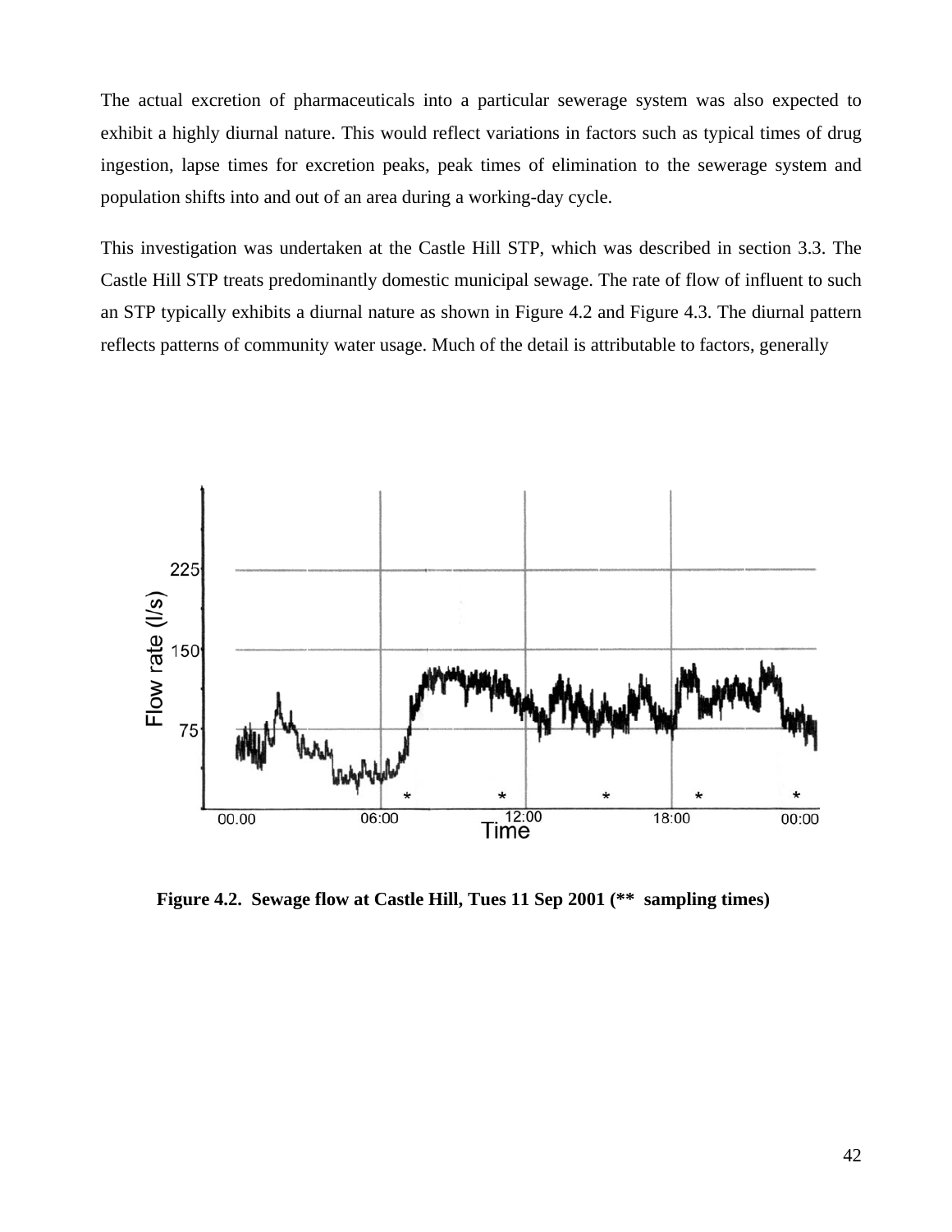The actual excretion of pharmaceuticals into a particular sewerage system was also expected to exhibit a highly diurnal nature. This would reflect variations in factors such as typical times of drug ingestion, lapse times for excretion peaks, peak times of elimination to the sewerage system and population shifts into and out of an area during a working-day cycle.

This investigation was undertaken at the Castle Hill STP, which was described in section 3.3. The Castle Hill STP treats predominantly domestic municipal sewage. The rate of flow of influent to such an STP typically exhibits a diurnal nature as shown in Figure 4.2 and Figure 4.3. The diurnal pattern reflects patterns of community water usage. Much of the detail is attributable to factors, generally

**Figure 4.2. Sewage flow at Castle Hill, Tues 11 Sep 2001 (** sampling times)**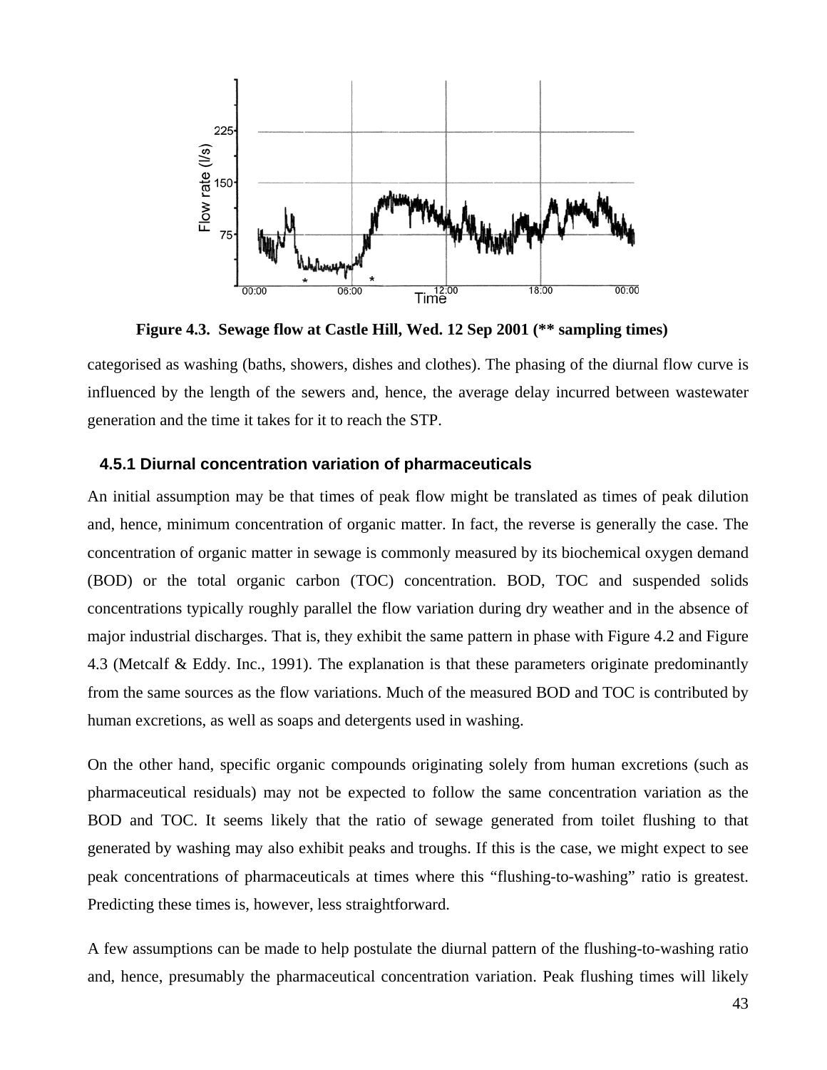**Figure 4.3. Sewage flow at Castle Hill, Wed. 12 Sep 2001 (** sampling times)**

categorised as washing (baths, showers, dishes and clothes). The phasing of the diurnal flow curve is influenced by the length of the sewers and, hence, the average delay incurred between wastewater generation and the time it takes for it to reach the STP.

### 4.5.1 Diurnal concentration variation of pharmaceuticals

An initial assumption may be that times of peak flow might be translated as times of peak dilution and, hence, minimum concentration of organic matter. In fact, the reverse is generally the case. The concentration of organic matter in sewage is commonly measured by its biochemical oxygen demand (BOD) or the total organic carbon (TOC) concentration. BOD, TOC and suspended solids concentrations typically roughly parallel the flow variation during dry weather and in the absence of major industrial discharges. That is, they exhibit the same pattern in phase with Figure 4.2 and Figure 4.3 (Metcalf & Eddy. Inc., 1991). The explanation is that these parameters originate predominantly from the same sources as the flow variations. Much of the measured BOD and TOC is contributed by human excretions, as well as soaps and detergents used in washing.

On the other hand, specific organic compounds originating solely from human excretions (such as pharmaceutical residuals) may not be expected to follow the same concentration variation as the BOD and TOC. It seems likely that the ratio of sewage generated from toilet flushing to that generated by washing may also exhibit peaks and troughs. If this is the case, we might expect to see peak concentrations of pharmaceuticals at times where this "flushing-to-washing" ratio is greatest. Predicting these times is, however, less straightforward.

A few assumptions can be made to help postulate the diurnal pattern of the flushing-to-washing ratio and, hence, presumably the pharmaceutical concentration variation. Peak flushing times will likely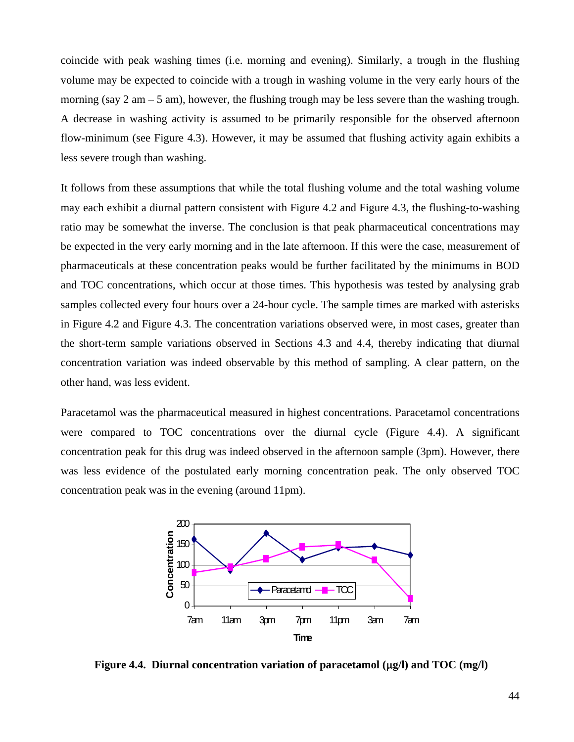coincide with peak washing times (i.e. morning and evening). Similarly, a trough in the flushing volume may be expected to coincide with a trough in washing volume in the very early hours of the morning (say 2 am – 5 am), however, the flushing trough may be less severe than the washing trough. A decrease in washing activity is assumed to be primarily responsible for the observed afternoon flow-minimum (see Figure 4.3). However, it may be assumed that flushing activity again exhibits a less severe trough than washing.

It follows from these assumptions that while the total flushing volume and the total washing volume may each exhibit a diurnal pattern consistent with Figure 4.2 and Figure 4.3, the flushing-to-washing ratio may be somewhat the inverse. The conclusion is that peak pharmaceutical concentrations may be expected in the very early morning and in the late afternoon. If this were the case, measurement of pharmaceuticals at these concentration peaks would be further facilitated by the minimums in BOD and TOC concentrations, which occur at those times. This hypothesis was tested by analysing grab samples collected every four hours over a 24-hour cycle. The sample times are marked with asterisks in Figure 4.2 and Figure 4.3. The concentration variations observed were, in most cases, greater than the short-term sample variations observed in Sections 4.3 and 4.4, thereby indicating that diurnal concentration variation was indeed observable by this method of sampling. A clear pattern, on the other hand, was less evident.

Paracetamol was the pharmaceutical measured in highest concentrations. Paracetamol concentrations were compared to TOC concentrations over the diurnal cycle (Figure 4.4). A significant concentration peak for this drug was indeed observed in the afternoon sample (3pm). However, there was less evidence of the postulated early morning concentration peak. The only observed TOC concentration peak was in the evening (around 11pm).

**Figure 4.4. Diurnal concentration variation of paracetamol (μg/l) and TOC (mg/l)**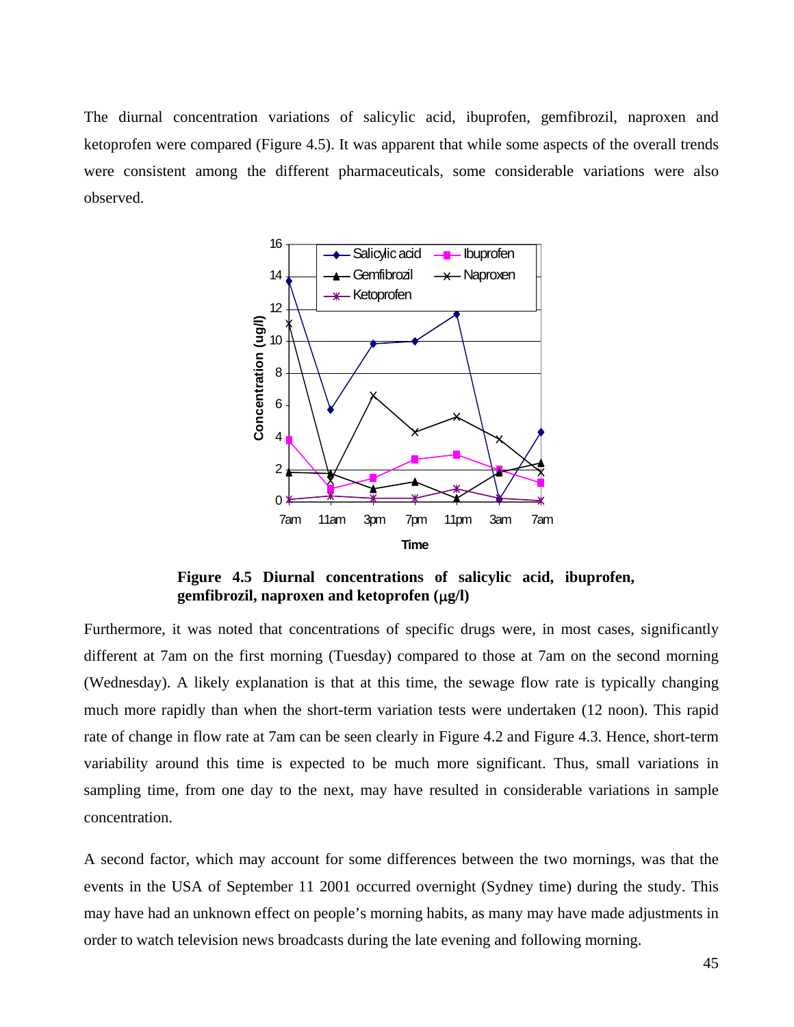The diurnal concentration variations of salicylic acid, ibuprofen, gemfibrozil, naproxen and ketoprofen were compared (Figure 4.5). It was apparent that while some aspects of the overall trends were consistent among the different pharmaceuticals, some considerable variations were also observed.

**Figure 4.5 Diurnal concentrations of salicylic acid, ibuprofen, gemfibrozil, naproxen and ketoprofen (μg/l)**

Furthermore, it was noted that concentrations of specific drugs were, in most cases, significantly different at 7am on the first morning (Tuesday) compared to those at 7am on the second morning (Wednesday). A likely explanation is that at this time, the sewage flow rate is typically changing much more rapidly than when the short-term variation tests were undertaken (12 noon). This rapid rate of change in flow rate at 7am can be seen clearly in Figure 4.2 and Figure 4.3. Hence, short-term variability around this time is expected to be much more significant. Thus, small variations in sampling time, from one day to the next, may have resulted in considerable variations in sample concentration.

A second factor, which may account for some differences between the two mornings, was that the events in the USA of September 11 2001 occurred overnight (Sydney time) during the study. This may have had an unknown effect on people's morning habits, as many may have made adjustments in order to watch television news broadcasts during the late evening and following morning.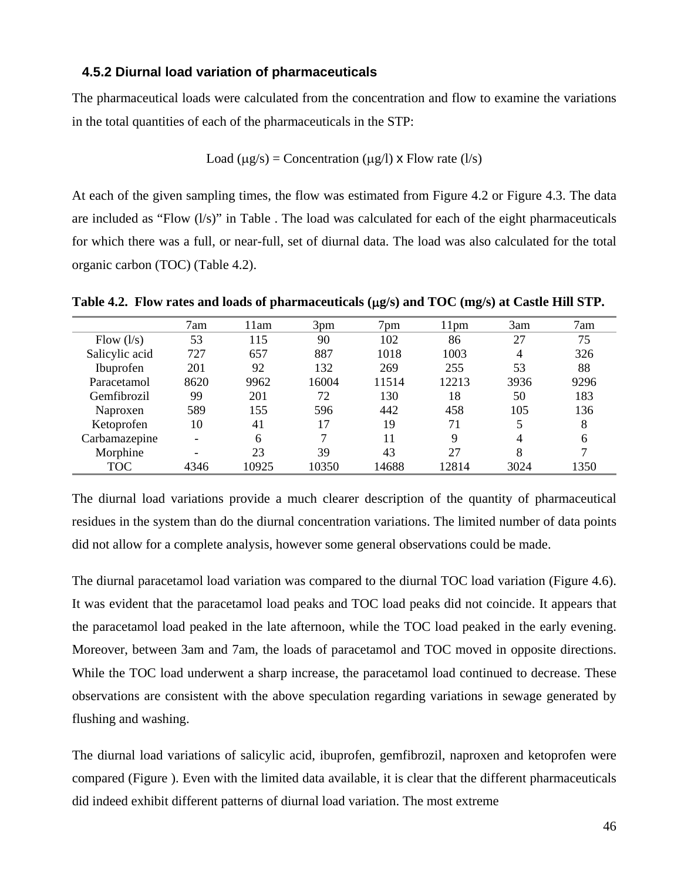### 4.5.2 Diurnal load variation of pharmaceuticals

The pharmaceutical loads were calculated from the concentration and flow to examine the variations in the total quantities of each of the pharmaceuticals in the STP:

$$\text{Load } (\mu g/s) = \text{Concentration } (\mu g/l) \times \text{Flow rate } (l/s)$$

At each of the given sampling times, the flow was estimated from Figure 4.2 or Figure 4.3. The data are included as “Flow (l/s)” in Table . The load was calculated for each of the eight pharmaceuticals for which there was a full, or near-full, set of diurnal data. The load was also calculated for the total organic carbon (TOC) (Table 4.2).

**Table 4.2. Flow rates and loads of pharmaceuticals (μg/s) and TOC (mg/s) at Castle Hill STP.**

| | 7am | 11am | 3pm | 7pm | 11pm | 3am | 7am |
|---|---|---|---|---|---|---|---|
| Flow (l/s) | 53 | 115 | 90 | 102 | 86 | 27 | 75 |
| Salicylic acid | 727 | 657 | 887 | 1018 | 1003 | 4 | 326 |
| Ibuprofen | 201 | 92 | 132 | 269 | 255 | 53 | 88 |
| Paracetamol | 8620 | 9962 | 16004 | 11514 | 12213 | 3936 | 9296 |
| Gemfibrozil | 99 | 201 | 72 | 130 | 18 | 50 | 183 |
| Naproxen | 589 | 155 | 596 | 442 | 458 | 105 | 136 |
| Ketoprofen | 10 | 41 | 17 | 19 | 71 | 5 | 8 |
| Carbamazepine | - | 6 | 7 | 11 | 9 | 4 | 6 |
| Morphine | - | 23 | 39 | 43 | 27 | 8 | 7 |
| TOC | 4346 | 10925 | 10350 | 14688 | 12814 | 3024 | 1350 |

The diurnal load variations provide a much clearer description of the quantity of pharmaceutical residues in the system than do the diurnal concentration variations. The limited number of data points did not allow for a complete analysis, however some general observations could be made.

The diurnal paracetamol load variation was compared to the diurnal TOC load variation (Figure 4.6). It was evident that the paracetamol load peaks and TOC load peaks did not coincide. It appears that the paracetamol load peaked in the late afternoon, while the TOC load peaked in the early evening. Moreover, between 3am and 7am, the loads of paracetamol and TOC moved in opposite directions. While the TOC load underwent a sharp increase, the paracetamol load continued to decrease. These observations are consistent with the above speculation regarding variations in sewage generated by flushing and washing.

The diurnal load variations of salicylic acid, ibuprofen, gemfibrozil, naproxen and ketoprofen were compared (Figure ). Even with the limited data available, it is clear that the different pharmaceuticals did indeed exhibit different patterns of diurnal load variation. The most extreme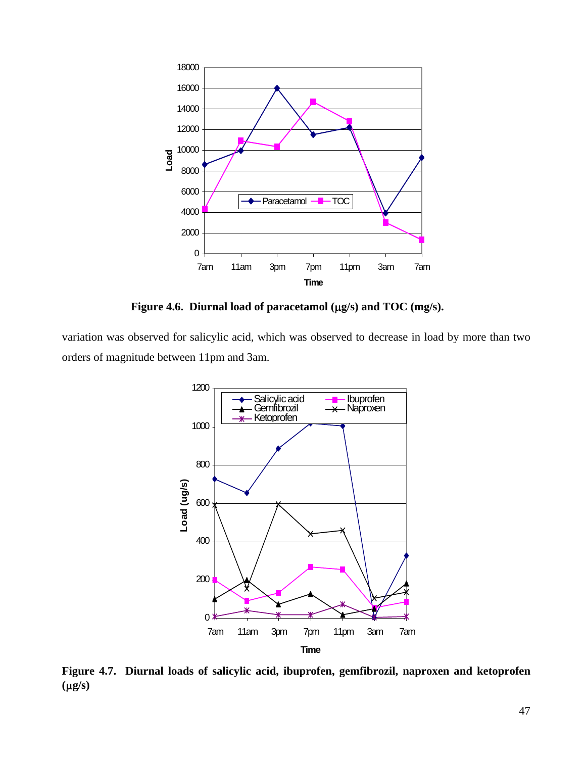**Figure 4.6. Diurnal load of paracetamol (μg/s) and TOC (mg/s).**

variation was observed for salicylic acid, which was observed to decrease in load by more than two orders of magnitude between 11pm and 3am.

**Figure 4.7. Diurnal loads of salicylic acid, ibuprofen, gemfibrozil, naproxen and ketoprofen (μg/s)**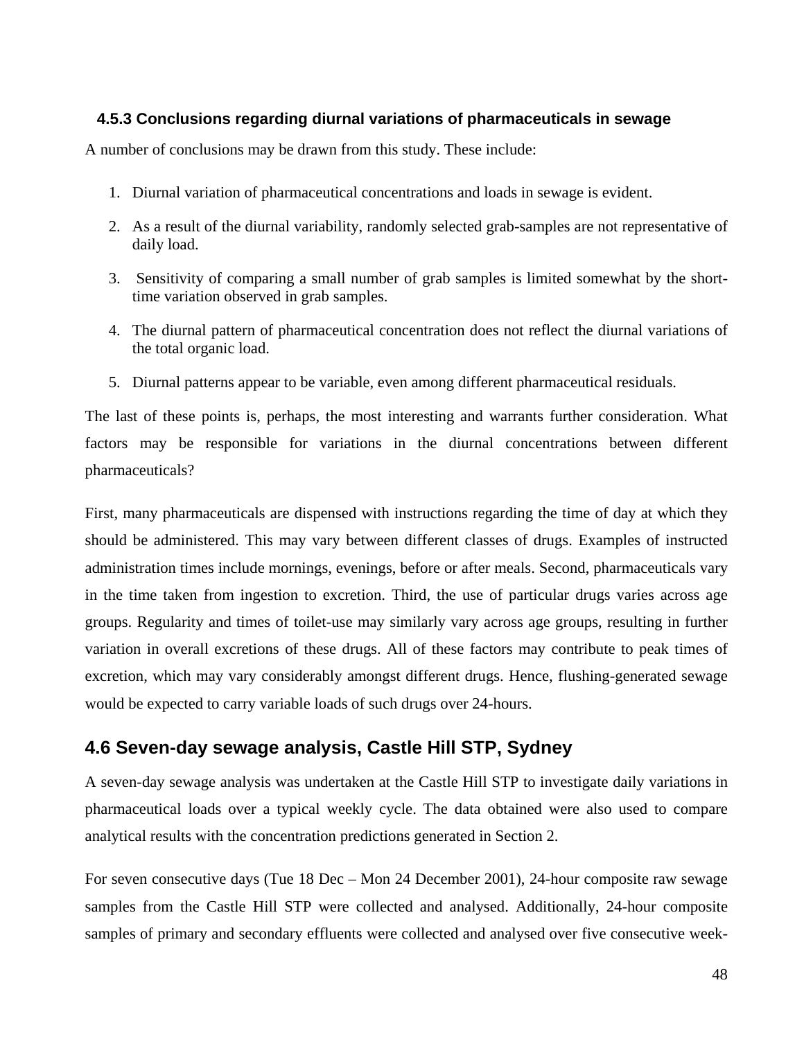### 4.5.3 Conclusions regarding diurnal variations of pharmaceuticals in sewage

A number of conclusions may be drawn from this study. These include:

1. Diurnal variation of pharmaceutical concentrations and loads in sewage is evident.
2. As a result of the diurnal variability, randomly selected grab-samples are not representative of daily load.
3. Sensitivity of comparing a small number of grab samples is limited somewhat by the short-time variation observed in grab samples.
4. The diurnal pattern of pharmaceutical concentration does not reflect the diurnal variations of the total organic load.
5. Diurnal patterns appear to be variable, even among different pharmaceutical residuals.

The last of these points is, perhaps, the most interesting and warrants further consideration. What factors may be responsible for variations in the diurnal concentrations between different pharmaceuticals?

First, many pharmaceuticals are dispensed with instructions regarding the time of day at which they should be administered. This may vary between different classes of drugs. Examples of instructed administration times include mornings, evenings, before or after meals. Second, pharmaceuticals vary in the time taken from ingestion to excretion. Third, the use of particular drugs varies across age groups. Regularity and times of toilet-use may similarly vary across age groups, resulting in further variation in overall excretions of these drugs. All of these factors may contribute to peak times of excretion, which may vary considerably amongst different drugs. Hence, flushing-generated sewage would be expected to carry variable loads of such drugs over 24-hours.

## 4.6 Seven-day sewage analysis, Castle Hill STP, Sydney

A seven-day sewage analysis was undertaken at the Castle Hill STP to investigate daily variations in pharmaceutical loads over a typical weekly cycle. The data obtained were also used to compare analytical results with the concentration predictions generated in Section 2.

For seven consecutive days (Tue 18 Dec – Mon 24 December 2001), 24-hour composite raw sewage samples from the Castle Hill STP were collected and analysed. Additionally, 24-hour composite samples of primary and secondary effluents were collected and analysed over five consecutive week-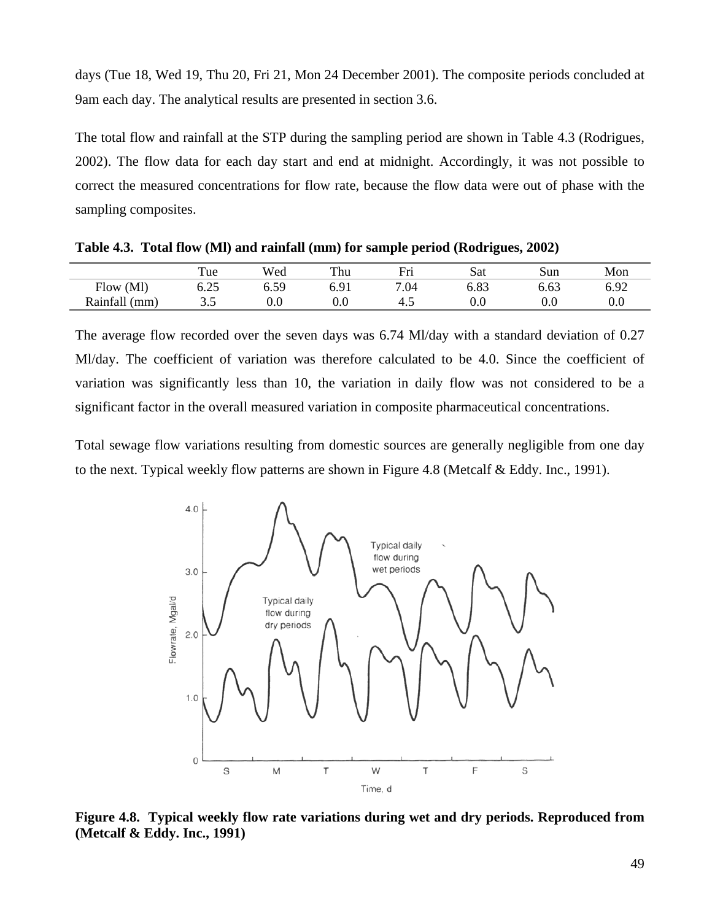days (Tue 18, Wed 19, Thu 20, Fri 21, Mon 24 December 2001). The composite periods concluded at 9am each day. The analytical results are presented in section 3.6.

The total flow and rainfall at the STP during the sampling period are shown in Table 4.3 (Rodrigues, 2002). The flow data for each day start and end at midnight. Accordingly, it was not possible to correct the measured concentrations for flow rate, because the flow data were out of phase with the sampling composites.

**Table 4.3. Total flow (Ml) and rainfall (mm) for sample period (Rodrigues, 2002)**

| | Tue | Wed | Thu | Fri | Sat | Sun | Mon |
|---|---|---|---|---|---|---|---|
| Flow (Ml) | 6.25 | 6.59 | 6.91 | 7.04 | 6.83 | 6.63 | 6.92 |
| Rainfall (mm) | 3.5 | 0.0 | 0.0 | 4.5 | 0.0 | 0.0 | 0.0 |

The average flow recorded over the seven days was 6.74 Ml/day with a standard deviation of 0.27 Ml/day. The coefficient of variation was therefore calculated to be 4.0. Since the coefficient of variation was significantly less than 10, the variation in daily flow was not considered to be a significant factor in the overall measured variation in composite pharmaceutical concentrations.

Total sewage flow variations resulting from domestic sources are generally negligible from one day to the next. Typical weekly flow patterns are shown in Figure 4.8 (Metcalf & Eddy. Inc., 1991).

**Figure 4.8. Typical weekly flow rate variations during wet and dry periods. Reproduced from (Metcalf & Eddy. Inc., 1991)**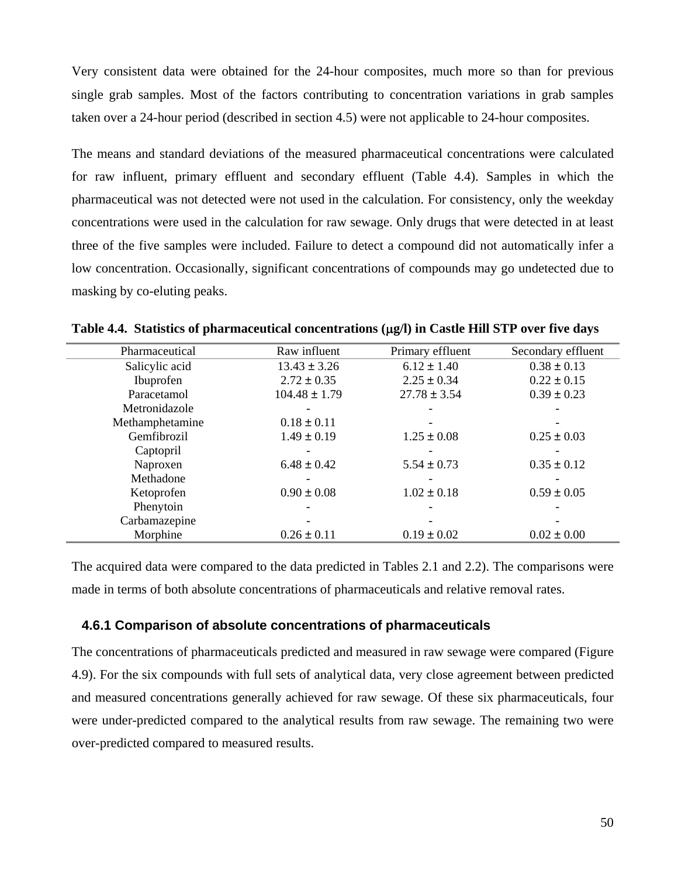Very consistent data were obtained for the 24-hour composites, much more so than for previous single grab samples. Most of the factors contributing to concentration variations in grab samples taken over a 24-hour period (described in section 4.5) were not applicable to 24-hour composites.

The means and standard deviations of the measured pharmaceutical concentrations were calculated for raw influent, primary effluent and secondary effluent (Table 4.4). Samples in which the pharmaceutical was not detected were not used in the calculation. For consistency, only the weekday concentrations were used in the calculation for raw sewage. Only drugs that were detected in at least three of the five samples were included. Failure to detect a compound did not automatically infer a low concentration. Occasionally, significant concentrations of compounds may go undetected due to masking by co-eluting peaks.

**Table 4.4. Statistics of pharmaceutical concentrations (μg/l) in Castle Hill STP over five days**

| Pharmaceutical | Raw influent | Primary effluent | Secondary effluent |
|---|---|---|---|
| Salicylic acid | 13.43 ± 3.26 | 6.12 ± 1.40 | 0.38 ± 0.13 |
| Ibuprofen | 2.72 ± 0.35 | 2.25 ± 0.34 | 0.22 ± 0.15 |
| Paracetamol | 104.48 ± 1.79 | 27.78 ± 3.54 | 0.39 ± 0.23 |
| Metronidazole | - | - | - |
| Methamphetamine | 0.18 ± 0.11 | - | - |
| Gemfibrozil | 1.49 ± 0.19 | 1.25 ± 0.08 | 0.25 ± 0.03 |
| Captopril | - | - | - |
| Naproxen | 6.48 ± 0.42 | 5.54 ± 0.73 | 0.35 ± 0.12 |
| Methadone | - | - | - |
| Ketoprofen | 0.90 ± 0.08 | 1.02 ± 0.18 | 0.59 ± 0.05 |
| Phenytoin | - | - | - |
| Carbamazepine | - | - | - |
| Morphine | 0.26 ± 0.11 | 0.19 ± 0.02 | 0.02 ± 0.00 |

The acquired data were compared to the data predicted in Tables 2.1 and 2.2). The comparisons were made in terms of both absolute concentrations of pharmaceuticals and relative removal rates.

### 4.6.1 Comparison of absolute concentrations of pharmaceuticals

The concentrations of pharmaceuticals predicted and measured in raw sewage were compared (Figure 4.9). For the six compounds with full sets of analytical data, very close agreement between predicted and measured concentrations generally achieved for raw sewage. Of these six pharmaceuticals, four were under-predicted compared to the analytical results from raw sewage. The remaining two were over-predicted compared to measured results.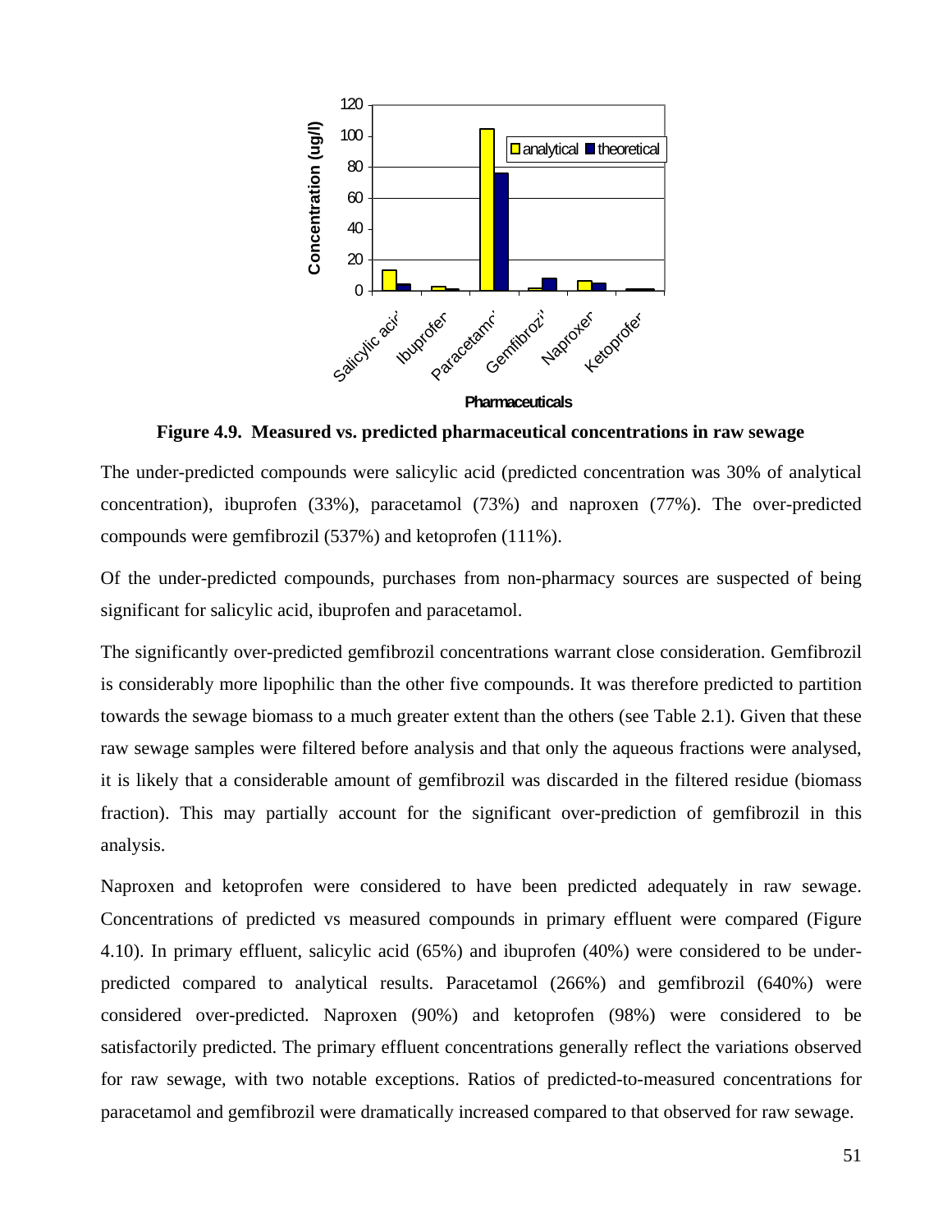**Figure 4.9. Measured vs. predicted pharmaceutical concentrations in raw sewage**

The under-predicted compounds were salicylic acid (predicted concentration was 30% of analytical concentration), ibuprofen (33%), paracetamol (73%) and naproxen (77%). The over-predicted compounds were gemfibrozil (537%) and ketoprofen (111%).

Of the under-predicted compounds, purchases from non-pharmacy sources are suspected of being significant for salicylic acid, ibuprofen and paracetamol.

The significantly over-predicted gemfibrozil concentrations warrant close consideration. Gemfibrozil is considerably more lipophilic than the other five compounds. It was therefore predicted to partition towards the sewage biomass to a much greater extent than the others (see Table 2.1). Given that these raw sewage samples were filtered before analysis and that only the aqueous fractions were analysed, it is likely that a considerable amount of gemfibrozil was discarded in the filtered residue (biomass fraction). This may partially account for the significant over-prediction of gemfibrozil in this analysis.

Naproxen and ketoprofen were considered to have been predicted adequately in raw sewage. Concentrations of predicted vs measured compounds in primary effluent were compared (Figure 4.10). In primary effluent, salicylic acid (65%) and ibuprofen (40%) were considered to be under-predicted compared to analytical results. Paracetamol (266%) and gemfibrozil (640%) were considered over-predicted. Naproxen (90%) and ketoprofen (98%) were considered to be satisfactorily predicted. The primary effluent concentrations generally reflect the variations observed for raw sewage, with two notable exceptions. Ratios of predicted-to-measured concentrations for paracetamol and gemfibrozil were dramatically increased compared to that observed for raw sewage.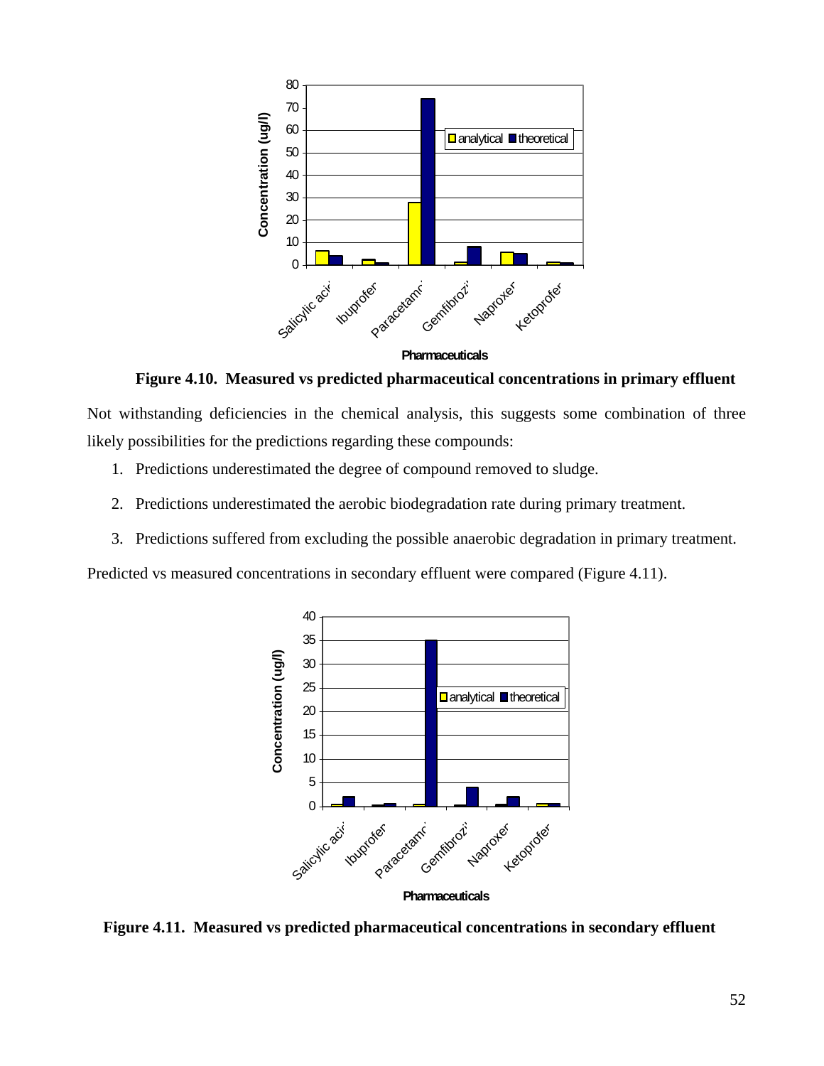**Figure 4.10. Measured vs predicted pharmaceutical concentrations in primary effluent**

Not withstanding deficiencies in the chemical analysis, this suggests some combination of three likely possibilities for the predictions regarding these compounds:

1. Predictions underestimated the degree of compound removed to sludge.
2. Predictions underestimated the aerobic biodegradation rate during primary treatment.
3. Predictions suffered from excluding the possible anaerobic degradation in primary treatment.

Predicted vs measured concentrations in secondary effluent were compared (Figure 4.11).

**Figure 4.11. Measured vs predicted pharmaceutical concentrations in secondary effluent**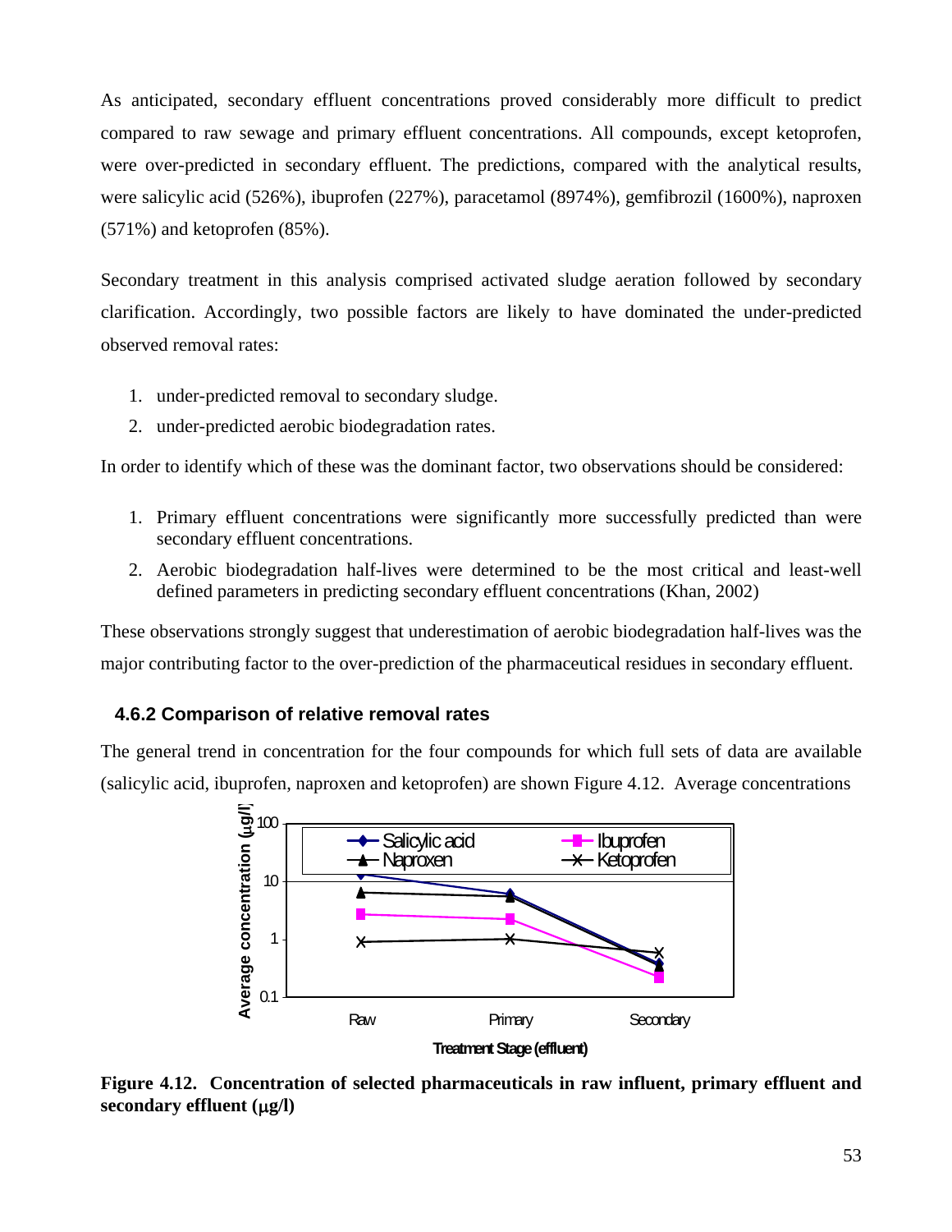As anticipated, secondary effluent concentrations proved considerably more difficult to predict compared to raw sewage and primary effluent concentrations. All compounds, except ketoprofen, were over-predicted in secondary effluent. The predictions, compared with the analytical results, were salicylic acid (526%), ibuprofen (227%), paracetamol (8974%), gemfibrozil (1600%), naproxen (571%) and ketoprofen (85%).

Secondary treatment in this analysis comprised activated sludge aeration followed by secondary clarification. Accordingly, two possible factors are likely to have dominated the under-predicted observed removal rates:

1. under-predicted removal to secondary sludge.
2. under-predicted aerobic biodegradation rates.

In order to identify which of these was the dominant factor, two observations should be considered:

1. Primary effluent concentrations were significantly more successfully predicted than were secondary effluent concentrations.
2. Aerobic biodegradation half-lives were determined to be the most critical and least-well defined parameters in predicting secondary effluent concentrations (Khan, 2002)

These observations strongly suggest that underestimation of aerobic biodegradation half-lives was the major contributing factor to the over-prediction of the pharmaceutical residues in secondary effluent.

### 4.6.2 Comparison of relative removal rates

The general trend in concentration for the four compounds for which full sets of data are available (salicylic acid, ibuprofen, naproxen and ketoprofen) are shown Figure 4.12. Average concentrations

**Figure 4.12. Concentration of selected pharmaceuticals in raw influent, primary effluent and secondary effluent (μg/l)**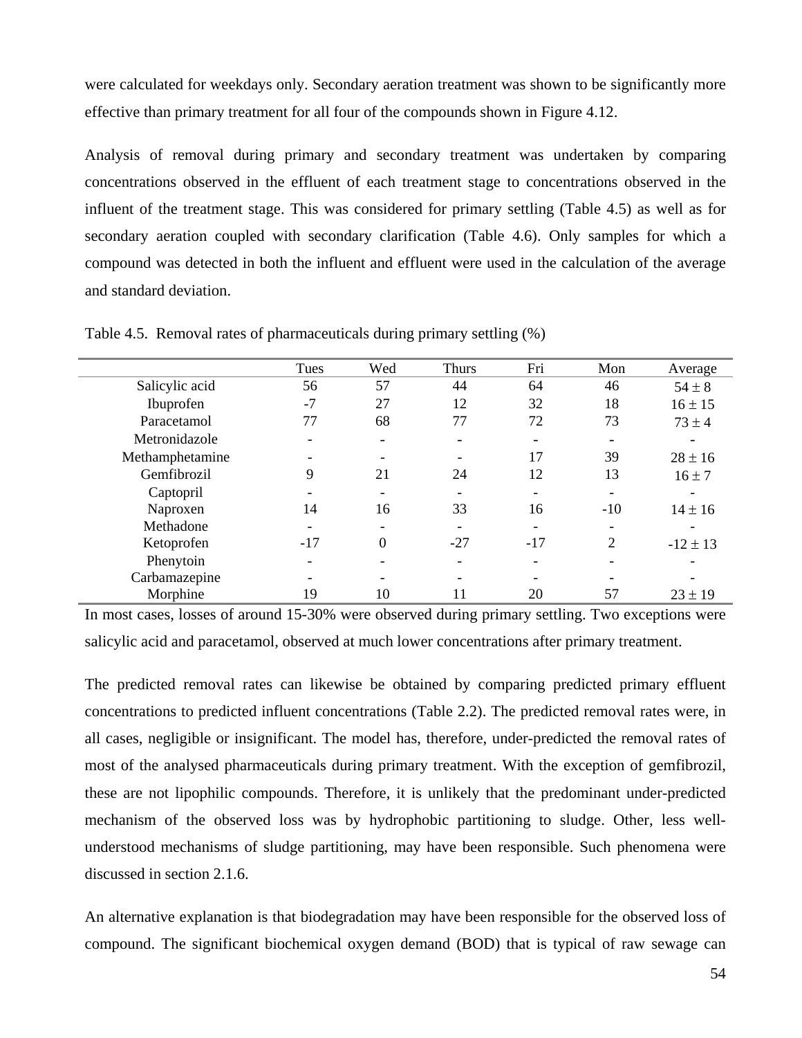were calculated for weekdays only. Secondary aeration treatment was shown to be significantly more effective than primary treatment for all four of the compounds shown in Figure 4.12.

Analysis of removal during primary and secondary treatment was undertaken by comparing concentrations observed in the effluent of each treatment stage to concentrations observed in the influent of the treatment stage. This was considered for primary settling (Table 4.5) as well as for secondary aeration coupled with secondary clarification (Table 4.6). Only samples for which a compound was detected in both the influent and effluent were used in the calculation of the average and standard deviation.

Table 4.5. Removal rates of pharmaceuticals during primary settling (%)

| | Tues | Wed | Thurs | Fri | Mon | Average |
|---|---|---|---|---|---|---|
| Salicylic acid | 56 | 57 | 44 | 64 | 46 | $54 \pm 8$ |
| Ibuprofen | -7 | 27 | 12 | 32 | 18 | $16 \pm 15$ |
| Paracetamol | 77 | 68 | 77 | 72 | 73 | $73 \pm 4$ |
| Metronidazole | - | - | - | - | - | - |
| Methamphetamine | - | - | - | 17 | 39 | $28 \pm 16$ |
| Gemfibrozil | 9 | 21 | 24 | 12 | 13 | $16 \pm 7$ |
| Captopril | - | - | - | - | - | - |
| Naproxen | 14 | 16 | 33 | 16 | -10 | $14 \pm 16$ |
| Methadone | - | - | - | - | - | - |
| Ketoprofen | -17 | 0 | -27 | -17 | 2 | $-12 \pm 13$ |
| Phenytoin | - | - | - | - | - | - |
| Carbamazepine | - | - | - | - | - | - |
| Morphine | 19 | 10 | 11 | 20 | 57 | $23 \pm 19$ |

In most cases, losses of around 15-30% were observed during primary settling. Two exceptions were salicylic acid and paracetamol, observed at much lower concentrations after primary treatment.

The predicted removal rates can likewise be obtained by comparing predicted primary effluent concentrations to predicted influent concentrations (Table 2.2). The predicted removal rates were, in all cases, negligible or insignificant. The model has, therefore, under-predicted the removal rates of most of the analysed pharmaceuticals during primary treatment. With the exception of gemfibrozil, these are not lipophilic compounds. Therefore, it is unlikely that the predominant under-predicted mechanism of the observed loss was by hydrophobic partitioning to sludge. Other, less well-understood mechanisms of sludge partitioning, may have been responsible. Such phenomena were discussed in section 2.1.6.

An alternative explanation is that biodegradation may have been responsible for the observed loss of compound. The significant biochemical oxygen demand (BOD) that is typical of raw sewage can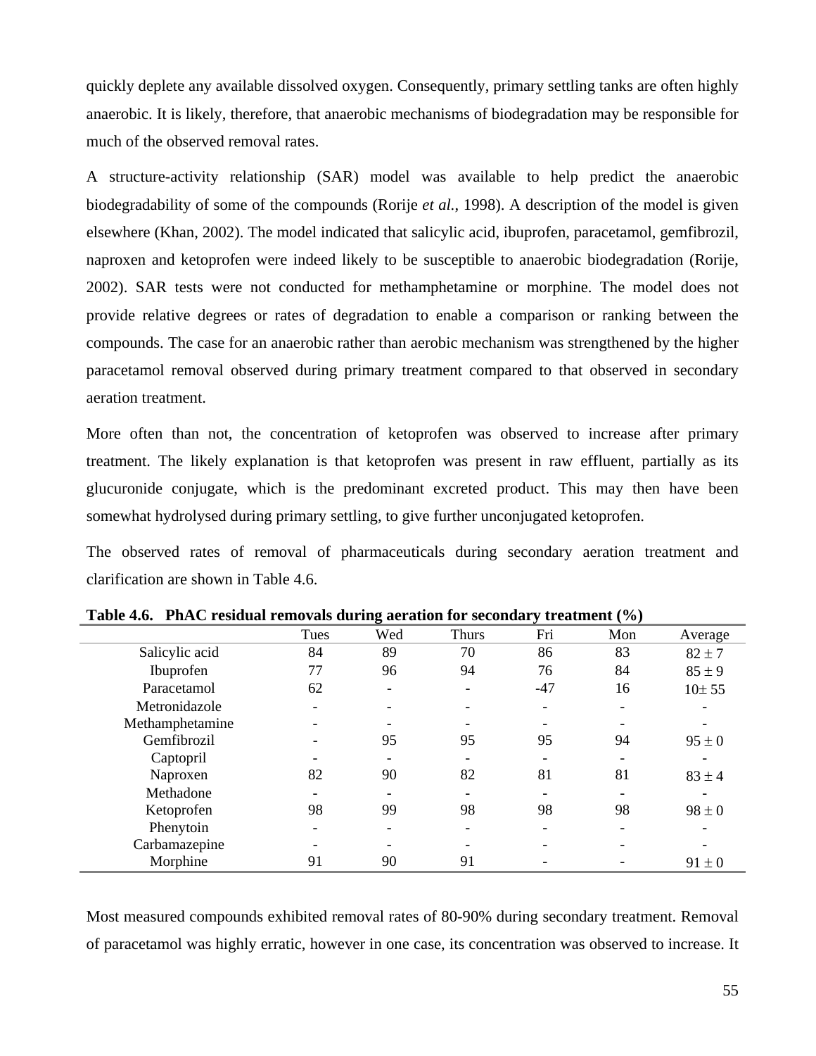quickly deplete any available dissolved oxygen. Consequently, primary settling tanks are often highly anaerobic. It is likely, therefore, that anaerobic mechanisms of biodegradation may be responsible for much of the observed removal rates.

A structure-activity relationship (SAR) model was available to help predict the anaerobic biodegradability of some of the compounds (Rorije *et al.*, 1998). A description of the model is given elsewhere (Khan, 2002). The model indicated that salicylic acid, ibuprofen, paracetamol, gemfibrozil, naproxen and ketoprofen were indeed likely to be susceptible to anaerobic biodegradation (Rorije, 2002). SAR tests were not conducted for methamphetamine or morphine. The model does not provide relative degrees or rates of degradation to enable a comparison or ranking between the compounds. The case for an anaerobic rather than aerobic mechanism was strengthened by the higher paracetamol removal observed during primary treatment compared to that observed in secondary aeration treatment.

More often than not, the concentration of ketoprofen was observed to increase after primary treatment. The likely explanation is that ketoprofen was present in raw effluent, partially as its glucuronide conjugate, which is the predominant excreted product. This may then have been somewhat hydrolysed during primary settling, to give further unconjugated ketoprofen.

The observed rates of removal of pharmaceuticals during secondary aeration treatment and clarification are shown in Table 4.6.

**Table 4.6. PhAC residual removals during aeration for secondary treatment (%)**

| | Tues | Wed | Thurs | Fri | Mon | Average |
|---|---|---|---|---|---|---|
| Salicylic acid | 84 | 89 | 70 | 86 | 83 | $82 \pm 7$ |
| Ibuprofen | 77 | 96 | 94 | 76 | 84 | $85 \pm 9$ |
| Paracetamol | 62 | - | - | -47 | 16 | $10 \pm 55$ |
| Metronidazole | - | - | - | - | - | - |
| Methamphetamine | - | - | - | - | - | - |
| Gemfibrozil | - | 95 | 95 | 95 | 94 | $95 \pm 0$ |
| Captopril | - | - | - | - | - | - |
| Naproxen | 82 | 90 | 82 | 81 | 81 | $83 \pm 4$ |
| Methadone | - | - | - | - | - | - |
| Ketoprofen | 98 | 99 | 98 | 98 | 98 | $98 \pm 0$ |
| Phenytoin | - | - | - | - | - | - |
| Carbamazepine | - | - | - | - | - | - |
| Morphine | 91 | 90 | 91 | - | - | $91 \pm 0$ |

Most measured compounds exhibited removal rates of 80-90% during secondary treatment. Removal of paracetamol was highly erratic, however in one case, its concentration was observed to increase. It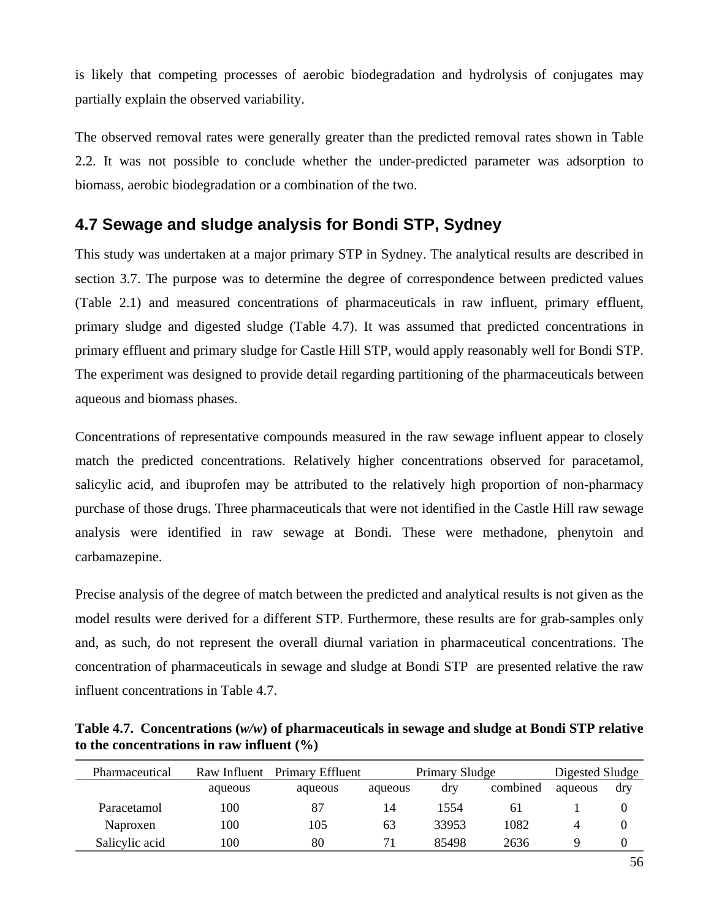is likely that competing processes of aerobic biodegradation and hydrolysis of conjugates may partially explain the observed variability.

The observed removal rates were generally greater than the predicted removal rates shown in Table 2.2. It was not possible to conclude whether the under-predicted parameter was adsorption to biomass, aerobic biodegradation or a combination of the two.

## 4.7 Sewage and sludge analysis for Bondi STP, Sydney

This study was undertaken at a major primary STP in Sydney. The analytical results are described in section 3.7. The purpose was to determine the degree of correspondence between predicted values (Table 2.1) and measured concentrations of pharmaceuticals in raw influent, primary effluent, primary sludge and digested sludge (Table 4.7). It was assumed that predicted concentrations in primary effluent and primary sludge for Castle Hill STP, would apply reasonably well for Bondi STP. The experiment was designed to provide detail regarding partitioning of the pharmaceuticals between aqueous and biomass phases.

Concentrations of representative compounds measured in the raw sewage influent appear to closely match the predicted concentrations. Relatively higher concentrations observed for paracetamol, salicylic acid, and ibuprofen may be attributed to the relatively high proportion of non-pharmacy purchase of those drugs. Three pharmaceuticals that were not identified in the Castle Hill raw sewage analysis were identified in raw sewage at Bondi. These were methadone, phenytoin and carbamazepine.

Precise analysis of the degree of match between the predicted and analytical results is not given as the model results were derived for a different STP. Furthermore, these results are for grab-samples only and, as such, do not represent the overall diurnal variation in pharmaceutical concentrations. The concentration of pharmaceuticals in sewage and sludge at Bondi STP are presented relative the raw influent concentrations in Table 4.7.

**Table 4.7. Concentrations (*w/w*) of pharmaceuticals in sewage and sludge at Bondi STP relative to the concentrations in raw influent (%)**

| Pharmaceutical | Raw Influent | Primary Effluent | Primary Sludge | | | Digested Sludge | |
|---|---|---|---|---|---|---|---|
| | aqueous | aqueous | aqueous | dry | combined | aqueous | dry |
| Paracetamol | 100 | 87 | 14 | 1554 | 61 | 1 | 0 |
| Naproxen | 100 | 105 | 63 | 33953 | 1082 | 4 | 0 |
| Salicylic acid | 100 | 80 | 71 | 85498 | 2636 | 9 | 0 |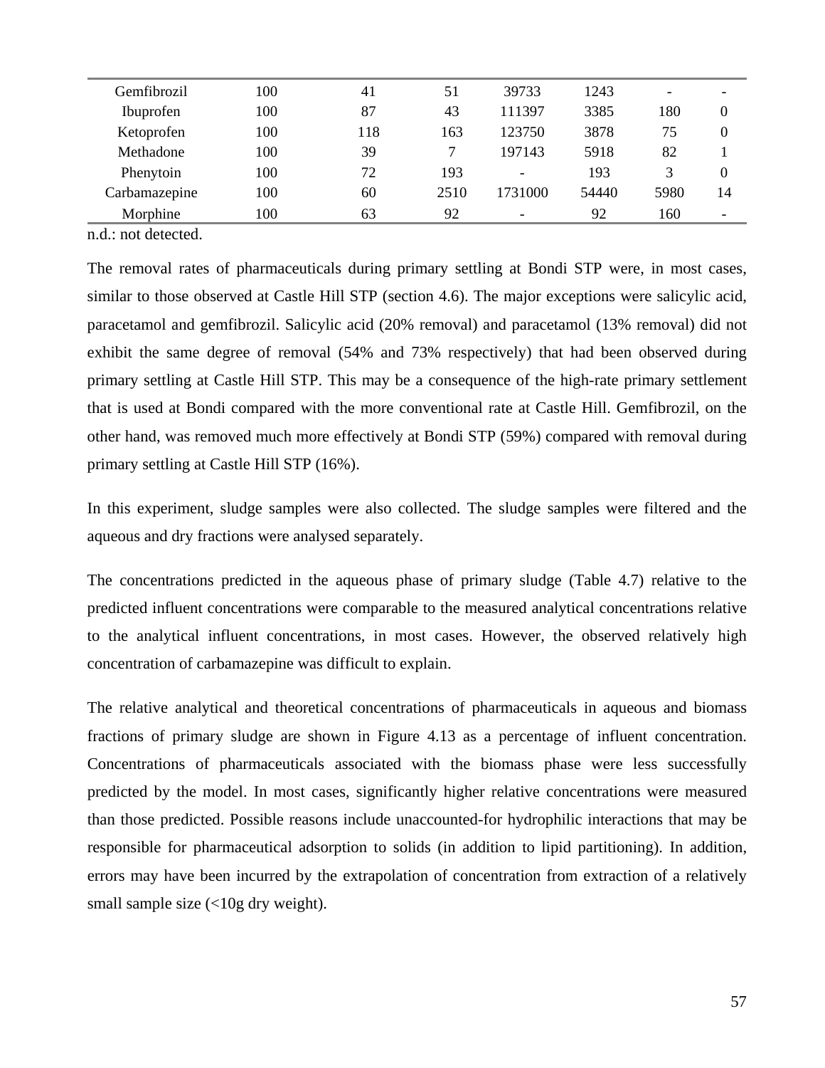| | | | | | | | |
|---|---|---|---|---|---|---|---|
| Gemfibrozil | 100 | 41 | 51 | 39733 | 1243 | - | - |
| Ibuprofen | 100 | 87 | 43 | 111397 | 3385 | 180 | 0 |
| Ketoprofen | 100 | 118 | 163 | 123750 | 3878 | 75 | 0 |
| Methadone | 100 | 39 | 7 | 197143 | 5918 | 82 | 1 |
| Phenytoin | 100 | 72 | 193 | - | 193 | 3 | 0 |
| Carbamazepine | 100 | 60 | 2510 | 1731000 | 54440 | 5980 | 14 |
| Morphine | 100 | 63 | 92 | - | 92 | 160 | - |

n.d.: not detected.

The removal rates of pharmaceuticals during primary settling at Bondi STP were, in most cases, similar to those observed at Castle Hill STP (section 4.6). The major exceptions were salicylic acid, paracetamol and gemfibrozil. Salicylic acid (20% removal) and paracetamol (13% removal) did not exhibit the same degree of removal (54% and 73% respectively) that had been observed during primary settling at Castle Hill STP. This may be a consequence of the high-rate primary settlement that is used at Bondi compared with the more conventional rate at Castle Hill. Gemfibrozil, on the other hand, was removed much more effectively at Bondi STP (59%) compared with removal during primary settling at Castle Hill STP (16%).

In this experiment, sludge samples were also collected. The sludge samples were filtered and the aqueous and dry fractions were analysed separately.

The concentrations predicted in the aqueous phase of primary sludge (Table 4.7) relative to the predicted influent concentrations were comparable to the measured analytical concentrations relative to the analytical influent concentrations, in most cases. However, the observed relatively high concentration of carbamazepine was difficult to explain.

The relative analytical and theoretical concentrations of pharmaceuticals in aqueous and biomass fractions of primary sludge are shown in Figure 4.13 as a percentage of influent concentration. Concentrations of pharmaceuticals associated with the biomass phase were less successfully predicted by the model. In most cases, significantly higher relative concentrations were measured than those predicted. Possible reasons include unaccounted-for hydrophilic interactions that may be responsible for pharmaceutical adsorption to solids (in addition to lipid partitioning). In addition, errors may have been incurred by the extrapolation of concentration from extraction of a relatively small sample size (<10g dry weight).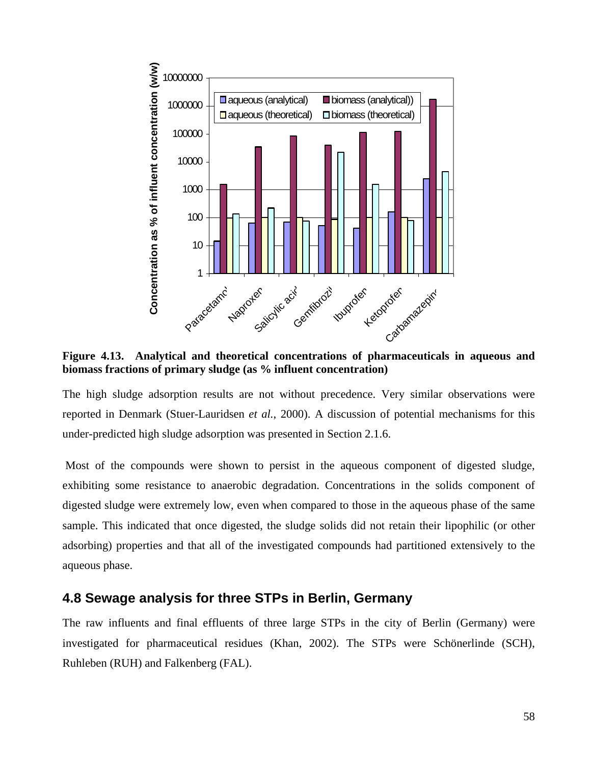**Figure 4.13. Analytical and theoretical concentrations of pharmaceuticals in aqueous and biomass fractions of primary sludge (as % influent concentration)**

The high sludge adsorption results are not without precedence. Very similar observations were reported in Denmark (Stuer-Lauridsen *et al.*, 2000). A discussion of potential mechanisms for this under-predicted high sludge adsorption was presented in Section 2.1.6.

Most of the compounds were shown to persist in the aqueous component of digested sludge, exhibiting some resistance to anaerobic degradation. Concentrations in the solids component of digested sludge were extremely low, even when compared to those in the aqueous phase of the same sample. This indicated that once digested, the sludge solids did not retain their lipophilic (or other adsorbing) properties and that all of the investigated compounds had partitioned extensively to the aqueous phase.

## 4.8 Sewage analysis for three STPs in Berlin, Germany

The raw influents and final effluents of three large STPs in the city of Berlin (Germany) were investigated for pharmaceutical residues (Khan, 2002). The STPs were Schönerlinde (SCH), Ruhleben (RUH) and Falkenberg (FAL).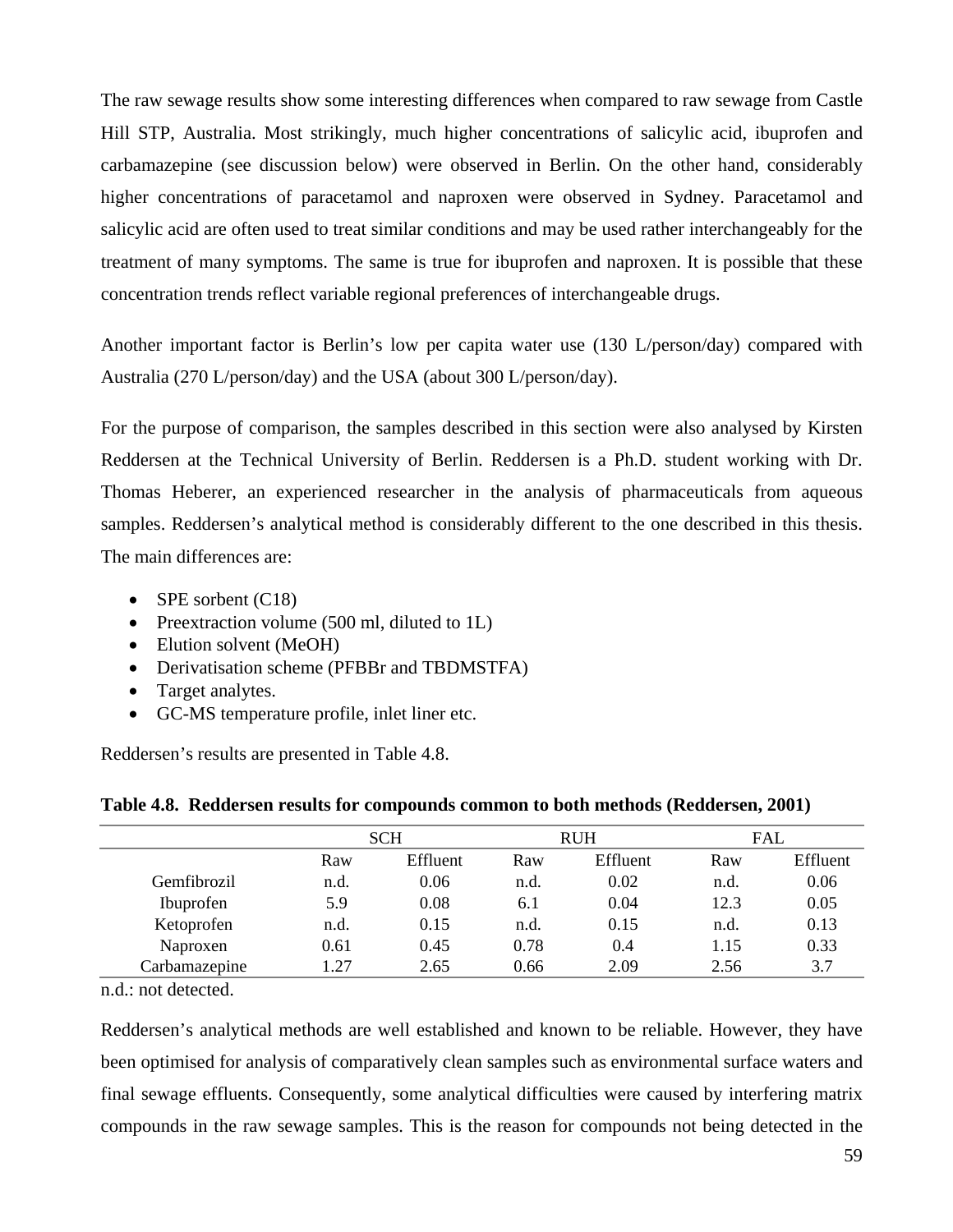The raw sewage results show some interesting differences when compared to raw sewage from Castle Hill STP, Australia. Most strikingly, much higher concentrations of salicylic acid, ibuprofen and carbamazepine (see discussion below) were observed in Berlin. On the other hand, considerably higher concentrations of paracetamol and naproxen were observed in Sydney. Paracetamol and salicylic acid are often used to treat similar conditions and may be used rather interchangeably for the treatment of many symptoms. The same is true for ibuprofen and naproxen. It is possible that these concentration trends reflect variable regional preferences of interchangeable drugs.

Another important factor is Berlin's low per capita water use (130 L/person/day) compared with Australia (270 L/person/day) and the USA (about 300 L/person/day).

For the purpose of comparison, the samples described in this section were also analysed by Kirsten Reddersen at the Technical University of Berlin. Reddersen is a Ph.D. student working with Dr. Thomas Heberer, an experienced researcher in the analysis of pharmaceuticals from aqueous samples. Reddersen's analytical method is considerably different to the one described in this thesis. The main differences are:

- SPE sorbent (C18)
- Preextraction volume (500 ml, diluted to 1L)
- Elution solvent (MeOH)
- Derivatisation scheme (PFBBr and TBDMSTFA)
- Target analytes.
- GC-MS temperature profile, inlet liner etc.

Reddersen's results are presented in Table 4.8.

**Table 4.8. Reddersen results for compounds common to both methods (Reddersen, 2001)**

| | SCH | | RUH | | FAL | |
|---|---|---|---|---|---|---|
| | Raw | Effluent | Raw | Effluent | Raw | Effluent |
| Gemfibrozil | n.d. | 0.06 | n.d. | 0.02 | n.d. | 0.06 |
| Ibuprofen | 5.9 | 0.08 | 6.1 | 0.04 | 12.3 | 0.05 |
| Ketoprofen | n.d. | 0.15 | n.d. | 0.15 | n.d. | 0.13 |
| Naproxen | 0.61 | 0.45 | 0.78 | 0.4 | 1.15 | 0.33 |
| Carbamazepine | 1.27 | 2.65 | 0.66 | 2.09 | 2.56 | 3.7 |

n.d.: not detected.

Reddersen's analytical methods are well established and known to be reliable. However, they have been optimised for analysis of comparatively clean samples such as environmental surface waters and final sewage effluents. Consequently, some analytical difficulties were caused by interfering matrix compounds in the raw sewage samples. This is the reason for compounds not being detected in the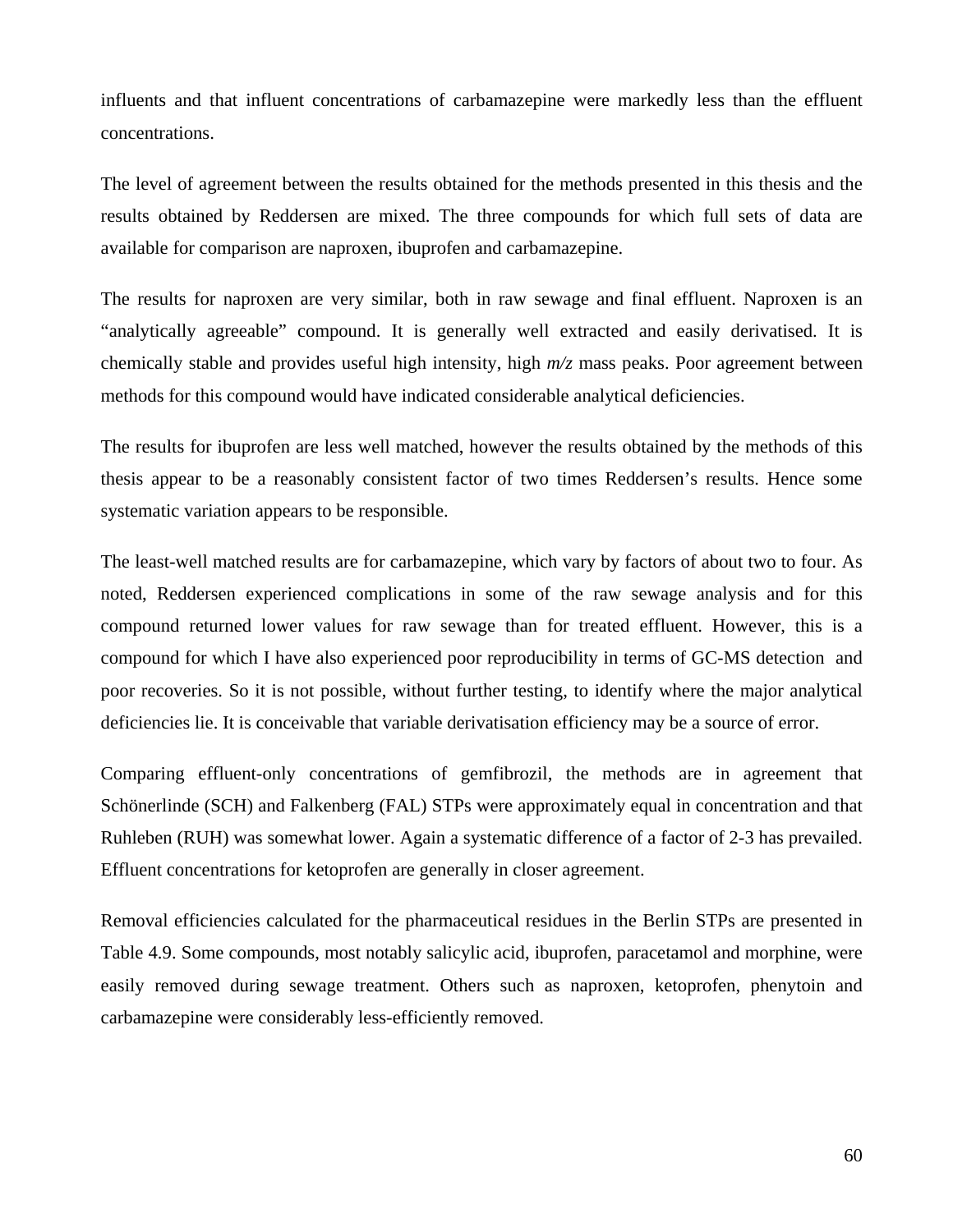influents and that influent concentrations of carbamazepine were markedly less than the effluent concentrations.

The level of agreement between the results obtained for the methods presented in this thesis and the results obtained by Reddersen are mixed. The three compounds for which full sets of data are available for comparison are naproxen, ibuprofen and carbamazepine.

The results for naproxen are very similar, both in raw sewage and final effluent. Naproxen is an "analytically agreeable" compound. It is generally well extracted and easily derivatised. It is chemically stable and provides useful high intensity, high *m/z* mass peaks. Poor agreement between methods for this compound would have indicated considerable analytical deficiencies.

The results for ibuprofen are less well matched, however the results obtained by the methods of this thesis appear to be a reasonably consistent factor of two times Reddersen's results. Hence some systematic variation appears to be responsible.

The least-well matched results are for carbamazepine, which vary by factors of about two to four. As noted, Reddersen experienced complications in some of the raw sewage analysis and for this compound returned lower values for raw sewage than for treated effluent. However, this is a compound for which I have also experienced poor reproducibility in terms of GC-MS detection and poor recoveries. So it is not possible, without further testing, to identify where the major analytical deficiencies lie. It is conceivable that variable derivatisation efficiency may be a source of error.

Comparing effluent-only concentrations of gemfibrozil, the methods are in agreement that Schönerlinde (SCH) and Falkenberg (FAL) STPs were approximately equal in concentration and that Ruhleben (RUH) was somewhat lower. Again a systematic difference of a factor of 2-3 has prevailed. Effluent concentrations for ketoprofen are generally in closer agreement.

Removal efficiencies calculated for the pharmaceutical residues in the Berlin STPs are presented in Table 4.9. Some compounds, most notably salicylic acid, ibuprofen, paracetamol and morphine, were easily removed during sewage treatment. Others such as naproxen, ketoprofen, phenytoin and carbamazepine were considerably less-efficiently removed.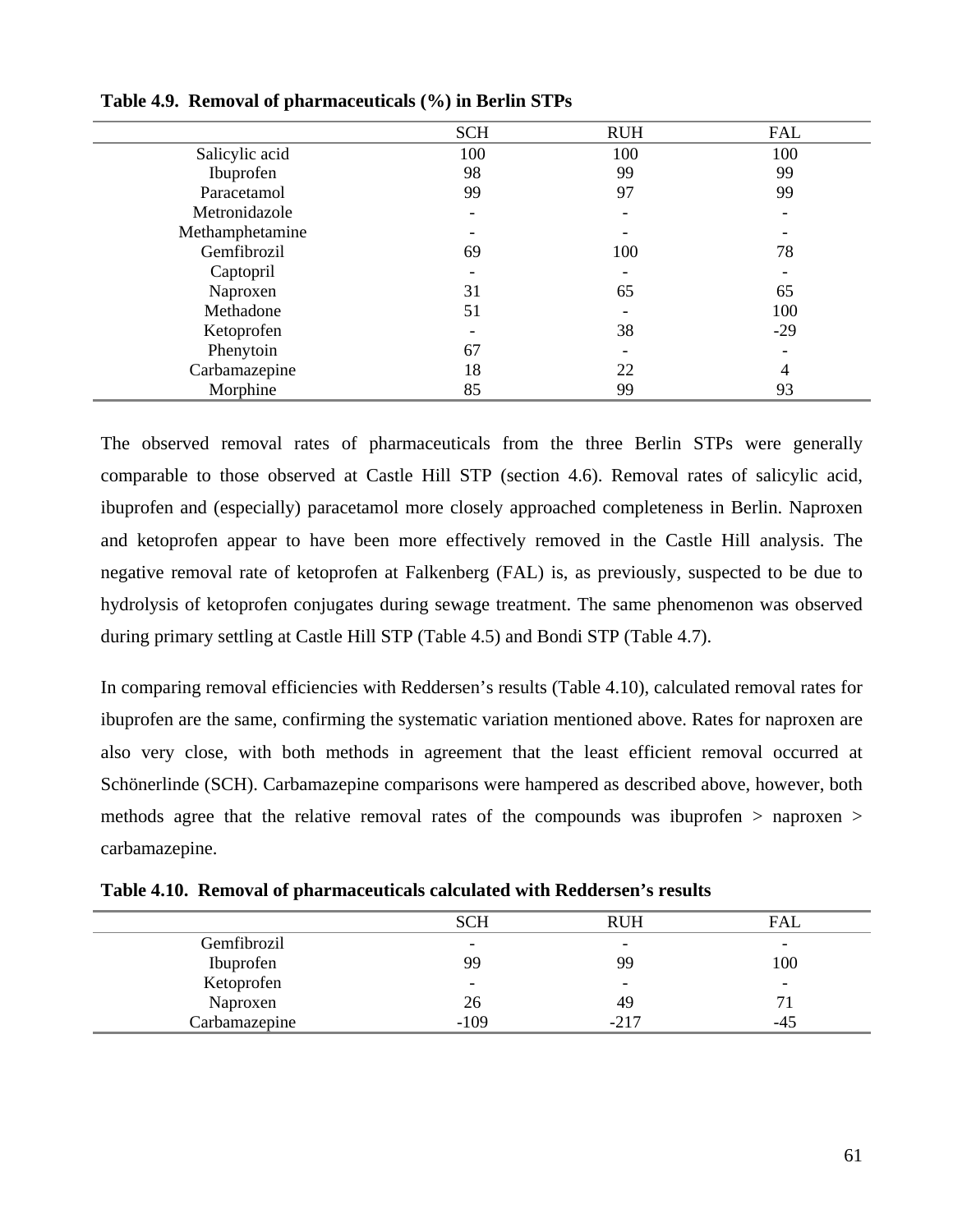**Table 4.9. Removal of pharmaceuticals (%) in Berlin STPs**

| | SCH | RUH | FAL |
|---|---|---|---|
| Salicylic acid | 100 | 100 | 100 |
| Ibuprofen | 98 | 99 | 99 |
| Paracetamol | 99 | 97 | 99 |
| Metronidazole | - | - | - |
| Methamphetamine | - | - | - |
| Gemfibrozil | 69 | 100 | 78 |
| Captopril | - | - | - |
| Naproxen | 31 | 65 | 65 |
| Methadone | 51 | - | 100 |
| Ketoprofen | - | 38 | -29 |
| Phenytoin | 67 | - | - |
| Carbamazepine | 18 | 22 | 4 |
| Morphine | 85 | 99 | 93 |

The observed removal rates of pharmaceuticals from the three Berlin STPs were generally comparable to those observed at Castle Hill STP (section 4.6). Removal rates of salicylic acid, ibuprofen and (especially) paracetamol more closely approached completeness in Berlin. Naproxen and ketoprofen appear to have been more effectively removed in the Castle Hill analysis. The negative removal rate of ketoprofen at Falkenberg (FAL) is, as previously, suspected to be due to hydrolysis of ketoprofen conjugates during sewage treatment. The same phenomenon was observed during primary settling at Castle Hill STP (Table 4.5) and Bondi STP (Table 4.7).

In comparing removal efficiencies with Reddersen's results (Table 4.10), calculated removal rates for ibuprofen are the same, confirming the systematic variation mentioned above. Rates for naproxen are also very close, with both methods in agreement that the least efficient removal occurred at Schönerlinde (SCH). Carbamazepine comparisons were hampered as described above, however, both methods agree that the relative removal rates of the compounds was ibuprofen > naproxen > carbamazepine.

**Table 4.10. Removal of pharmaceuticals calculated with Reddersen's results**

| | SCH | RUH | FAL |
|---|---|---|---|
| Gemfibrozil | - | - | - |
| Ibuprofen | 99 | 99 | 100 |
| Ketoprofen | - | - | - |
| Naproxen | 26 | 49 | 71 |
| Carbamazepine | -109 | -217 | -45 |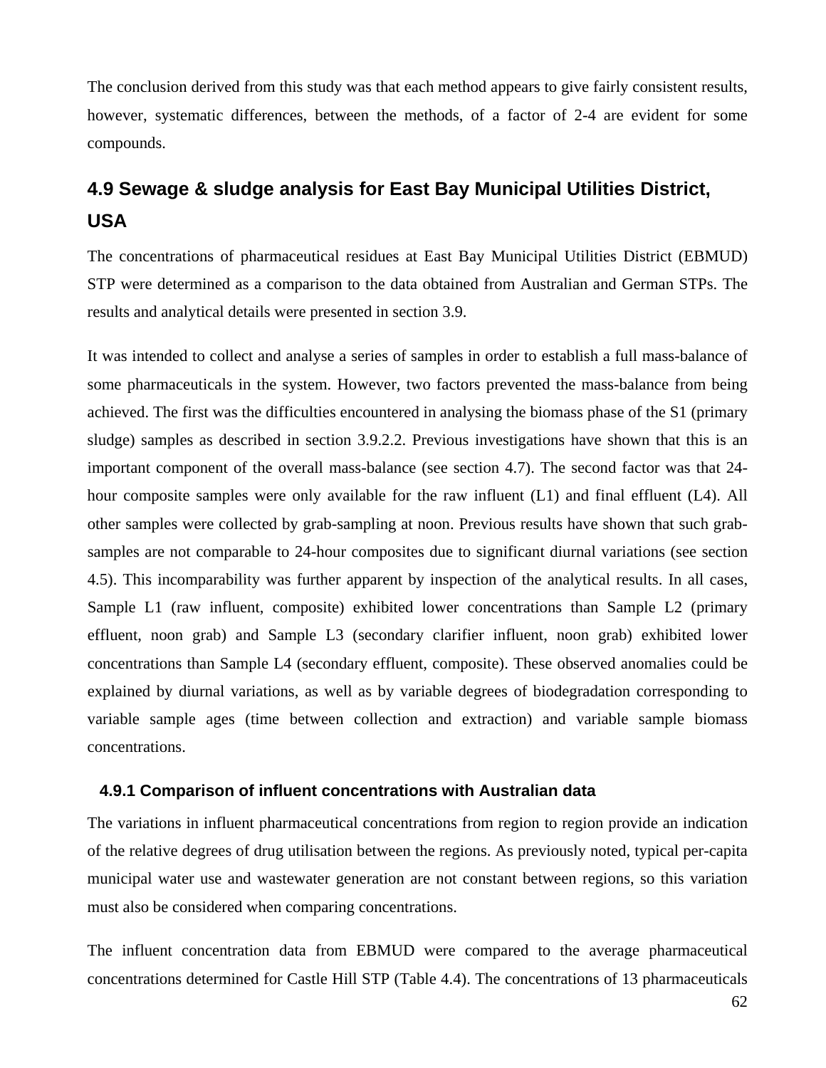The conclusion derived from this study was that each method appears to give fairly consistent results, however, systematic differences, between the methods, of a factor of 2-4 are evident for some compounds.

## 4.9 Sewage & sludge analysis for East Bay Municipal Utilities District, USA

The concentrations of pharmaceutical residues at East Bay Municipal Utilities District (EBMUD) STP were determined as a comparison to the data obtained from Australian and German STPs. The results and analytical details were presented in section 3.9.

It was intended to collect and analyse a series of samples in order to establish a full mass-balance of some pharmaceuticals in the system. However, two factors prevented the mass-balance from being achieved. The first was the difficulties encountered in analysing the biomass phase of the S1 (primary sludge) samples as described in section 3.9.2.2. Previous investigations have shown that this is an important component of the overall mass-balance (see section 4.7). The second factor was that 24-hour composite samples were only available for the raw influent (L1) and final effluent (L4). All other samples were collected by grab-sampling at noon. Previous results have shown that such grab-samples are not comparable to 24-hour composites due to significant diurnal variations (see section 4.5). This incomparability was further apparent by inspection of the analytical results. In all cases, Sample L1 (raw influent, composite) exhibited lower concentrations than Sample L2 (primary effluent, noon grab) and Sample L3 (secondary clarifier influent, noon grab) exhibited lower concentrations than Sample L4 (secondary effluent, composite). These observed anomalies could be explained by diurnal variations, as well as by variable degrees of biodegradation corresponding to variable sample ages (time between collection and extraction) and variable sample biomass concentrations.

### 4.9.1 Comparison of influent concentrations with Australian data

The variations in influent pharmaceutical concentrations from region to region provide an indication of the relative degrees of drug utilisation between the regions. As previously noted, typical per-capita municipal water use and wastewater generation are not constant between regions, so this variation must also be considered when comparing concentrations.

The influent concentration data from EBMUD were compared to the average pharmaceutical concentrations determined for Castle Hill STP (Table 4.4). The concentrations of 13 pharmaceuticals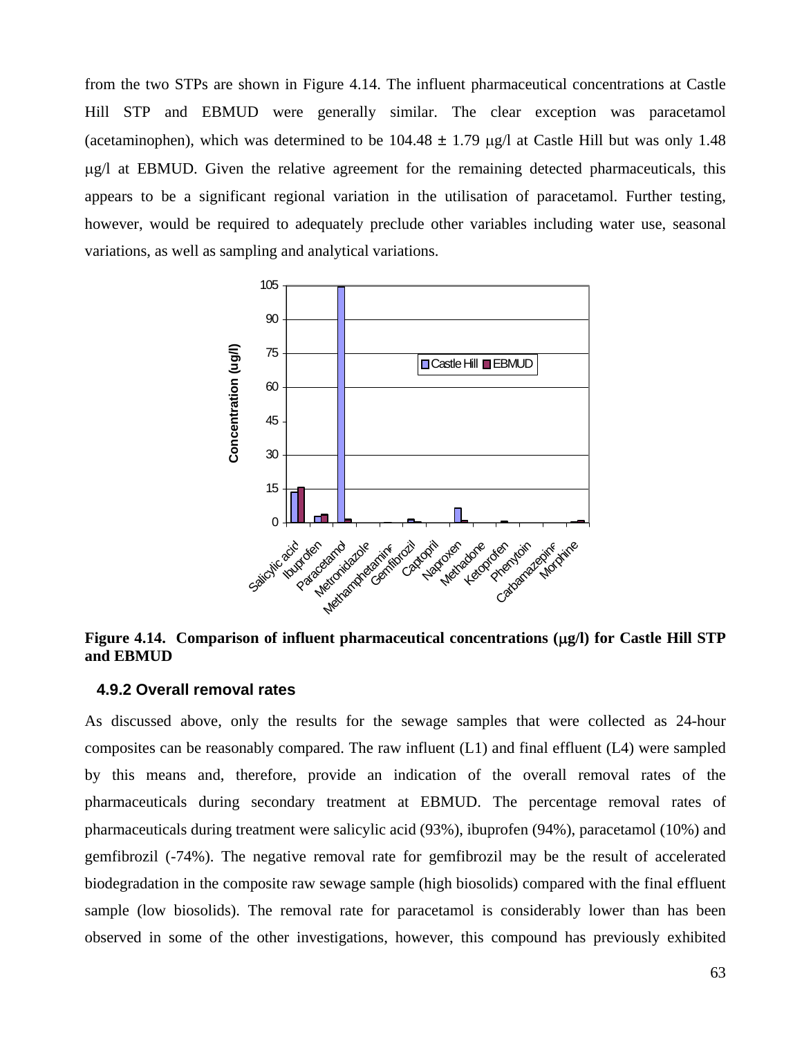from the two STPs are shown in Figure 4.14. The influent pharmaceutical concentrations at Castle Hill STP and EBMUD were generally similar. The clear exception was paracetamol (acetaminophen), which was determined to be 104.48 ± 1.79 μg/l at Castle Hill but was only 1.48 μg/l at EBMUD. Given the relative agreement for the remaining detected pharmaceuticals, this appears to be a significant regional variation in the utilisation of paracetamol. Further testing, however, would be required to adequately preclude other variables including water use, seasonal variations, as well as sampling and analytical variations.

**Figure 4.14. Comparison of influent pharmaceutical concentrations (μg/l) for Castle Hill STP and EBMUD**

### 4.9.2 Overall removal rates

As discussed above, only the results for the sewage samples that were collected as 24-hour composites can be reasonably compared. The raw influent (L1) and final effluent (L4) were sampled by this means and, therefore, provide an indication of the overall removal rates of the pharmaceuticals during secondary treatment at EBMUD. The percentage removal rates of pharmaceuticals during treatment were salicylic acid (93%), ibuprofen (94%), paracetamol (10%) and gemfibrozil (-74%). The negative removal rate for gemfibrozil may be the result of accelerated biodegradation in the composite raw sewage sample (high biosolids) compared with the final effluent sample (low biosolids). The removal rate for paracetamol is considerably lower than has been observed in some of the other investigations, however, this compound has previously exhibited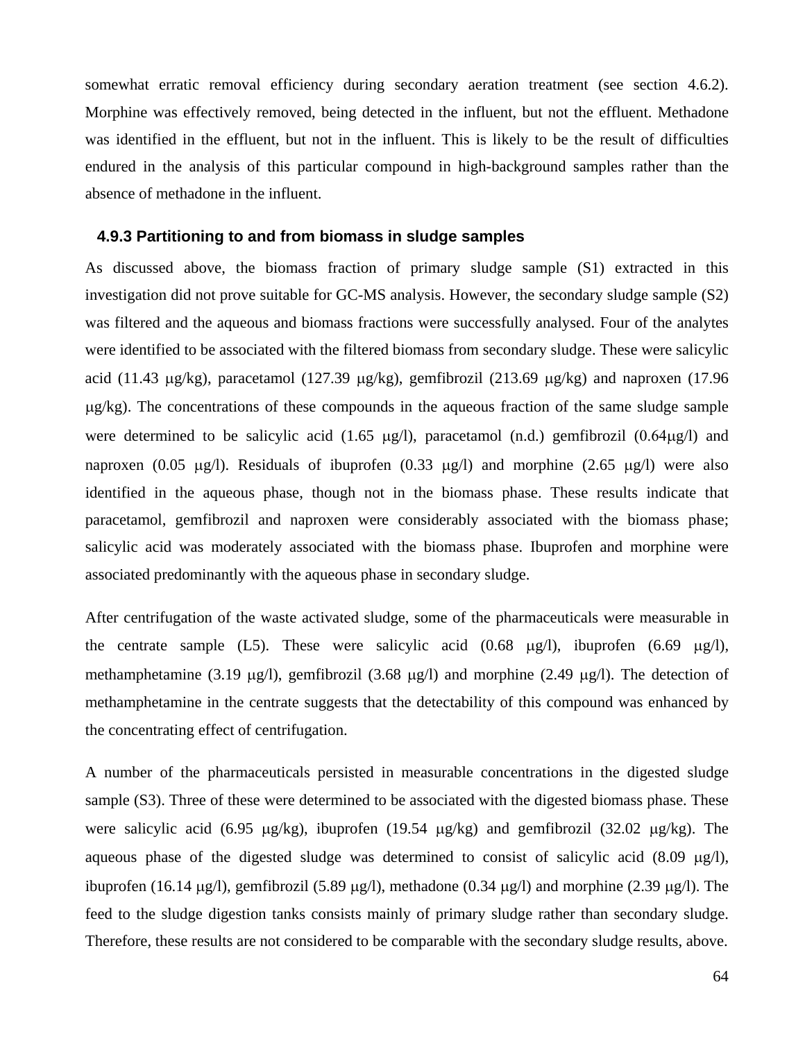somewhat erratic removal efficiency during secondary aeration treatment (see section 4.6.2). Morphine was effectively removed, being detected in the influent, but not the effluent. Methadone was identified in the effluent, but not in the influent. This is likely to be the result of difficulties endured in the analysis of this particular compound in high-background samples rather than the absence of methadone in the influent.

### 4.9.3 Partitioning to and from biomass in sludge samples

As discussed above, the biomass fraction of primary sludge sample (S1) extracted in this investigation did not prove suitable for GC-MS analysis. However, the secondary sludge sample (S2) was filtered and the aqueous and biomass fractions were successfully analysed. Four of the analytes were identified to be associated with the filtered biomass from secondary sludge. These were salicylic acid (11.43 μg/kg), paracetamol (127.39 μg/kg), gemfibrozil (213.69 μg/kg) and naproxen (17.96 μg/kg). The concentrations of these compounds in the aqueous fraction of the same sludge sample were determined to be salicylic acid (1.65 μg/l), paracetamol (n.d.) gemfibrozil (0.64μg/l) and naproxen (0.05 μg/l). Residuals of ibuprofen (0.33 μg/l) and morphine (2.65 μg/l) were also identified in the aqueous phase, though not in the biomass phase. These results indicate that paracetamol, gemfibrozil and naproxen were considerably associated with the biomass phase; salicylic acid was moderately associated with the biomass phase. Ibuprofen and morphine were associated predominantly with the aqueous phase in secondary sludge.

After centrifugation of the waste activated sludge, some of the pharmaceuticals were measurable in the centrate sample (L5). These were salicylic acid (0.68 μg/l), ibuprofen (6.69 μg/l), methamphetamine (3.19 μg/l), gemfibrozil (3.68 μg/l) and morphine (2.49 μg/l). The detection of methamphetamine in the centrate suggests that the detectability of this compound was enhanced by the concentrating effect of centrifugation.

A number of the pharmaceuticals persisted in measurable concentrations in the digested sludge sample (S3). Three of these were determined to be associated with the digested biomass phase. These were salicylic acid (6.95 μg/kg), ibuprofen (19.54 μg/kg) and gemfibrozil (32.02 μg/kg). The aqueous phase of the digested sludge was determined to consist of salicylic acid (8.09 μg/l), ibuprofen (16.14 μg/l), gemfibrozil (5.89 μg/l), methadone (0.34 μg/l) and morphine (2.39 μg/l). The feed to the sludge digestion tanks consists mainly of primary sludge rather than secondary sludge. Therefore, these results are not considered to be comparable with the secondary sludge results, above.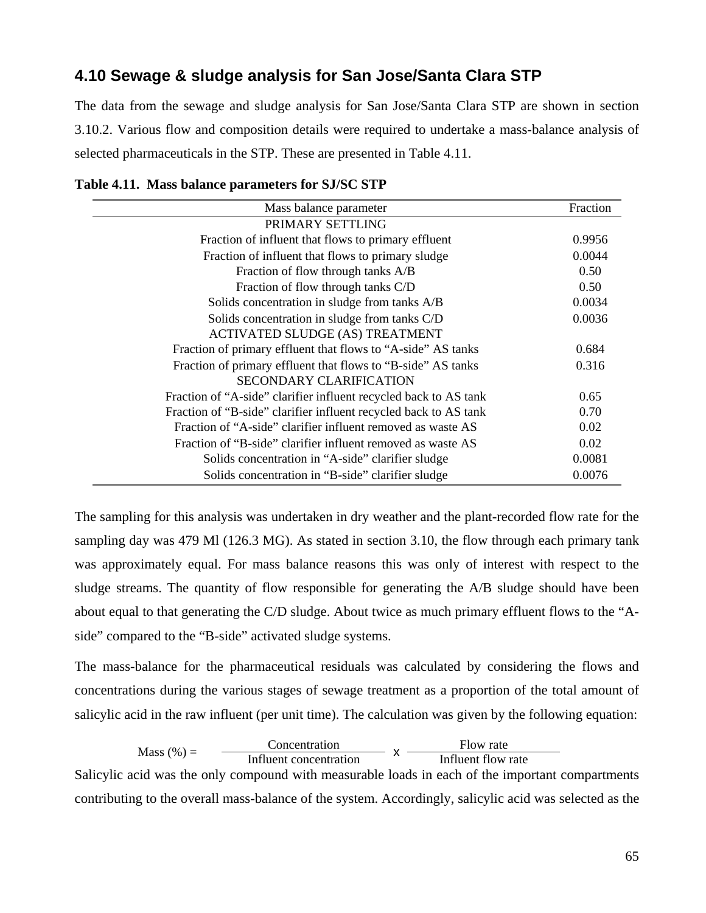## 4.10 Sewage & sludge analysis for San Jose/Santa Clara STP

The data from the sewage and sludge analysis for San Jose/Santa Clara STP are shown in section 3.10.2. Various flow and composition details were required to undertake a mass-balance analysis of selected pharmaceuticals in the STP. These are presented in Table 4.11.

**Table 4.11. Mass balance parameters for SJ/SC STP**

| Mass balance parameter | Fraction |
|---|---|
| PRIMARY SETTLING | |
| Fraction of influent that flows to primary effluent | 0.9956 |
| Fraction of influent that flows to primary sludge | 0.0044 |
| Fraction of flow through tanks A/B | 0.50 |
| Fraction of flow through tanks C/D | 0.50 |
| Solids concentration in sludge from tanks A/B | 0.0034 |
| Solids concentration in sludge from tanks C/D | 0.0036 |
| ACTIVATED SLUDGE (AS) TREATMENT | |
| Fraction of primary effluent that flows to "A-side" AS tanks | 0.684 |
| Fraction of primary effluent that flows to "B-side" AS tanks | 0.316 |
| SECONDARY CLARIFICATION | |
| Fraction of "A-side" clarifier influent recycled back to AS tank | 0.65 |
| Fraction of "B-side" clarifier influent recycled back to AS tank | 0.70 |
| Fraction of "A-side" clarifier influent removed as waste AS | 0.02 |
| Fraction of "B-side" clarifier influent removed as waste AS | 0.02 |
| Solids concentration in "A-side" clarifier sludge | 0.0081 |
| Solids concentration in "B-side" clarifier sludge | 0.0076 |

The sampling for this analysis was undertaken in dry weather and the plant-recorded flow rate for the sampling day was 479 Ml (126.3 MG). As stated in section 3.10, the flow through each primary tank was approximately equal. For mass balance reasons this was only of interest with respect to the sludge streams. The quantity of flow responsible for generating the A/B sludge should have been about equal to that generating the C/D sludge. About twice as much primary effluent flows to the "A-side" compared to the "B-side" activated sludge systems.

The mass-balance for the pharmaceutical residuals was calculated by considering the flows and concentrations during the various stages of sewage treatment as a proportion of the total amount of salicylic acid in the raw influent (per unit time). The calculation was given by the following equation:

$$\text{Mass (\%)} = \frac{\text{Concentration}}{\text{Influent concentration}} \times \frac{\text{Flow rate}}{\text{Influent flow rate}}$$

Salicylic acid was the only compound with measurable loads in each of the important compartments contributing to the overall mass-balance of the system. Accordingly, salicylic acid was selected as the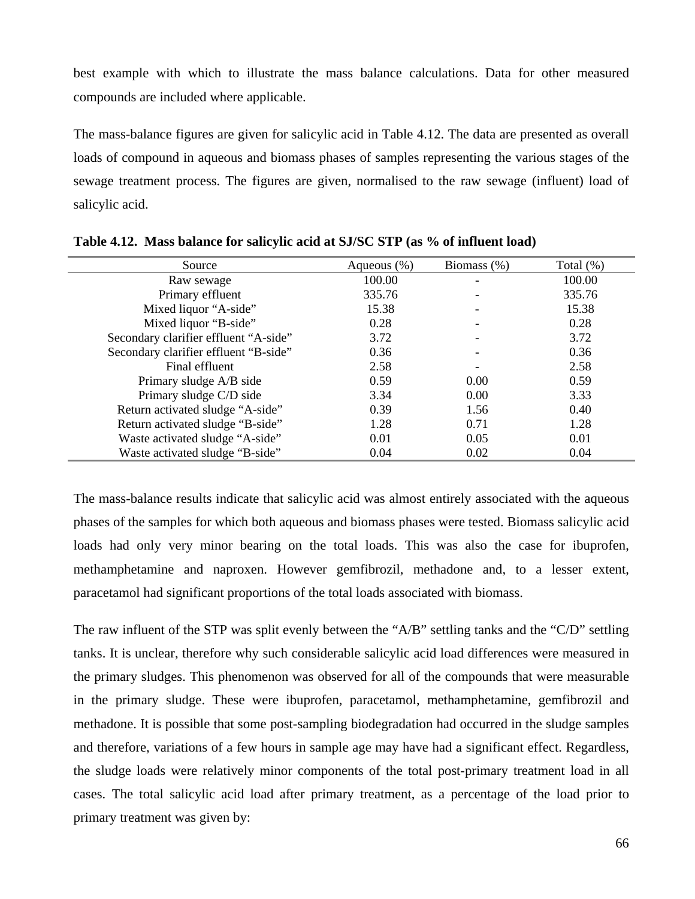best example with which to illustrate the mass balance calculations. Data for other measured compounds are included where applicable.

The mass-balance figures are given for salicylic acid in Table 4.12. The data are presented as overall loads of compound in aqueous and biomass phases of samples representing the various stages of the sewage treatment process. The figures are given, normalised to the raw sewage (influent) load of salicylic acid.

**Table 4.12. Mass balance for salicylic acid at SJ/SC STP (as % of influent load)**

| Source | Aqueous (%) | Biomass (%) | Total (%) |
|---|---|---|---|
| Raw sewage | 100.00 | - | 100.00 |
| Primary effluent | 335.76 | - | 335.76 |
| Mixed liquor “A-side” | 15.38 | - | 15.38 |
| Mixed liquor “B-side” | 0.28 | - | 0.28 |
| Secondary clarifier effluent “A-side” | 3.72 | - | 3.72 |
| Secondary clarifier effluent “B-side” | 0.36 | - | 0.36 |
| Final effluent | 2.58 | - | 2.58 |
| Primary sludge A/B side | 0.59 | 0.00 | 0.59 |
| Primary sludge C/D side | 3.34 | 0.00 | 3.33 |
| Return activated sludge “A-side” | 0.39 | 1.56 | 0.40 |
| Return activated sludge “B-side” | 1.28 | 0.71 | 1.28 |
| Waste activated sludge “A-side” | 0.01 | 0.05 | 0.01 |
| Waste activated sludge “B-side” | 0.04 | 0.02 | 0.04 |

The mass-balance results indicate that salicylic acid was almost entirely associated with the aqueous phases of the samples for which both aqueous and biomass phases were tested. Biomass salicylic acid loads had only very minor bearing on the total loads. This was also the case for ibuprofen, methamphetamine and naproxen. However gemfibrozil, methadone and, to a lesser extent, paracetamol had significant proportions of the total loads associated with biomass.

The raw influent of the STP was split evenly between the “A/B” settling tanks and the “C/D” settling tanks. It is unclear, therefore why such considerable salicylic acid load differences were measured in the primary sludges. This phenomenon was observed for all of the compounds that were measurable in the primary sludge. These were ibuprofen, paracetamol, methamphetamine, gemfibrozil and methadone. It is possible that some post-sampling biodegradation had occurred in the sludge samples and therefore, variations of a few hours in sample age may have had a significant effect. Regardless, the sludge loads were relatively minor components of the total post-primary treatment load in all cases. The total salicylic acid load after primary treatment, as a percentage of the load prior to primary treatment was given by: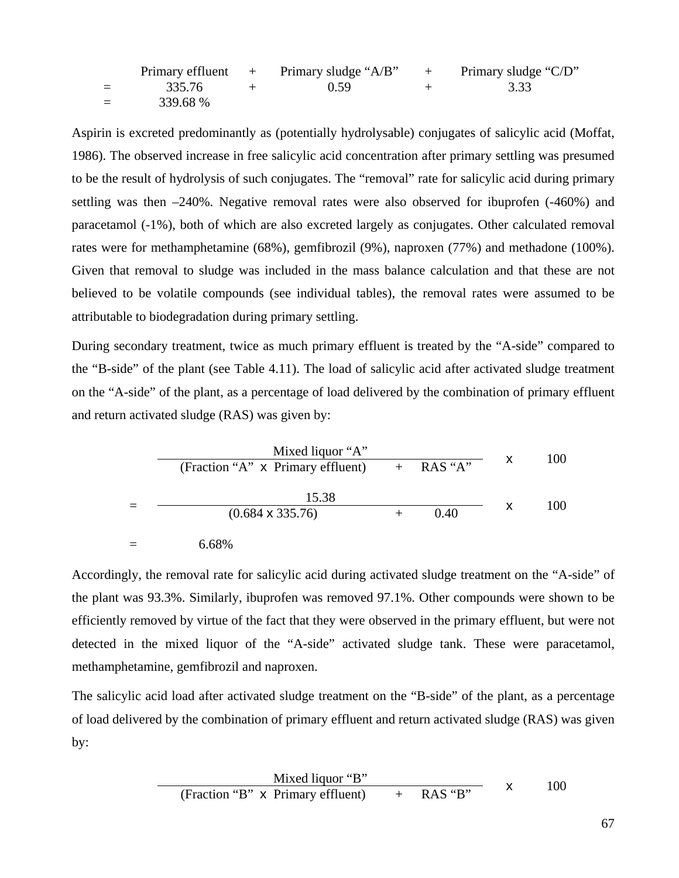$$
\begin{aligned}
& \text{Primary effluent} + \text{Primary sludge “A/B”} + \text{Primary sludge “C/D”} \\
&= 335.76 + 0.59 + 3.33 \\
&= 339.68\ \%
\end{aligned}
$$

Aspirin is excreted predominantly as (potentially hydrolysable) conjugates of salicylic acid (Moffat, 1986). The observed increase in free salicylic acid concentration after primary settling was presumed to be the result of hydrolysis of such conjugates. The "removal" rate for salicylic acid during primary settling was then –240%. Negative removal rates were also observed for ibuprofen (-460%) and paracetamol (-1%), both of which are also excreted largely as conjugates. Other calculated removal rates were for methamphetamine (68%), gemfibrozil (9%), naproxen (77%) and methadone (100%). Given that removal to sludge was included in the mass balance calculation and that these are not believed to be volatile compounds (see individual tables), the removal rates were assumed to be attributable to biodegradation during primary settling.

During secondary treatment, twice as much primary effluent is treated by the "A-side" compared to the "B-side" of the plant (see Table 4.11). The load of salicylic acid after activated sludge treatment on the "A-side" of the plant, as a percentage of load delivered by the combination of primary effluent and return activated sludge (RAS) was given by:

$$
\frac{\text{Mixed liquor “A”}}{(\text{Fraction “A”} \times \text{Primary effluent}) + \text{RAS “A”}} \times 100
$$

$$
= \frac{15.38}{(0.684 \times 335.76) + 0.40} \times 100
$$

$$
= 6.68\%
$$

Accordingly, the removal rate for salicylic acid during activated sludge treatment on the "A-side" of the plant was 93.3%. Similarly, ibuprofen was removed 97.1%. Other compounds were shown to be efficiently removed by virtue of the fact that they were observed in the primary effluent, but were not detected in the mixed liquor of the "A-side" activated sludge tank. These were paracetamol, methamphetamine, gemfibrozil and naproxen.

The salicylic acid load after activated sludge treatment on the "B-side" of the plant, as a percentage of load delivered by the combination of primary effluent and return activated sludge (RAS) was given by:

$$
\frac{\text{Mixed liquor “B”}}{(\text{Fraction “B”} \times \text{Primary effluent}) + \text{RAS “B”}} \times 100
$$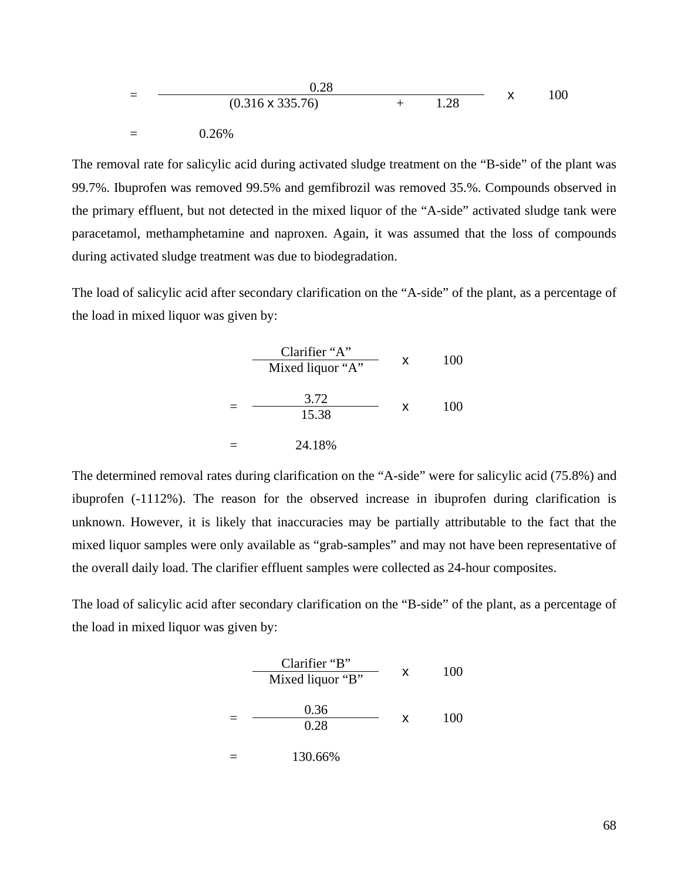$$= \frac{0.28}{(0.316 \times 335.76) + 1.28} \times 100$$

$$= 0.26\%$$

The removal rate for salicylic acid during activated sludge treatment on the “B-side” of the plant was 99.7%. Ibuprofen was removed 99.5% and gemfibrozil was removed 35.%. Compounds observed in the primary effluent, but not detected in the mixed liquor of the “A-side” activated sludge tank were paracetamol, methamphetamine and naproxen. Again, it was assumed that the loss of compounds during activated sludge treatment was due to biodegradation.

The load of salicylic acid after secondary clarification on the “A-side” of the plant, as a percentage of the load in mixed liquor was given by:

$$\frac{\text{Clarifier “A”}}{\text{Mixed liquor “A”}} \times 100$$

$$= \frac{3.72}{15.38} \times 100$$

$$= 24.18\%$$

The determined removal rates during clarification on the “A-side” were for salicylic acid (75.8%) and ibuprofen (-1112%). The reason for the observed increase in ibuprofen during clarification is unknown. However, it is likely that inaccuracies may be partially attributable to the fact that the mixed liquor samples were only available as “grab-samples” and may not have been representative of the overall daily load. The clarifier effluent samples were collected as 24-hour composites.

The load of salicylic acid after secondary clarification on the “B-side” of the plant, as a percentage of the load in mixed liquor was given by:

$$\frac{\text{Clarifier “B”}}{\text{Mixed liquor “B”}} \times 100$$

$$= \frac{0.36}{0.28} \times 100$$

$$= 130.66\%$$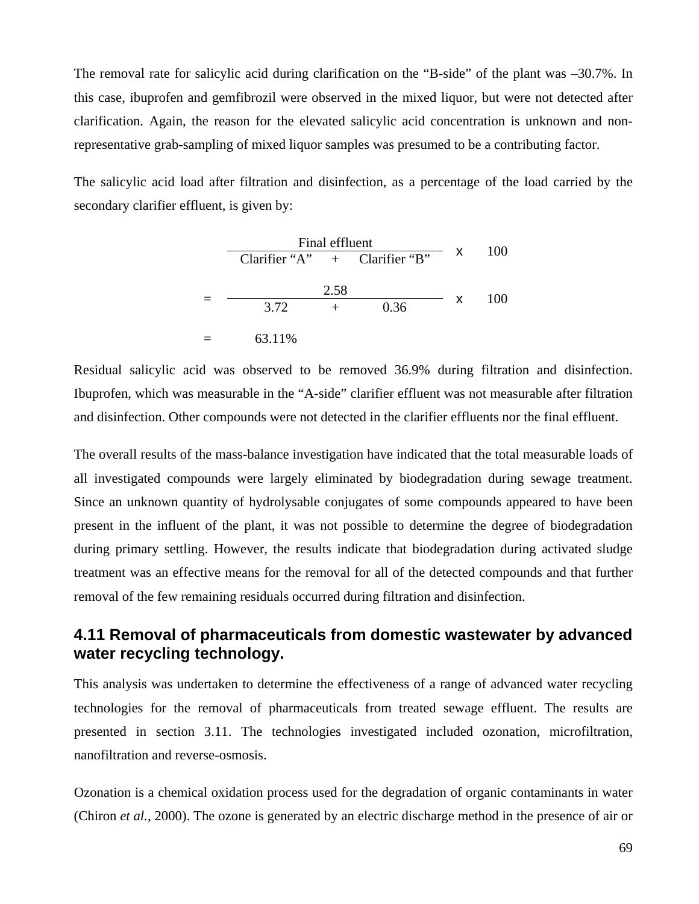The removal rate for salicylic acid during clarification on the "B-side" of the plant was –30.7%. In this case, ibuprofen and gemfibrozil were observed in the mixed liquor, but were not detected after clarification. Again, the reason for the elevated salicylic acid concentration is unknown and non-representative grab-sampling of mixed liquor samples was presumed to be a contributing factor.

The salicylic acid load after filtration and disinfection, as a percentage of the load carried by the secondary clarifier effluent, is given by:

$$\frac{\text{Final effluent}}{\text{Clarifier "A"} \quad + \quad \text{Clarifier "B"}} \quad \text{x} \quad 100$$

$$= \frac{2.58}{3.72 \quad + \quad 0.36} \quad \text{x} \quad 100$$

$$= \quad 63.11\%$$

Residual salicylic acid was observed to be removed 36.9% during filtration and disinfection. Ibuprofen, which was measurable in the "A-side" clarifier effluent was not measurable after filtration and disinfection. Other compounds were not detected in the clarifier effluents nor the final effluent.

The overall results of the mass-balance investigation have indicated that the total measurable loads of all investigated compounds were largely eliminated by biodegradation during sewage treatment. Since an unknown quantity of hydrolysable conjugates of some compounds appeared to have been present in the influent of the plant, it was not possible to determine the degree of biodegradation during primary settling. However, the results indicate that biodegradation during activated sludge treatment was an effective means for the removal for all of the detected compounds and that further removal of the few remaining residuals occurred during filtration and disinfection.

## 4.11 Removal of pharmaceuticals from domestic wastewater by advanced water recycling technology.

This analysis was undertaken to determine the effectiveness of a range of advanced water recycling technologies for the removal of pharmaceuticals from treated sewage effluent. The results are presented in section 3.11. The technologies investigated included ozonation, microfiltration, nanofiltration and reverse-osmosis.

Ozonation is a chemical oxidation process used for the degradation of organic contaminants in water (Chiron *et al.*, 2000). The ozone is generated by an electric discharge method in the presence of air or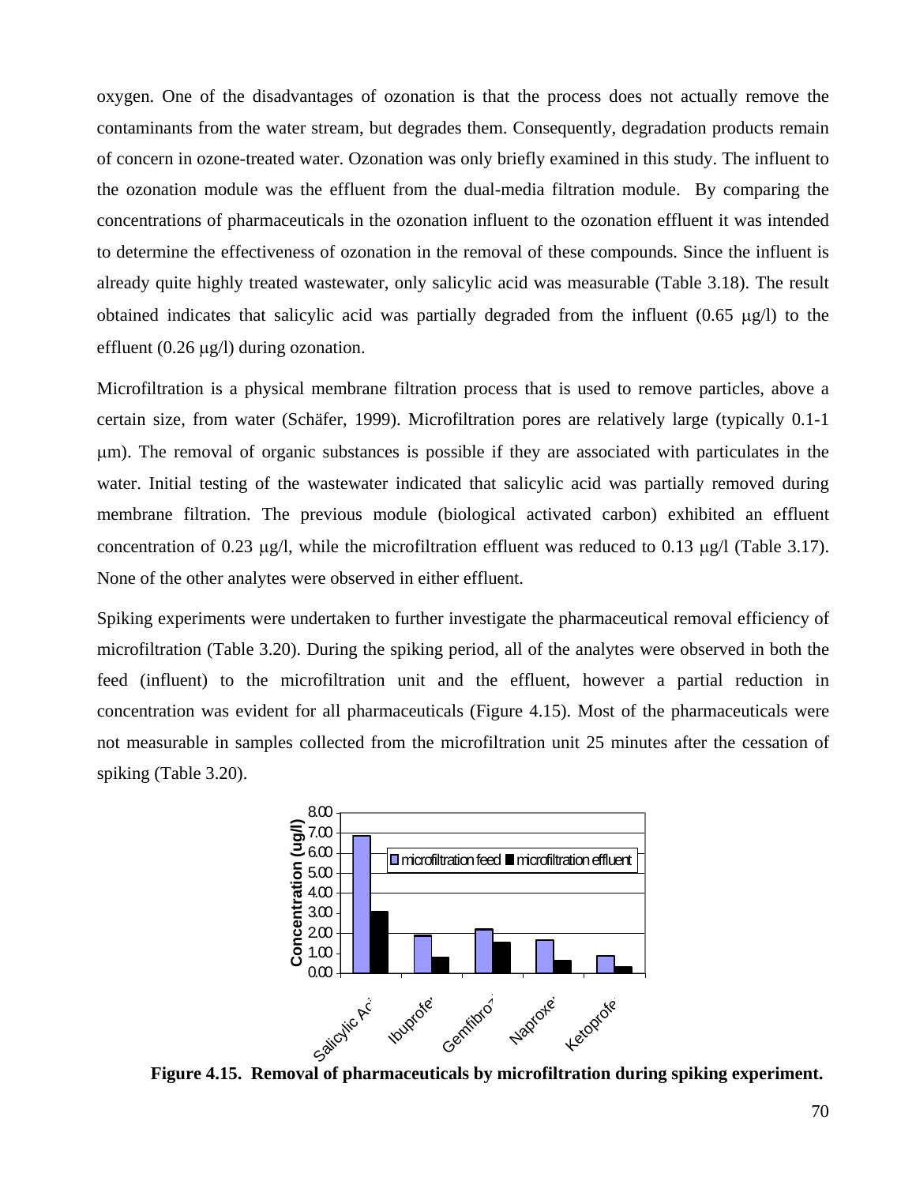oxygen. One of the disadvantages of ozonation is that the process does not actually remove the contaminants from the water stream, but degrades them. Consequently, degradation products remain of concern in ozone-treated water. Ozonation was only briefly examined in this study. The influent to the ozonation module was the effluent from the dual-media filtration module. By comparing the concentrations of pharmaceuticals in the ozonation influent to the ozonation effluent it was intended to determine the effectiveness of ozonation in the removal of these compounds. Since the influent is already quite highly treated wastewater, only salicylic acid was measurable (Table 3.18). The result obtained indicates that salicylic acid was partially degraded from the influent (0.65 μg/l) to the effluent (0.26 μg/l) during ozonation.

Microfiltration is a physical membrane filtration process that is used to remove particles, above a certain size, from water (Schäfer, 1999). Microfiltration pores are relatively large (typically 0.1-1 μm). The removal of organic substances is possible if they are associated with particulates in the water. Initial testing of the wastewater indicated that salicylic acid was partially removed during membrane filtration. The previous module (biological activated carbon) exhibited an effluent concentration of 0.23 μg/l, while the microfiltration effluent was reduced to 0.13 μg/l (Table 3.17). None of the other analytes were observed in either effluent.

Spiking experiments were undertaken to further investigate the pharmaceutical removal efficiency of microfiltration (Table 3.20). During the spiking period, all of the analytes were observed in both the feed (influent) to the microfiltration unit and the effluent, however a partial reduction in concentration was evident for all pharmaceuticals (Figure 4.15). Most of the pharmaceuticals were not measurable in samples collected from the microfiltration unit 25 minutes after the cessation of spiking (Table 3.20).

**Figure 4.15. Removal of pharmaceuticals by microfiltration during spiking experiment.**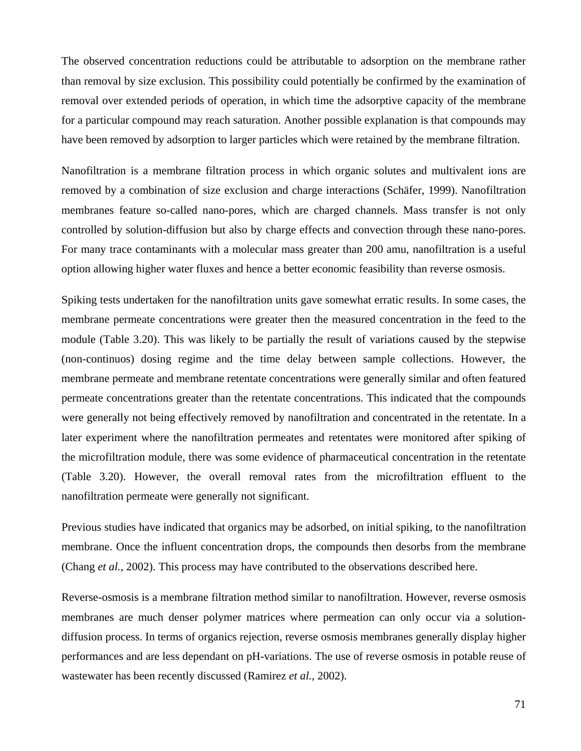The observed concentration reductions could be attributable to adsorption on the membrane rather than removal by size exclusion. This possibility could potentially be confirmed by the examination of removal over extended periods of operation, in which time the adsorptive capacity of the membrane for a particular compound may reach saturation. Another possible explanation is that compounds may have been removed by adsorption to larger particles which were retained by the membrane filtration.

Nanofiltration is a membrane filtration process in which organic solutes and multivalent ions are removed by a combination of size exclusion and charge interactions (Schäfer, 1999). Nanofiltration membranes feature so-called nano-pores, which are charged channels. Mass transfer is not only controlled by solution-diffusion but also by charge effects and convection through these nano-pores. For many trace contaminants with a molecular mass greater than 200 amu, nanofiltration is a useful option allowing higher water fluxes and hence a better economic feasibility than reverse osmosis.

Spiking tests undertaken for the nanofiltration units gave somewhat erratic results. In some cases, the membrane permeate concentrations were greater then the measured concentration in the feed to the module (Table 3.20). This was likely to be partially the result of variations caused by the stepwise (non-continuos) dosing regime and the time delay between sample collections. However, the membrane permeate and membrane retentate concentrations were generally similar and often featured permeate concentrations greater than the retentate concentrations. This indicated that the compounds were generally not being effectively removed by nanofiltration and concentrated in the retentate. In a later experiment where the nanofiltration permeates and retentates were monitored after spiking of the microfiltration module, there was some evidence of pharmaceutical concentration in the retentate (Table 3.20). However, the overall removal rates from the microfiltration effluent to the nanofiltration permeate were generally not significant.

Previous studies have indicated that organics may be adsorbed, on initial spiking, to the nanofiltration membrane. Once the influent concentration drops, the compounds then desorbs from the membrane (Chang *et al.*, 2002). This process may have contributed to the observations described here.

Reverse-osmosis is a membrane filtration method similar to nanofiltration. However, reverse osmosis membranes are much denser polymer matrices where permeation can only occur via a solution-diffusion process. In terms of organics rejection, reverse osmosis membranes generally display higher performances and are less dependant on pH-variations. The use of reverse osmosis in potable reuse of wastewater has been recently discussed (Ramirez *et al.*, 2002).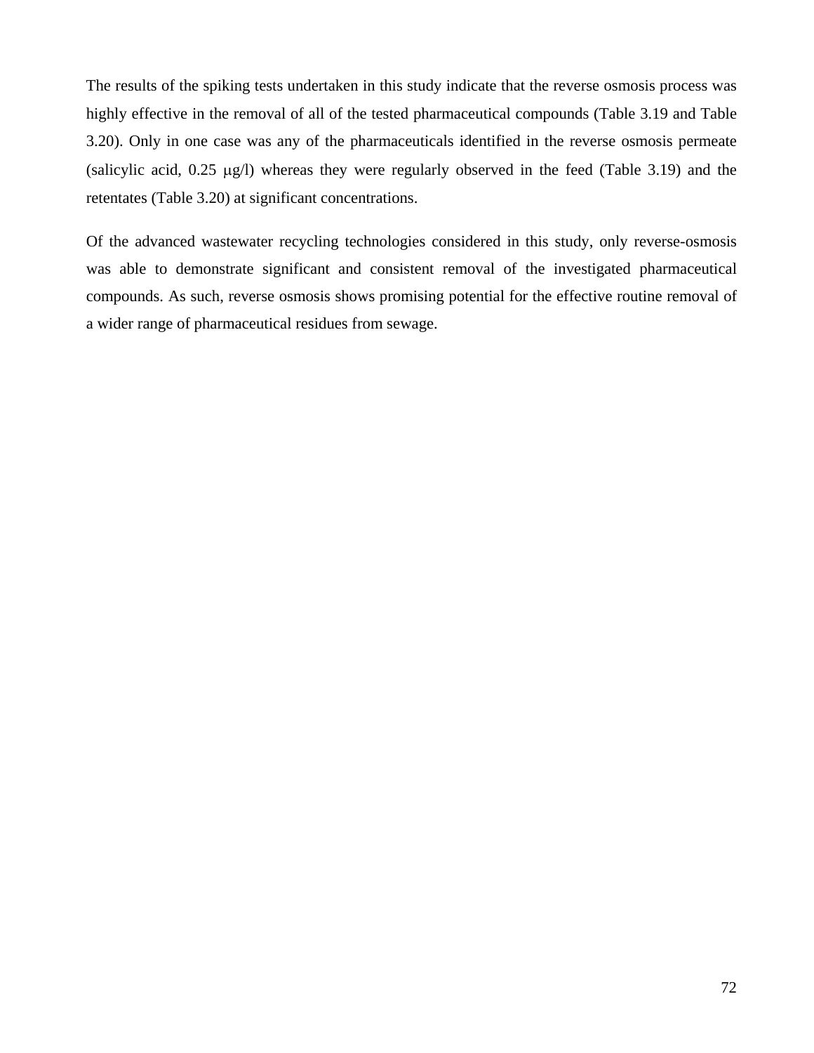The results of the spiking tests undertaken in this study indicate that the reverse osmosis process was highly effective in the removal of all of the tested pharmaceutical compounds (Table 3.19 and Table 3.20). Only in one case was any of the pharmaceuticals identified in the reverse osmosis permeate (salicylic acid, 0.25 μg/l) whereas they were regularly observed in the feed (Table 3.19) and the retentates (Table 3.20) at significant concentrations.

Of the advanced wastewater recycling technologies considered in this study, only reverse-osmosis was able to demonstrate significant and consistent removal of the investigated pharmaceutical compounds. As such, reverse osmosis shows promising potential for the effective routine removal of a wider range of pharmaceutical residues from sewage.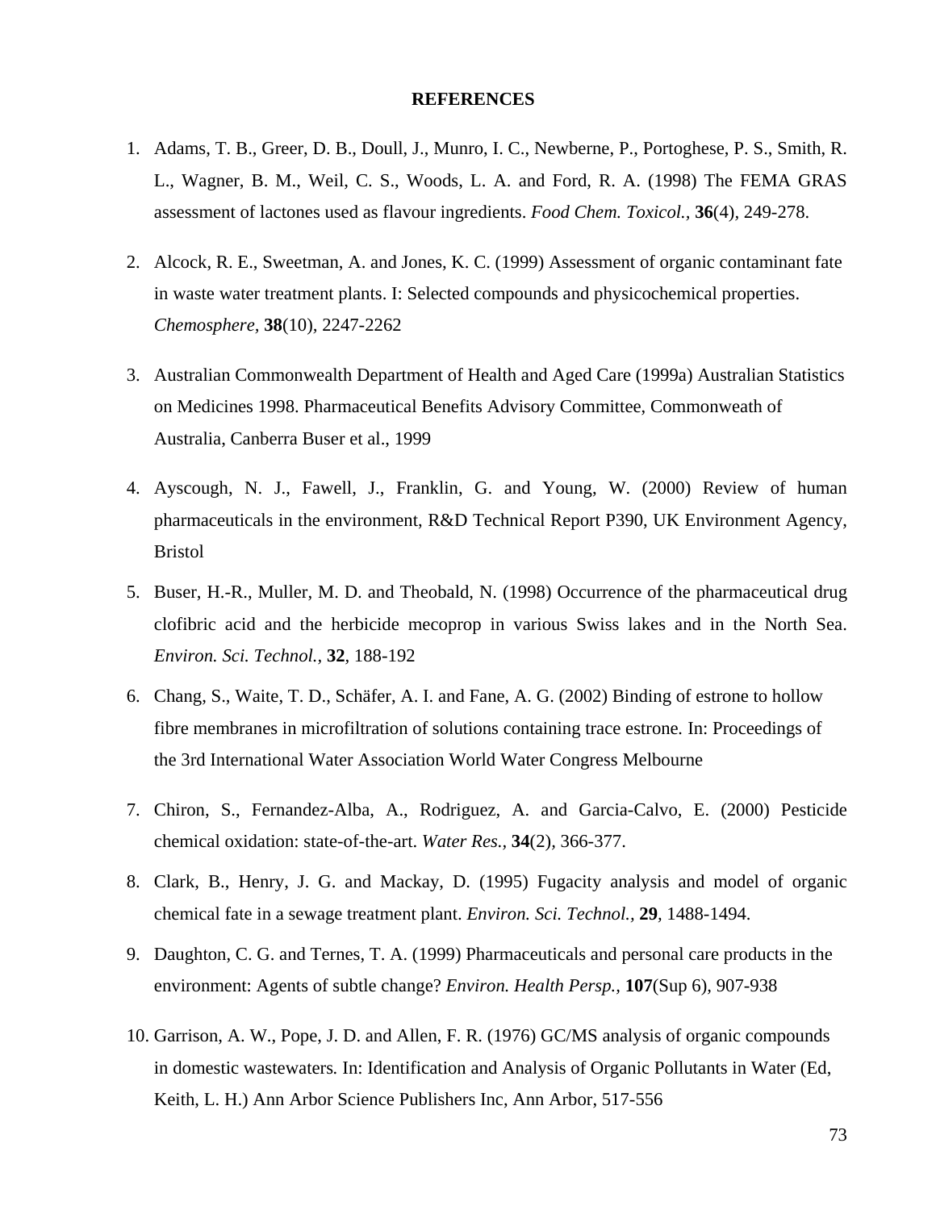## REFERENCES

1. Adams, T. B., Greer, D. B., Doull, J., Munro, I. C., Newberne, P., Portoghese, P. S., Smith, R. L., Wagner, B. M., Weil, C. S., Woods, L. A. and Ford, R. A. (1998) The FEMA GRAS assessment of lactones used as flavour ingredients. *Food Chem. Toxicol.,* **36**(4), 249-278.

2. Alcock, R. E., Sweetman, A. and Jones, K. C. (1999) Assessment of organic contaminant fate in waste water treatment plants. I: Selected compounds and physicochemical properties. *Chemosphere,* **38**(10), 2247-2262

3. Australian Commonwealth Department of Health and Aged Care (1999a) Australian Statistics on Medicines 1998. Pharmaceutical Benefits Advisory Committee, Commonweath of Australia, Canberra Buser et al., 1999

4. Ayscough, N. J., Fawell, J., Franklin, G. and Young, W. (2000) Review of human pharmaceuticals in the environment, R&D Technical Report P390, UK Environment Agency, Bristol

5. Buser, H.-R., Muller, M. D. and Theobald, N. (1998) Occurrence of the pharmaceutical drug clofibric acid and the herbicide mecoprop in various Swiss lakes and in the North Sea. *Environ. Sci. Technol.,* **32**, 188-192

6. Chang, S., Waite, T. D., Schäfer, A. I. and Fane, A. G. (2002) Binding of estrone to hollow fibre membranes in microfiltration of solutions containing trace estrone. In: Proceedings of the 3rd International Water Association World Water Congress Melbourne

7. Chiron, S., Fernandez-Alba, A., Rodriguez, A. and Garcia-Calvo, E. (2000) Pesticide chemical oxidation: state-of-the-art. *Water Res.,* **34**(2), 366-377.

8. Clark, B., Henry, J. G. and Mackay, D. (1995) Fugacity analysis and model of organic chemical fate in a sewage treatment plant. *Environ. Sci. Technol.,* **29**, 1488-1494.

9. Daughton, C. G. and Ternes, T. A. (1999) Pharmaceuticals and personal care products in the environment: Agents of subtle change? *Environ. Health Persp.,* **107**(Sup 6), 907-938

10. Garrison, A. W., Pope, J. D. and Allen, F. R. (1976) GC/MS analysis of organic compounds in domestic wastewaters. In: Identification and Analysis of Organic Pollutants in Water (Ed, Keith, L. H.) Ann Arbor Science Publishers Inc, Ann Arbor, 517-556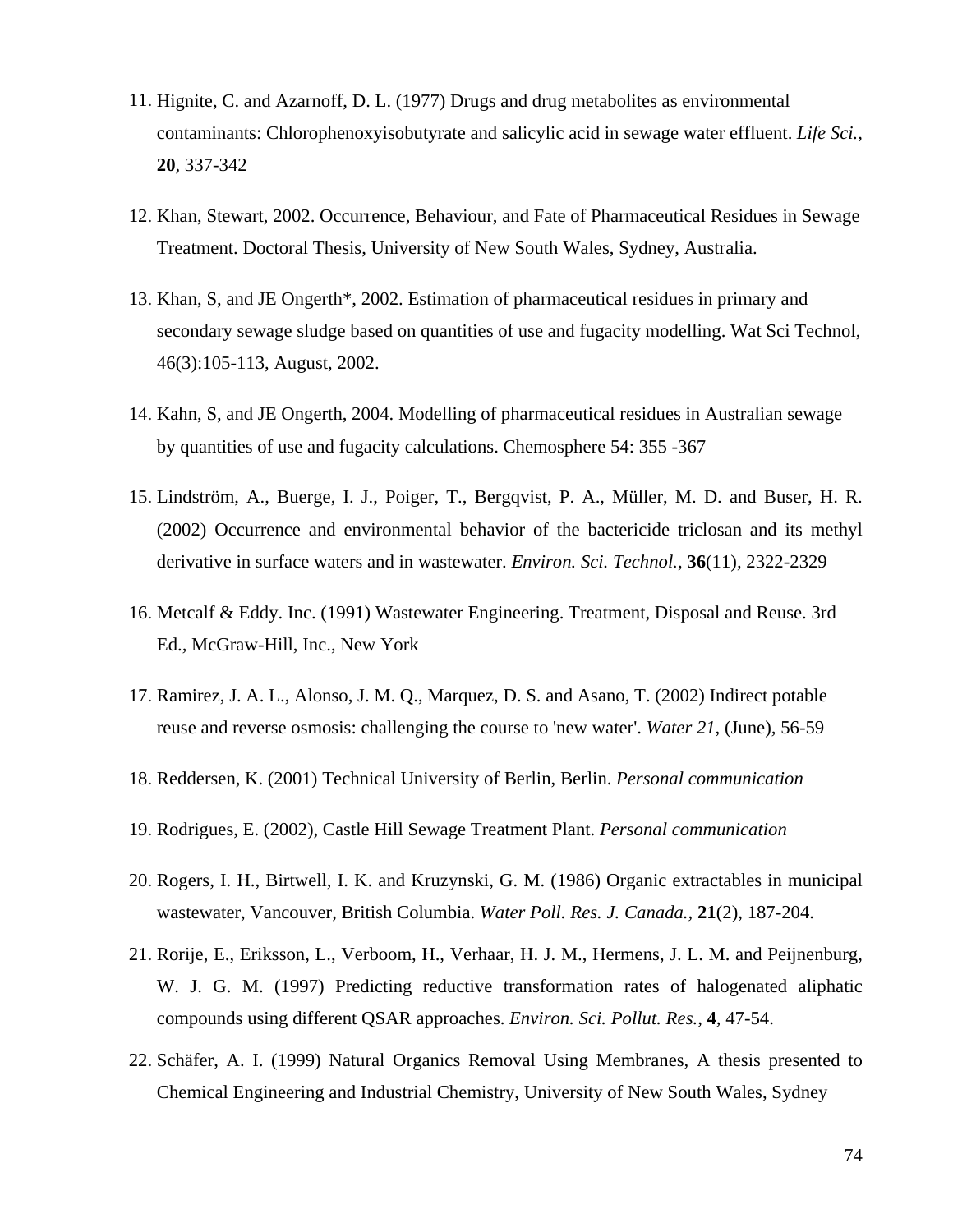11. Hignite, C. and Azarnoff, D. L. (1977) Drugs and drug metabolites as environmental contaminants: Chlorophenoxyisobutyrate and salicylic acid in sewage water effluent. *Life Sci.*, **20**, 337-342

12. Khan, Stewart, 2002. Occurrence, Behaviour, and Fate of Pharmaceutical Residues in Sewage Treatment. Doctoral Thesis, University of New South Wales, Sydney, Australia.

13. Khan, S, and JE Ongerth*, 2002. Estimation of pharmaceutical residues in primary and secondary sewage sludge based on quantities of use and fugacity modelling. Wat Sci Technol, 46(3):105-113, August, 2002.

14. Kahn, S, and JE Ongerth, 2004. Modelling of pharmaceutical residues in Australian sewage by quantities of use and fugacity calculations. Chemosphere 54: 355 -367

15. Lindström, A., Buerge, I. J., Poiger, T., Bergqvist, P. A., Müller, M. D. and Buser, H. R. (2002) Occurrence and environmental behavior of the bactericide triclosan and its methyl derivative in surface waters and in wastewater. *Environ. Sci. Technol.*, **36**(11), 2322-2329

16. Metcalf & Eddy. Inc. (1991) Wastewater Engineering. Treatment, Disposal and Reuse. 3rd Ed., McGraw-Hill, Inc., New York

17. Ramirez, J. A. L., Alonso, J. M. Q., Marquez, D. S. and Asano, T. (2002) Indirect potable reuse and reverse osmosis: challenging the course to 'new water'. *Water 21*, (June), 56-59

18. Reddersen, K. (2001) Technical University of Berlin, Berlin. *Personal communication*

19. Rodrigues, E. (2002), Castle Hill Sewage Treatment Plant. *Personal communication*

20. Rogers, I. H., Birtwell, I. K. and Kruzynski, G. M. (1986) Organic extractables in municipal wastewater, Vancouver, British Columbia. *Water Poll. Res. J. Canada.*, **21**(2), 187-204.

21. Rorije, E., Eriksson, L., Verboom, H., Verhaar, H. J. M., Hermens, J. L. M. and Peijnenburg, W. J. G. M. (1997) Predicting reductive transformation rates of halogenated aliphatic compounds using different QSAR approaches. *Environ. Sci. Pollut. Res.*, **4**, 47-54.

22. Schäfer, A. I. (1999) Natural Organics Removal Using Membranes, A thesis presented to Chemical Engineering and Industrial Chemistry, University of New South Wales, Sydney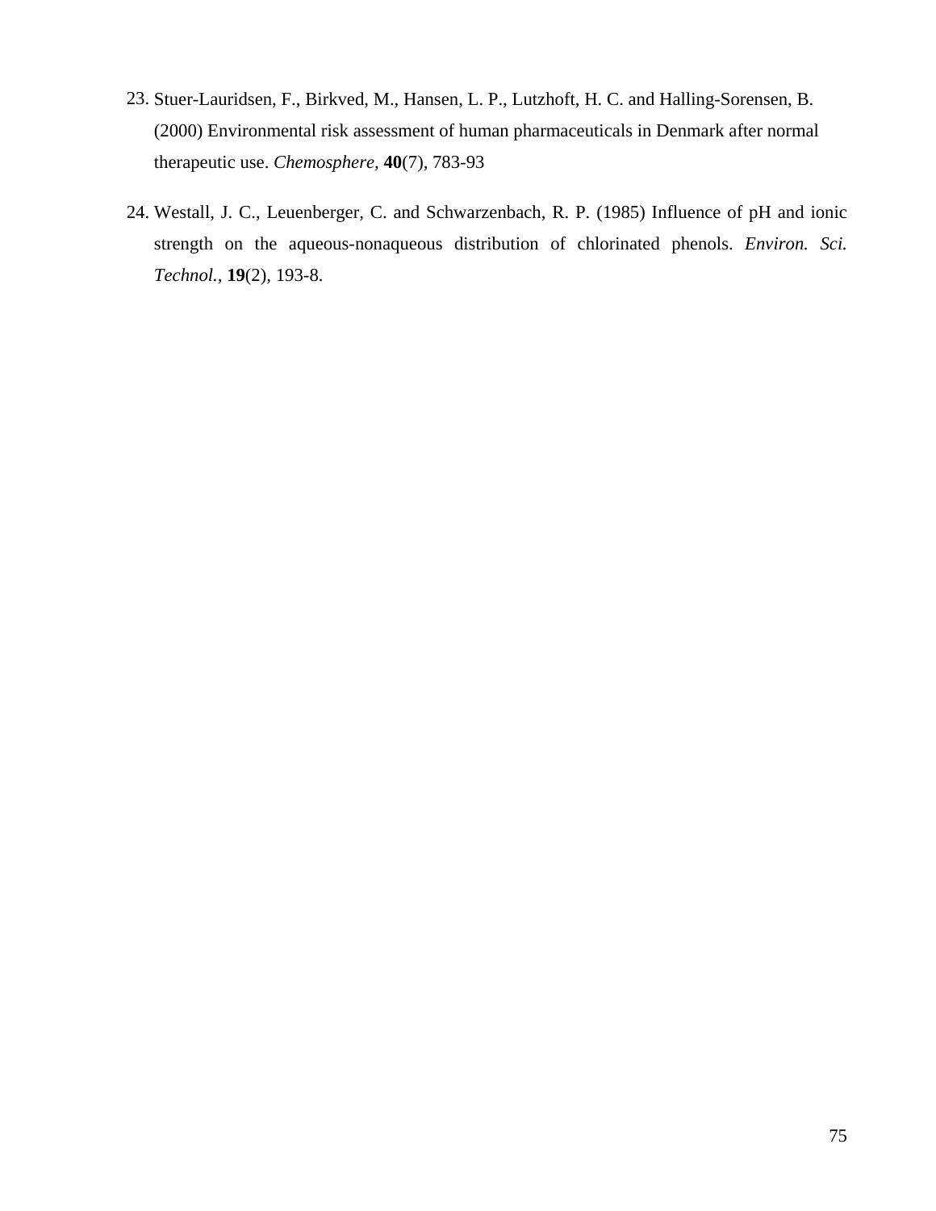23. Stuer-Lauridsen, F., Birkved, M., Hansen, L. P., Lutzhoft, H. C. and Halling-Sorensen, B. (2000) Environmental risk assessment of human pharmaceuticals in Denmark after normal therapeutic use. *Chemosphere,* **40**(7), 783-93

24. Westall, J. C., Leuenberger, C. and Schwarzenbach, R. P. (1985) Influence of pH and ionic strength on the aqueous-nonaqueous distribution of chlorinated phenols. *Environ. Sci. Technol.,* **19**(2), 193-8.